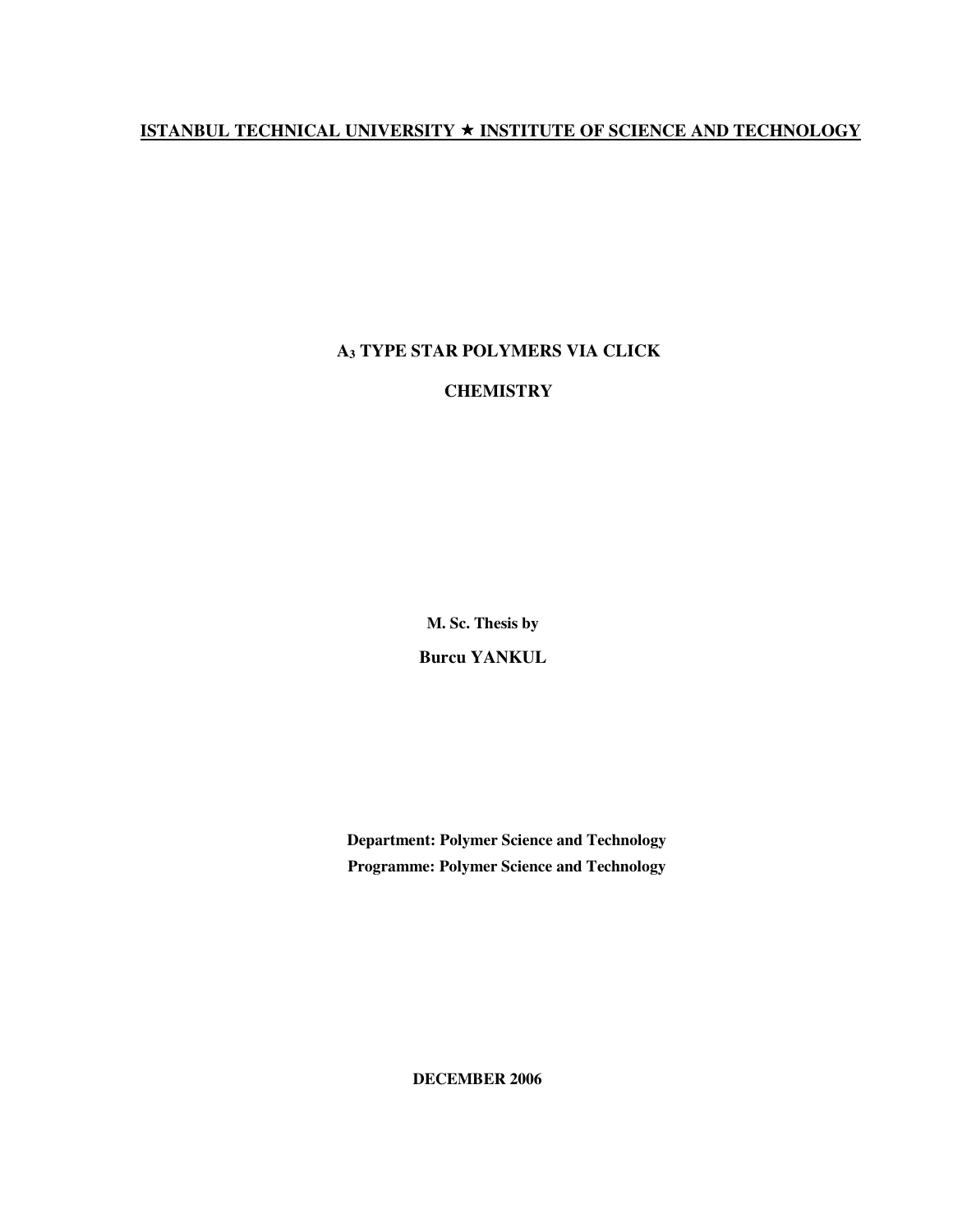**ISTANBUL TECHNICAL UNIVERSITY ★ INSTITUTE OF SCIENCE AND TECHNOLOGY**

# $A_3$ TYPE STAR POLYMERS VIA CLICK CHEMISTRY

**M. Sc. Thesis by**

**Burcu YANKUL**

**Department: Polymer Science and Technology**

**Programme: Polymer Science and Technology**

**DECEMBER 2006**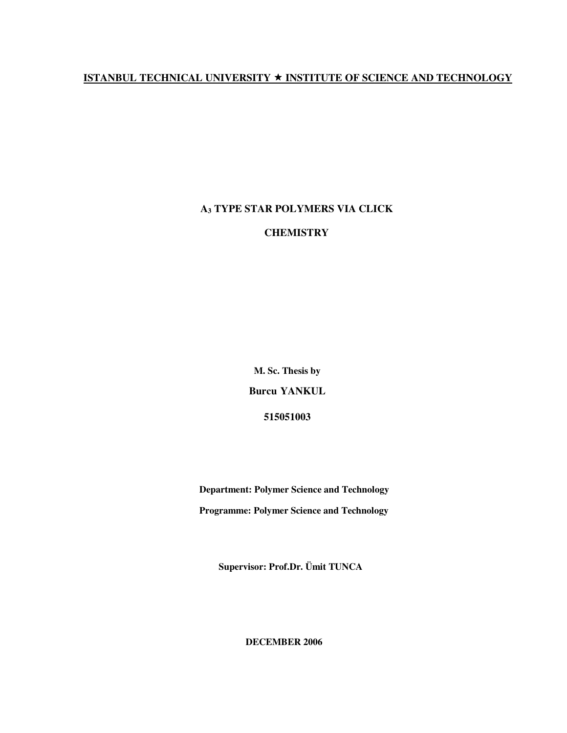**ISTANBUL TECHNICAL UNIVERSITY ★ INSTITUTE OF SCIENCE AND TECHNOLOGY**

# $A_3$ TYPE STAR POLYMERS VIA CLICK CHEMISTRY

**M. Sc. Thesis by**

**Burcu YANKUL**

**515051003**

**Department: Polymer Science and Technology**

**Programme: Polymer Science and Technology**

**Supervisor: Prof.Dr. Ümit TUNCA**

**DECEMBER 2006**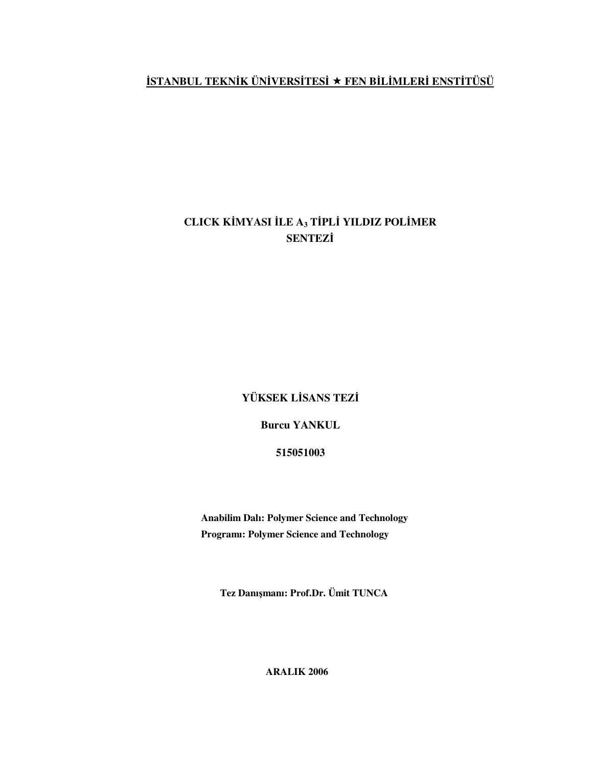**İSTANBUL TEKNİK ÜNİVERSİTESİ ★ FEN BİLİMLERİ ENSTİTÜSÜ**

# CLICK KİMYASI İLE $A_3$ TİPLİ YILDIZ POLİMER SENTEZİ

**YÜKSEK LİSANS TEZİ**

**Burcu YANKUL**

**515051003**

**Anabilim Dalı: Polymer Science and Technology**

**Programı: Polymer Science and Technology**

**Tez Danışmanı: Prof.Dr. Ümit TUNCA**

**ARALIK 2006**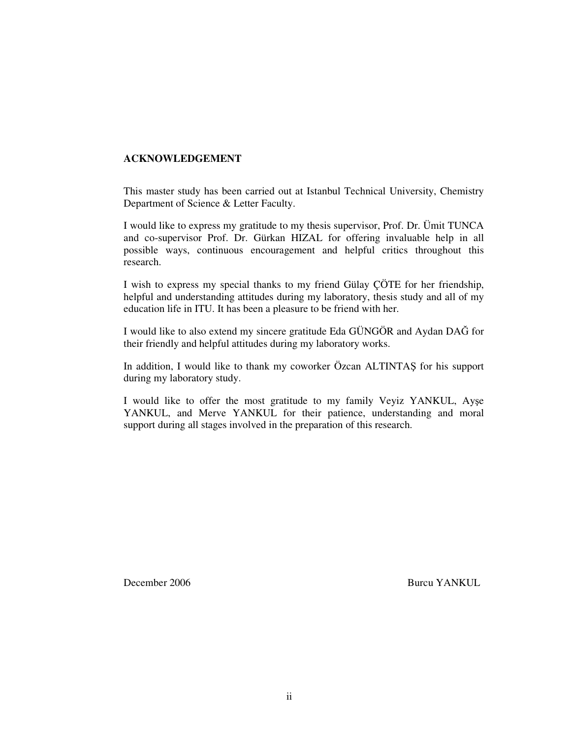## ACKNOWLEDGEMENT

This master study has been carried out at Istanbul Technical University, Chemistry Department of Science & Letter Faculty.

I would like to express my gratitude to my thesis supervisor, Prof. Dr. Ümit TUNCA and co-supervisor Prof. Dr. Gürkan HIZAL for offering invaluable help in all possible ways, continuous encouragement and helpful critics throughout this research.

I wish to express my special thanks to my friend Gülay ÇÖTE for her friendship, helpful and understanding attitudes during my laboratory, thesis study and all of my education life in ITU. It has been a pleasure to be friend with her.

I would like to also extend my sincere gratitude Eda GÜNGÖR and Aydan DAĞ for their friendly and helpful attitudes during my laboratory works.

In addition, I would like to thank my coworker Özcan ALTINTAŞ for his support during my laboratory study.

I would like to offer the most gratitude to my family Veyiz YANKUL, Ayşe YANKUL, and Merve YANKUL for their patience, understanding and moral support during all stages involved in the preparation of this research.

December 2006 Burcu YANKUL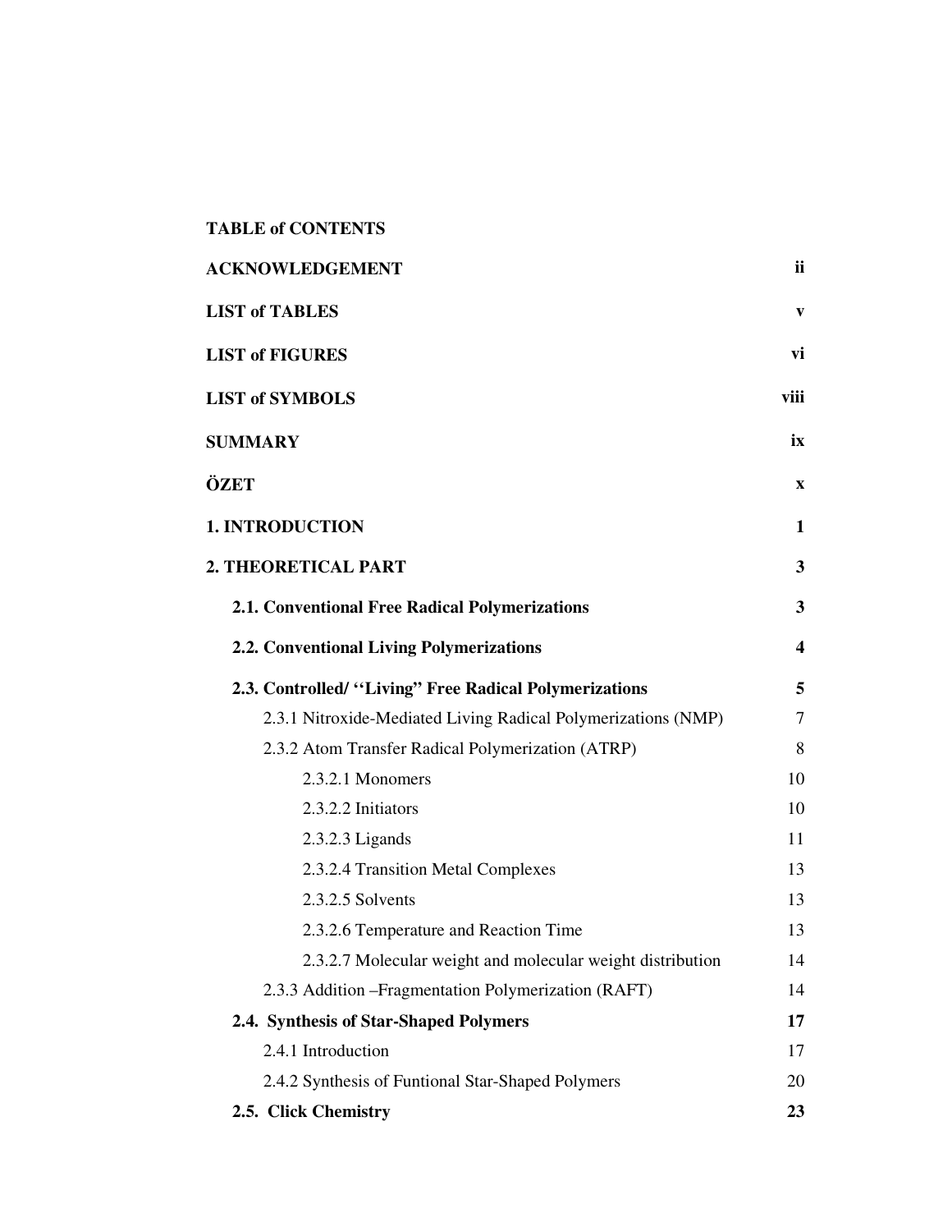**TABLE of CONTENTS**

| | |
|---|---|
| **ACKNOWLEDGEMENT** | **ii** |
| **LIST of TABLES** | **v** |
| **LIST of FIGURES** | **vi** |
| **LIST of SYMBOLS** | **viii** |
| **SUMMARY** | **ix** |
| **ÖZET** | **x** |
| **1. INTRODUCTION** | **1** |
| **2. THEORETICAL PART** | **3** |
| **2.1. Conventional Free Radical Polymerizations** | **3** |
| **2.2. Conventional Living Polymerizations** | **4** |
| **2.3. Controlled/ ''Living" Free Radical Polymerizations** | **5** |
| 2.3.1 Nitroxide-Mediated Living Radical Polymerizations (NMP) | 7 |
| 2.3.2 Atom Transfer Radical Polymerization (ATRP) | 8 |
| 2.3.2.1 Monomers | 10 |
| 2.3.2.2 Initiators | 10 |
| 2.3.2.3 Ligands | 11 |
| 2.3.2.4 Transition Metal Complexes | 13 |
| 2.3.2.5 Solvents | 13 |
| 2.3.2.6 Temperature and Reaction Time | 13 |
| 2.3.2.7 Molecular weight and molecular weight distribution | 14 |
| 2.3.3 Addition –Fragmentation Polymerization (RAFT) | 14 |
| **2.4. Synthesis of Star-Shaped Polymers** | **17** |
| 2.4.1 Introduction | 17 |
| 2.4.2 Synthesis of Funtional Star-Shaped Polymers | 20 |
| **2.5. Click Chemistry** | **23** |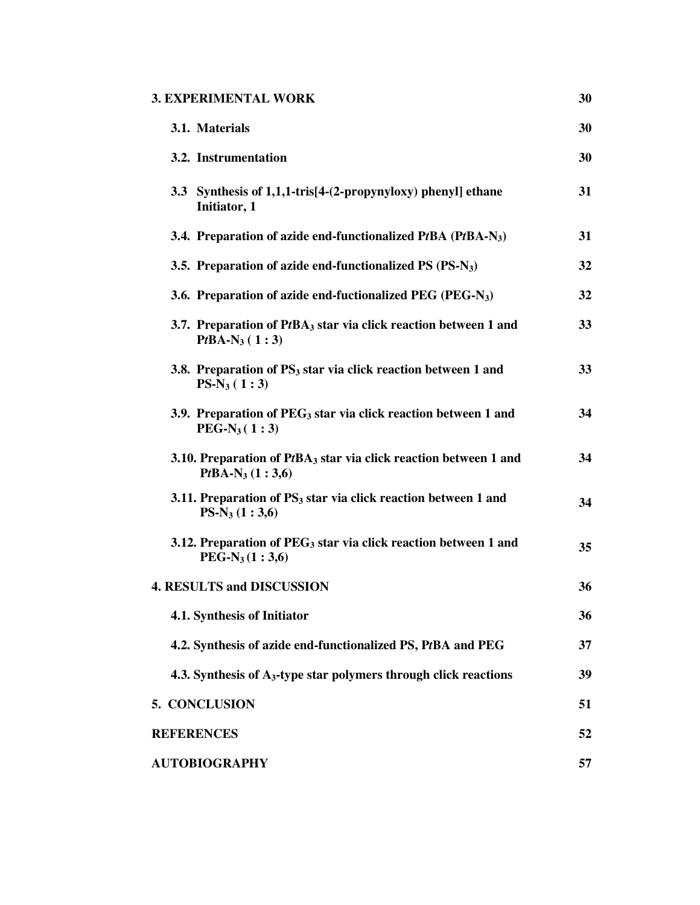| | |
|---|---|
| **3. EXPERIMENTAL WORK** | **30** |
| **3.1. Materials** | **30** |
| **3.2. Instrumentation** | **30** |
| **3.3 Synthesis of 1,1,1-tris[4-(2-propynyloxy) phenyl] ethane Initiator, 1** | **31** |
| **3.4. Preparation of azide end-functionalized P*t*BA (P*t*BA-$N_3$)** | **31** |
| **3.5. Preparation of azide end-functionalized PS (PS-$N_3$)** | **32** |
| **3.6. Preparation of azide end-fuctionalized PEG (PEG-$N_3$)** | **32** |
| **3.7. Preparation of P*t*$BA_3$ star via click reaction between 1 and P*t*BA-$N_3$ ( 1 : 3)** | **33** |
| **3.8. Preparation of $PS_3$ star via click reaction between 1 and PS-$N_3$ ( 1 : 3)** | **33** |
| **3.9. Preparation of $PEG_3$ star via click reaction between 1 and PEG-$N_3$ ( 1 : 3)** | **34** |
| **3.10. Preparation of P*t*$BA_3$ star via click reaction between 1 and P*t*BA-$N_3$ (1 : 3,6)** | **34** |
| **3.11. Preparation of $PS_3$ star via click reaction between 1 and PS-$N_3$ (1 : 3,6)** | **34** |
| **3.12. Preparation of $PEG_3$ star via click reaction between 1 and PEG-$N_3$ (1 : 3,6)** | **35** |
| **4. RESULTS and DISCUSSION** | **36** |
| **4.1. Synthesis of Initiator** | **36** |
| **4.2. Synthesis of azide end-functionalized PS, P*t*BA and PEG** | **37** |
| **4.3. Synthesis of $A_3$-type star polymers through click reactions** | **39** |
| **5. CONCLUSION** | **51** |
| **REFERENCES** | **52** |
| **AUTOBIOGRAPHY** | **57** |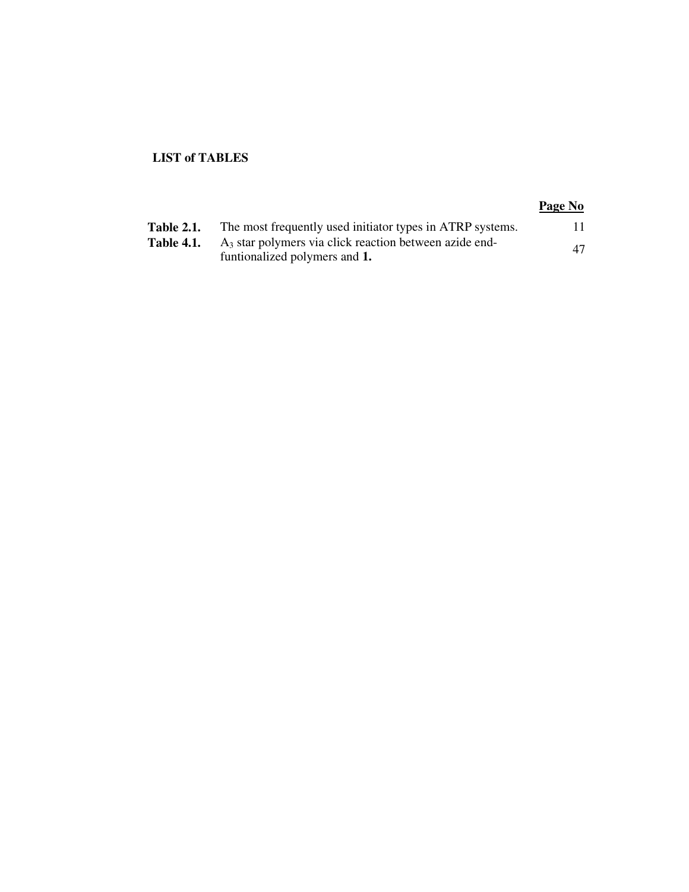**LIST of TABLES**

| | | Page No |
|---|---|---|
| **Table 2.1.** | The most frequently used initiator types in ATRP systems. | 11 |
| **Table 4.1.** | $A_3$ star polymers via click reaction between azide end-funtionalized polymers and **1.** | 47 |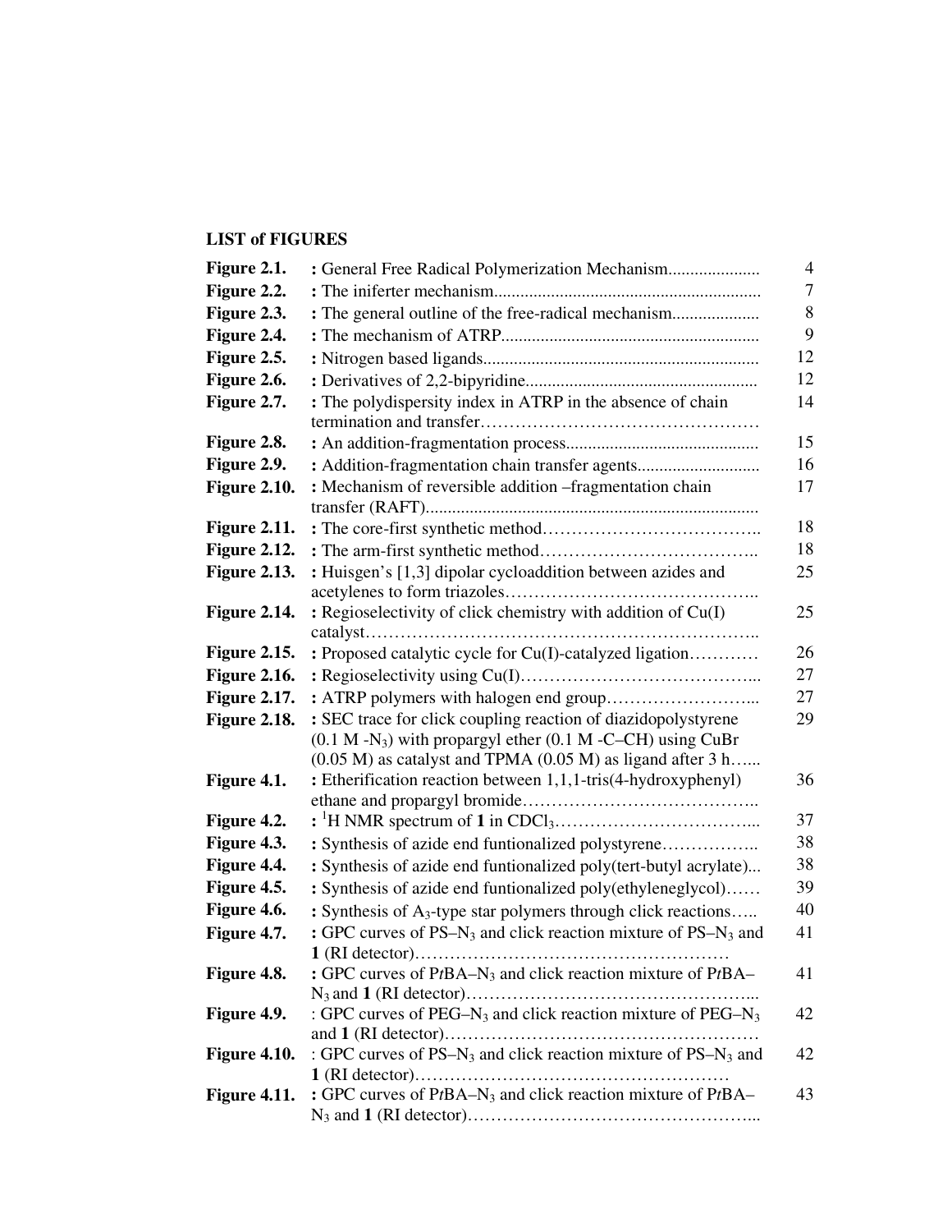## LIST of FIGURES

| | | |
|---|---|---|
| **Figure 2.1.** | **:** General Free Radical Polymerization Mechanism..................... | 4 |
| **Figure 2.2.** | **:** The iniferter mechanism............................................................ | 7 |
| **Figure 2.3.** | **:** The general outline of the free-radical mechanism.................... | 8 |
| **Figure 2.4.** | **:** The mechanism of ATRP.......................................................... | 9 |
| **Figure 2.5.** | **:** Nitrogen based ligands.............................................................. | 12 |
| **Figure 2.6.** | **:** Derivatives of 2,2-bipyridine.................................................... | 12 |
| **Figure 2.7.** | **:** The polydispersity index in ATRP in the absence of chain termination and transfer………………………………………… | 14 |
| **Figure 2.8.** | **:** An addition-fragmentation process........................................... | 15 |
| **Figure 2.9.** | **:** Addition-fragmentation chain transfer agents........................... | 16 |
| **Figure 2.10.** | **:** Mechanism of reversible addition –fragmentation chain transfer (RAFT)........................................................................... | 17 |
| **Figure 2.11.** | **:** The core-first synthetic method……………………………….. | 18 |
| **Figure 2.12.** | **:** The arm-first synthetic method……………………………….. | 18 |
| **Figure 2.13.** | **:** Huisgen's [1,3] dipolar cycloaddition between azides and acetylenes to form triazoles…………………………………….. | 25 |
| **Figure 2.14.** | **:** Regioselectivity of click chemistry with addition of Cu(I) catalyst………………………………………………………….. | 25 |
| **Figure 2.15.** | **:** Proposed catalytic cycle for Cu(I)-catalyzed ligation………… | 26 |
| **Figure 2.16.** | **:** Regioselectivity using Cu(I)…………………………………... | 27 |
| **Figure 2.17.** | **:** ATRP polymers with halogen end group……………………... | 27 |
| **Figure 2.18.** | **:** SEC trace for click coupling reaction of diazidopolystyrene (0.1 M -$N_3$) with propargyl ether (0.1 M -C–CH) using CuBr (0.05 M) as catalyst and TPMA (0.05 M) as ligand after 3 h…... | 29 |
| **Figure 4.1.** | **:** Etherification reaction between 1,1,1-tris(4-hydroxyphenyl) ethane and propargyl bromide………………………………….. | 36 |
| **Figure 4.2.** | **:** $^1$H NMR spectrum of **1** in $CDCl_3$…………………………….... | 37 |
| **Figure 4.3.** | **:** Synthesis of azide end funtionalized polystyrene…………….. | 38 |
| **Figure 4.4.** | **:** Synthesis of azide end funtionalized poly(tert-butyl acrylate)... | 38 |
| **Figure 4.5.** | **:** Synthesis of azide end funtionalized poly(ethyleneglycol)…… | 39 |
| **Figure 4.6.** | **:** Synthesis of $A_3$-type star polymers through click reactions….. | 40 |
| **Figure 4.7.** | **:** GPC curves of PS–$N_3$ and click reaction mixture of PS–$N_3$ and **1** (RI detector)……………………………………………… | 41 |
| **Figure 4.8.** | **:** GPC curves of P*t*BA–$N_3$ and click reaction mixture of P*t*BA–$N_3$ and **1** (RI detector)…………………………………………... | 41 |
| **Figure 4.9.** | : GPC curves of PEG–$N_3$ and click reaction mixture of PEG–$N_3$ and **1** (RI detector)……………………………………………… | 42 |
| **Figure 4.10.** | : GPC curves of PS–$N_3$ and click reaction mixture of PS–$N_3$ and **1** (RI detector)……………………………………………… | 42 |
| **Figure 4.11.** | **:** GPC curves of P*t*BA–$N_3$ and click reaction mixture of P*t*BA–$N_3$ and **1** (RI detector)…………………………………………... | 43 |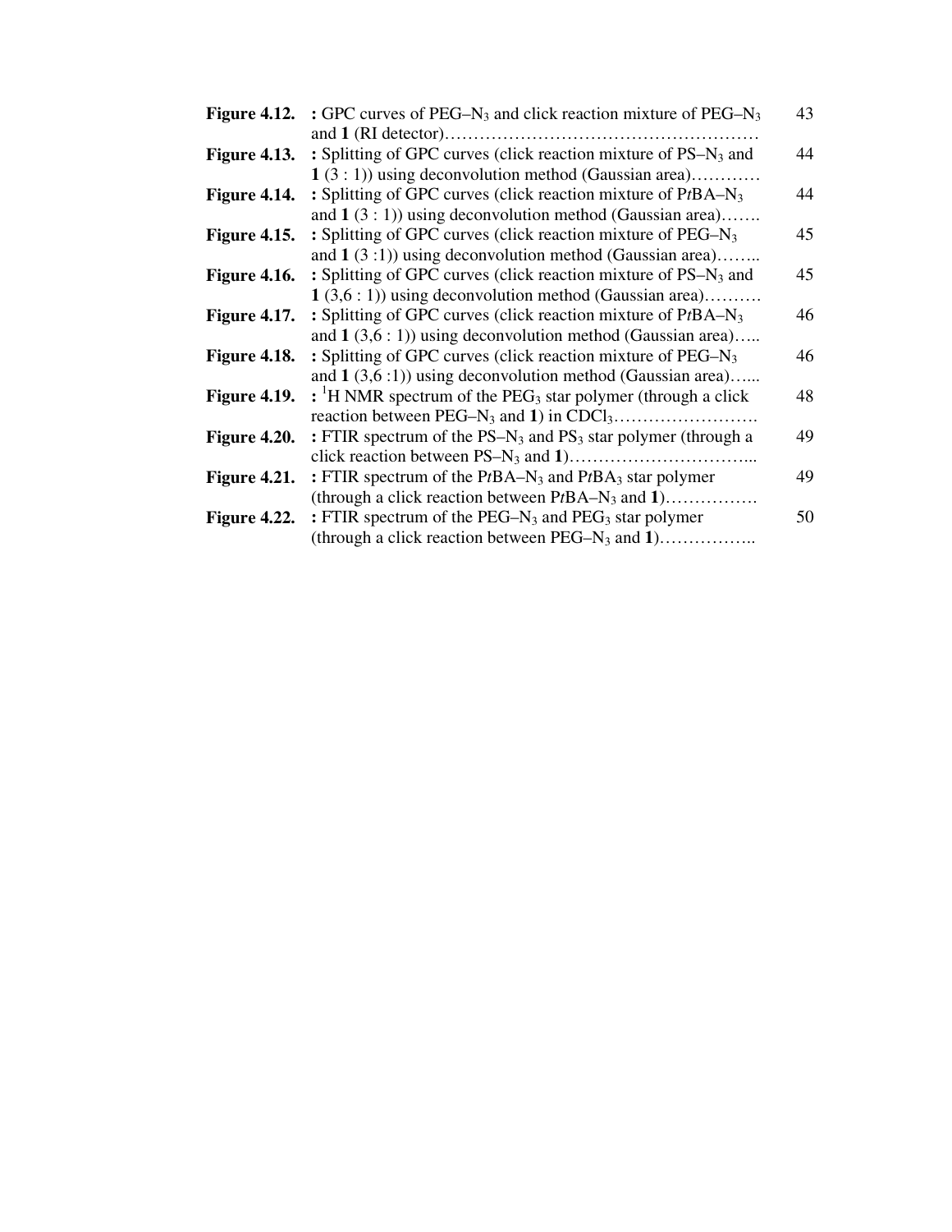| | | |
|---|---|---|
| **Figure 4.12.** | **:** GPC curves of PEG–$N_3$ and click reaction mixture of PEG–$N_3$ and **1** (RI detector)………………………………………………… | 43 |
| **Figure 4.13.** | **:** Splitting of GPC curves (click reaction mixture of PS–$N_3$ and **1** (3 : 1)) using deconvolution method (Gaussian area)………… | 44 |
| **Figure 4.14.** | **:** Splitting of GPC curves (click reaction mixture of P*t*BA–$N_3$ and **1** (3 : 1)) using deconvolution method (Gaussian area)……. | 44 |
| **Figure 4.15.** | **:** Splitting of GPC curves (click reaction mixture of PEG–$N_3$ and **1** (3 :1)) using deconvolution method (Gaussian area)…….. | 45 |
| **Figure 4.16.** | **:** Splitting of GPC curves (click reaction mixture of PS–$N_3$ and **1** (3,6 : 1)) using deconvolution method (Gaussian area)………. | 45 |
| **Figure 4.17.** | **:** Splitting of GPC curves (click reaction mixture of P*t*BA–$N_3$ and **1** (3,6 : 1)) using deconvolution method (Gaussian area)….. | 46 |
| **Figure 4.18.** | **:** Splitting of GPC curves (click reaction mixture of PEG–$N_3$ and **1** (3,6 :1)) using deconvolution method (Gaussian area)…... | 46 |
| **Figure 4.19.** | **:** $^1$H NMR spectrum of the $PEG_3$ star polymer (through a click reaction between PEG–$N_3$ and **1**) in $CDCl_3$……………………. | 48 |
| **Figure 4.20.** | **:** FTIR spectrum of the PS–$N_3$ and $PS_3$ star polymer (through a click reaction between PS–$N_3$ and **1**)…………………………... | 49 |
| **Figure 4.21.** | **:** FTIR spectrum of the P*t*BA–$N_3$ and P*t*$BA_3$ star polymer (through a click reaction between P*t*BA–$N_3$ and **1**)……………. | 49 |
| **Figure 4.22.** | **:** FTIR spectrum of the PEG–$N_3$ and $PEG_3$ star polymer (through a click reaction between PEG–$N_3$ and **1**)…………….. | 50 |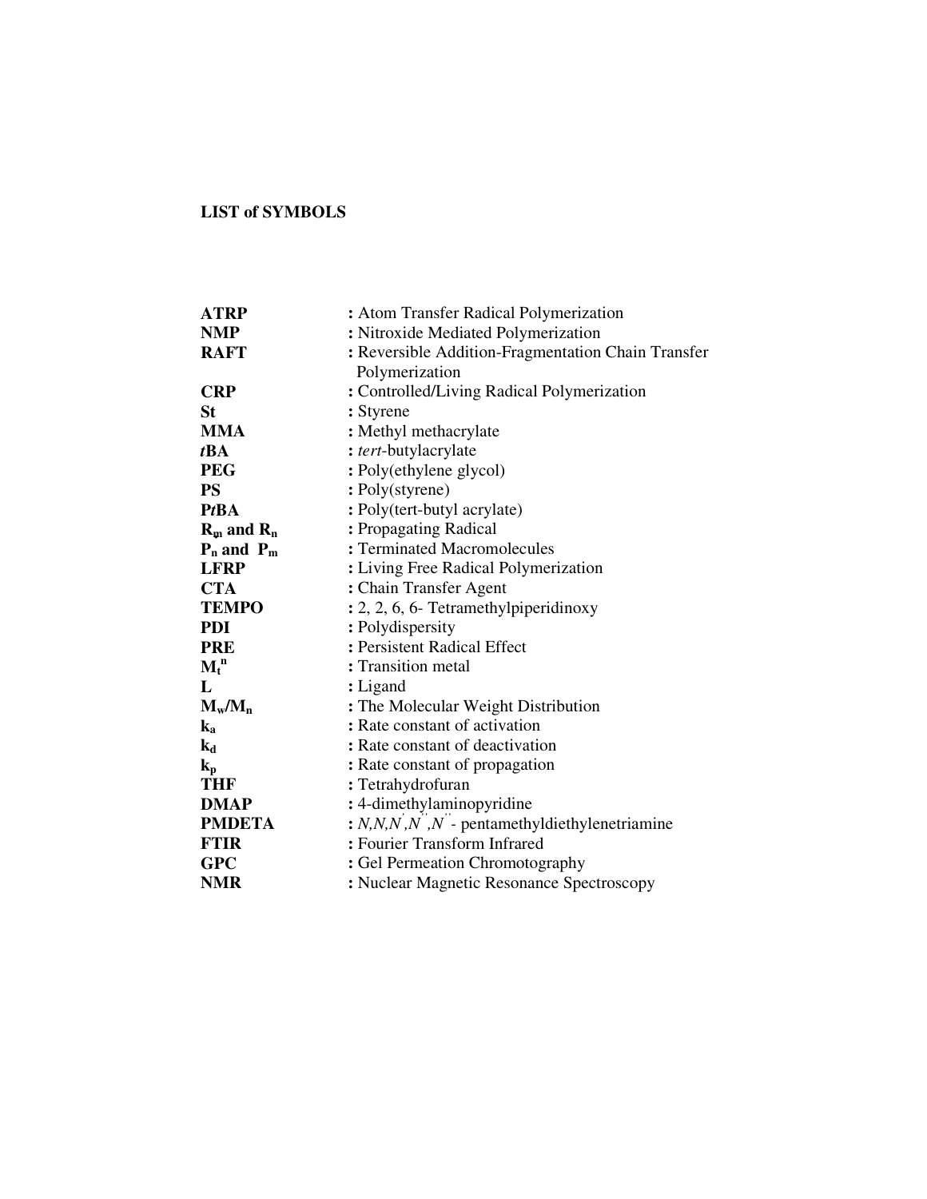**LIST of SYMBOLS**

| | |
|---|---|
| **ATRP** | **:** Atom Transfer Radical Polymerization |
| **NMP** | **:** Nitroxide Mediated Polymerization |
| **RAFT** | **:** Reversible Addition-Fragmentation Chain Transfer Polymerization |
| **CRP** | **:** Controlled/Living Radical Polymerization |
| **St** | **:** Styrene |
| **MMA** | **:** Methyl methacrylate |
| ***t*BA** | **:** *tert*-butylacrylate |
| **PEG** | **:** Poly(ethylene glycol) |
| **PS** | **:** Poly(styrene) |
| **P*t*BA** | **:** Poly(tert-butyl acrylate) |
| **$R_m$ and $R_n$** | **:** Propagating Radical |
| **$P_n$ and $P_m$** | **:** Terminated Macromolecules |
| **LFRP** | **:** Living Free Radical Polymerization |
| **CTA** | **:** Chain Transfer Agent |
| **TEMPO** | **:** 2, 2, 6, 6- Tetramethylpiperidinoxy |
| **PDI** | **:** Polydispersity |
| **PRE** | **:** Persistent Radical Effect |
| **$M_t^n$** | **:** Transition metal |
| **L** | **:** Ligand |
| **$M_w/M_n$** | **:** The Molecular Weight Distribution |
| **$k_a$** | **:** Rate constant of activation |
| **$k_d$** | **:** Rate constant of deactivation |
| **$k_p$** | **:** Rate constant of propagation |
| **THF** | **:** Tetrahydrofuran |
| **DMAP** | **:** 4-dimethylaminopyridine |
| **PMDETA** | **:** *N,N,N',N'',N''*- pentamethyldiethylenetriamine |
| **FTIR** | **:** Fourier Transform Infrared |
| **GPC** | **:** Gel Permeation Chomotography |
| **NMR** | **:** Nuclear Magnetic Resonance Spectroscopy |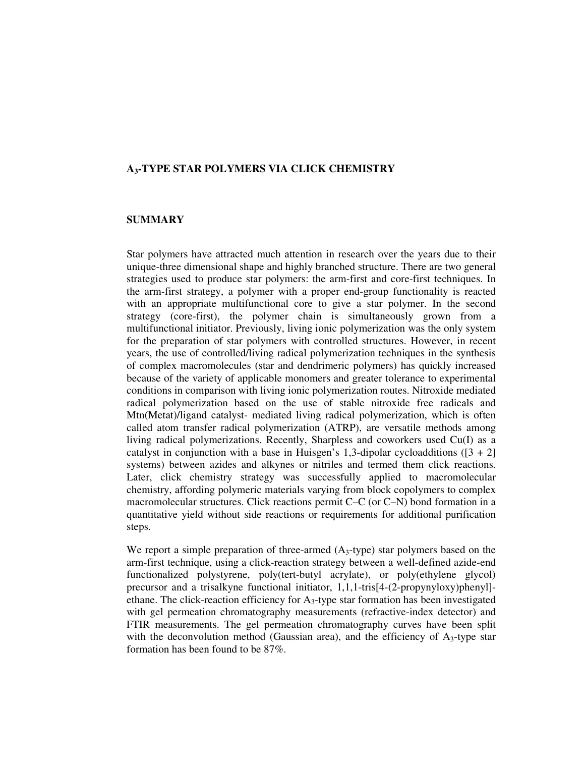## $A_3$-TYPE STAR POLYMERS VIA CLICK CHEMISTRY

### SUMMARY

Star polymers have attracted much attention in research over the years due to their unique-three dimensional shape and highly branched structure. There are two general strategies used to produce star polymers: the arm-first and core-first techniques. In the arm-first strategy, a polymer with a proper end-group functionality is reacted with an appropriate multifunctional core to give a star polymer. In the second strategy (core-first), the polymer chain is simultaneously grown from a multifunctional initiator. Previously, living ionic polymerization was the only system for the preparation of star polymers with controlled structures. However, in recent years, the use of controlled/living radical polymerization techniques in the synthesis of complex macromolecules (star and dendrimeric polymers) has quickly increased because of the variety of applicable monomers and greater tolerance to experimental conditions in comparison with living ionic polymerization routes. Nitroxide mediated radical polymerization based on the use of stable nitroxide free radicals and Mtn(Metat)/ligand catalyst- mediated living radical polymerization, which is often called atom transfer radical polymerization (ATRP), are versatile methods among living radical polymerizations. Recently, Sharpless and coworkers used Cu(I) as a catalyst in conjunction with a base in Huisgen's 1,3-dipolar cycloadditions ([3 + 2] systems) between azides and alkynes or nitriles and termed them click reactions. Later, click chemistry strategy was successfully applied to macromolecular chemistry, affording polymeric materials varying from block copolymers to complex macromolecular structures. Click reactions permit C–C (or C–N) bond formation in a quantitative yield without side reactions or requirements for additional purification steps.

We report a simple preparation of three-armed ($A_3$-type) star polymers based on the arm-first technique, using a click-reaction strategy between a well-defined azide-end functionalized polystyrene, poly(tert-butyl acrylate), or poly(ethylene glycol) precursor and a trisalkyne functional initiator, 1,1,1-tris[4-(2-propynyloxy)phenyl]-ethane. The click-reaction efficiency for $A_3$-type star formation has been investigated with gel permeation chromatography measurements (refractive-index detector) and FTIR measurements. The gel permeation chromatography curves have been split with the deconvolution method (Gaussian area), and the efficiency of $A_3$-type star formation has been found to be 87%.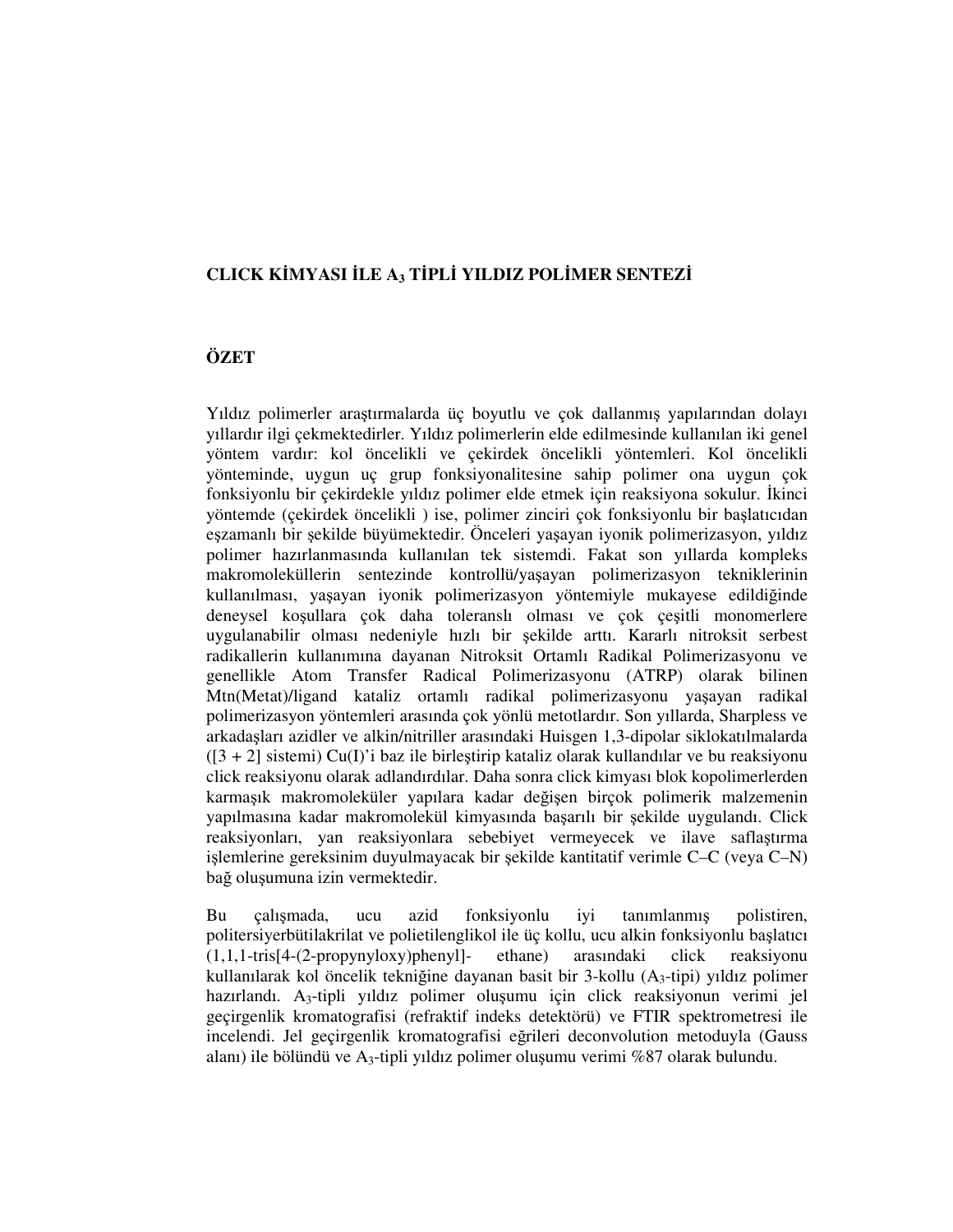# CLICK KİMYASI İLE $A_3$ TİPLİ YILDIZ POLİMER SENTEZİ

## ÖZET

Yıldız polimerler araştırmalarda üç boyutlu ve çok dallanmış yapılarından dolayı yıllardır ilgi çekmektedirler. Yıldız polimerlerin elde edilmesinde kullanılan iki genel yöntem vardır: kol öncelikli ve çekirdek öncelikli yöntemleri. Kol öncelikli yönteminde, uygun uç grup fonksiyonalitesine sahip polimer ona uygun çok fonksiyonlu bir çekirdekle yıldız polimer elde etmek için reaksiyona sokulur. İkinci yöntemde (çekirdek öncelikli ) ise, polimer zinciri çok fonksiyonlu bir başlatıcıdan eşzamanlı bir şekilde büyümektedir. Önceleri yaşayan iyonik polimerizasyon, yıldız polimer hazırlanmasında kullanılan tek sistemdi. Fakat son yıllarda kompleks makromoleküllerin sentezinde kontrollü/yaşayan polimerizasyon tekniklerinin kullanılması, yaşayan iyonik polimerizasyon yöntemiyle mukayese edildiğinde deneysel koşullara çok daha toleranslı olması ve çok çeşitli monomerlere uygulanabilir olması nedeniyle hızlı bir şekilde arttı. Kararlı nitroksit serbest radikallerin kullanımına dayanan Nitroksit Ortamlı Radikal Polimerizasyonu ve genellikle Atom Transfer Radical Polimerizasyonu (ATRP) olarak bilinen Mtn(Metat)/ligand kataliz ortamlı radikal polimerizasyonu yaşayan radikal polimerizasyon yöntemleri arasında çok yönlü metotlardır. Son yıllarda, Sharpless ve arkadaşları azidler ve alkin/nitriller arasındaki Huisgen 1,3-dipolar siklokatılmalarda ([3 + 2] sistemi) Cu(I)'i baz ile birleştirip kataliz olarak kullandılar ve bu reaksiyonu click reaksiyonu olarak adlandırdılar. Daha sonra click kimyası blok kopolimerlerden karmaşık makromoleküler yapılara kadar değişen birçok polimerik malzemenin yapılmasına kadar makromolekül kimyasında başarılı bir şekilde uygulandı. Click reaksiyonları, yan reaksiyonlara sebebiyet vermeyecek ve ilave saflaştırma işlemlerine gereksinim duyulmayacak bir şekilde kantitatif verimle C–C (veya C–N) bağ oluşumuna izin vermektedir.

Bu çalışmada, ucu azid fonksiyonlu iyi tanımlanmış polistiren, politersiyerbütilakrilat ve polietilenglikol ile üç kollu, ucu alkin fonksiyonlu başlatıcı (1,1,1-tris[4-(2-propynyloxy)phenyl]- ethane) arasındaki click reaksiyonu kullanılarak kol öncelik tekniğine dayanan basit bir 3-kollu ($A_3$-tipi) yıldız polimer hazırlandı. $A_3$-tipli yıldız polimer oluşumu için click reaksiyonun verimi jel geçirgenlik kromatografisi (refraktif indeks detektörü) ve FTIR spektrometresi ile incelendi. Jel geçirgenlik kromatografisi eğrileri deconvolution metoduyla (Gauss alanı) ile bölündü ve $A_3$-tipli yıldız polimer oluşumu verimi %87 olarak bulundu.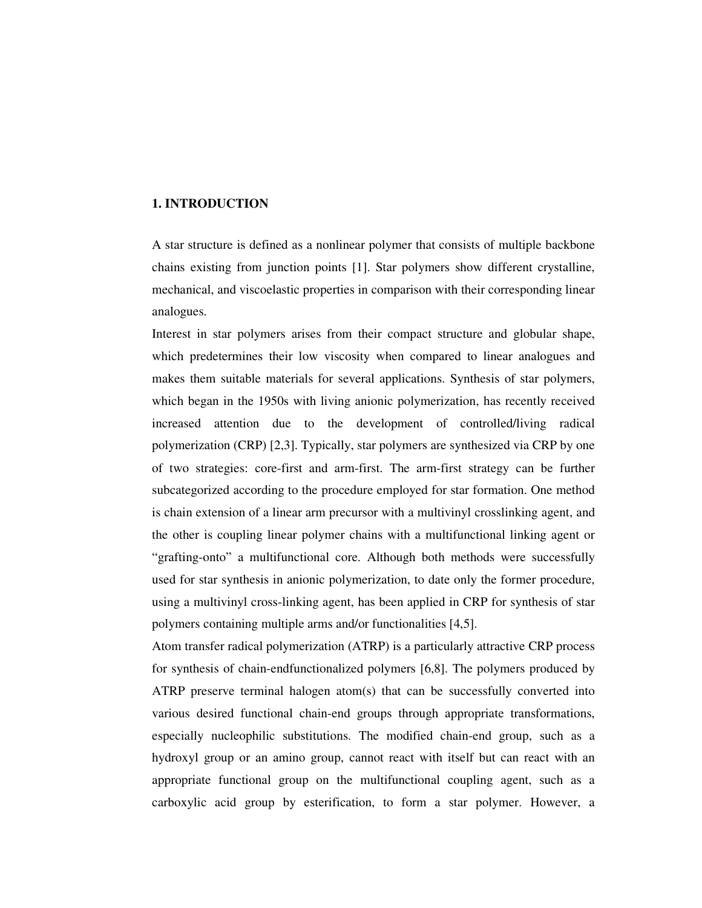## 1. INTRODUCTION

A star structure is defined as a nonlinear polymer that consists of multiple backbone chains existing from junction points [1]. Star polymers show different crystalline, mechanical, and viscoelastic properties in comparison with their corresponding linear analogues.

Interest in star polymers arises from their compact structure and globular shape, which predetermines their low viscosity when compared to linear analogues and makes them suitable materials for several applications. Synthesis of star polymers, which began in the 1950s with living anionic polymerization, has recently received increased attention due to the development of controlled/living radical polymerization (CRP) [2,3]. Typically, star polymers are synthesized via CRP by one of two strategies: core-first and arm-first. The arm-first strategy can be further subcategorized according to the procedure employed for star formation. One method is chain extension of a linear arm precursor with a multivinyl crosslinking agent, and the other is coupling linear polymer chains with a multifunctional linking agent or "grafting-onto" a multifunctional core. Although both methods were successfully used for star synthesis in anionic polymerization, to date only the former procedure, using a multivinyl cross-linking agent, has been applied in CRP for synthesis of star polymers containing multiple arms and/or functionalities [4,5].

Atom transfer radical polymerization (ATRP) is a particularly attractive CRP process for synthesis of chain-endfunctionalized polymers [6,8]. The polymers produced by ATRP preserve terminal halogen atom(s) that can be successfully converted into various desired functional chain-end groups through appropriate transformations, especially nucleophilic substitutions. The modified chain-end group, such as a hydroxyl group or an amino group, cannot react with itself but can react with an appropriate functional group on the multifunctional coupling agent, such as a carboxylic acid group by esterification, to form a star polymer. However, a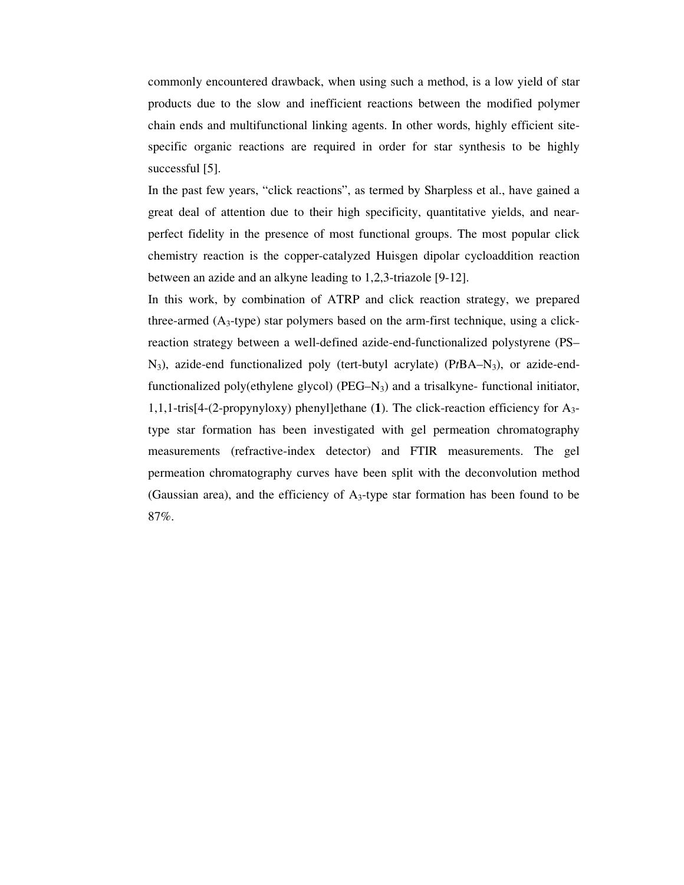commonly encountered drawback, when using such a method, is a low yield of star products due to the slow and inefficient reactions between the modified polymer chain ends and multifunctional linking agents. In other words, highly efficient site-specific organic reactions are required in order for star synthesis to be highly successful [5].

In the past few years, "click reactions", as termed by Sharpless et al., have gained a great deal of attention due to their high specificity, quantitative yields, and near-perfect fidelity in the presence of most functional groups. The most popular click chemistry reaction is the copper-catalyzed Huisgen dipolar cycloaddition reaction between an azide and an alkyne leading to 1,2,3-triazole [9-12].

In this work, by combination of ATRP and click reaction strategy, we prepared three-armed ($A_3$-type) star polymers based on the arm-first technique, using a click-reaction strategy between a well-defined azide-end-functionalized polystyrene (PS–$N_3$), azide-end functionalized poly (tert-butyl acrylate) (P*t*BA–$N_3$), or azide-end-functionalized poly(ethylene glycol) (PEG–$N_3$) and a trisalkyne- functional initiator, 1,1,1-tris[4-(2-propynyloxy) phenyl]ethane (**1**). The click-reaction efficiency for $A_3$-type star formation has been investigated with gel permeation chromatography measurements (refractive-index detector) and FTIR measurements. The gel permeation chromatography curves have been split with the deconvolution method (Gaussian area), and the efficiency of $A_3$-type star formation has been found to be 87%.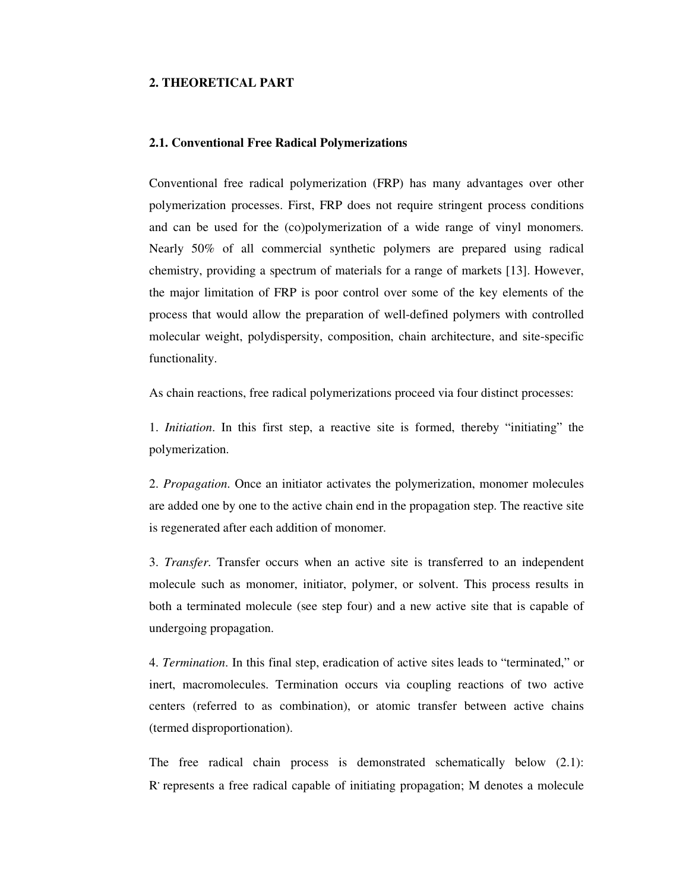## 2. THEORETICAL PART

### 2.1. Conventional Free Radical Polymerizations

Conventional free radical polymerization (FRP) has many advantages over other polymerization processes. First, FRP does not require stringent process conditions and can be used for the (co)polymerization of a wide range of vinyl monomers. Nearly 50% of all commercial synthetic polymers are prepared using radical chemistry, providing a spectrum of materials for a range of markets [13]. However, the major limitation of FRP is poor control over some of the key elements of the process that would allow the preparation of well-defined polymers with controlled molecular weight, polydispersity, composition, chain architecture, and site-specific functionality.

As chain reactions, free radical polymerizations proceed via four distinct processes:

1. *Initiation*. In this first step, a reactive site is formed, thereby "initiating" the polymerization.

2. *Propagation*. Once an initiator activates the polymerization, monomer molecules are added one by one to the active chain end in the propagation step. The reactive site is regenerated after each addition of monomer.

3. *Transfer*. Transfer occurs when an active site is transferred to an independent molecule such as monomer, initiator, polymer, or solvent. This process results in both a terminated molecule (see step four) and a new active site that is capable of undergoing propagation.

4. *Termination*. In this final step, eradication of active sites leads to "terminated," or inert, macromolecules. Termination occurs via coupling reactions of two active centers (referred to as combination), or atomic transfer between active chains (termed disproportionation).

The free radical chain process is demonstrated schematically below (2.1): $R^{\cdot}$ represents a free radical capable of initiating propagation; M denotes a molecule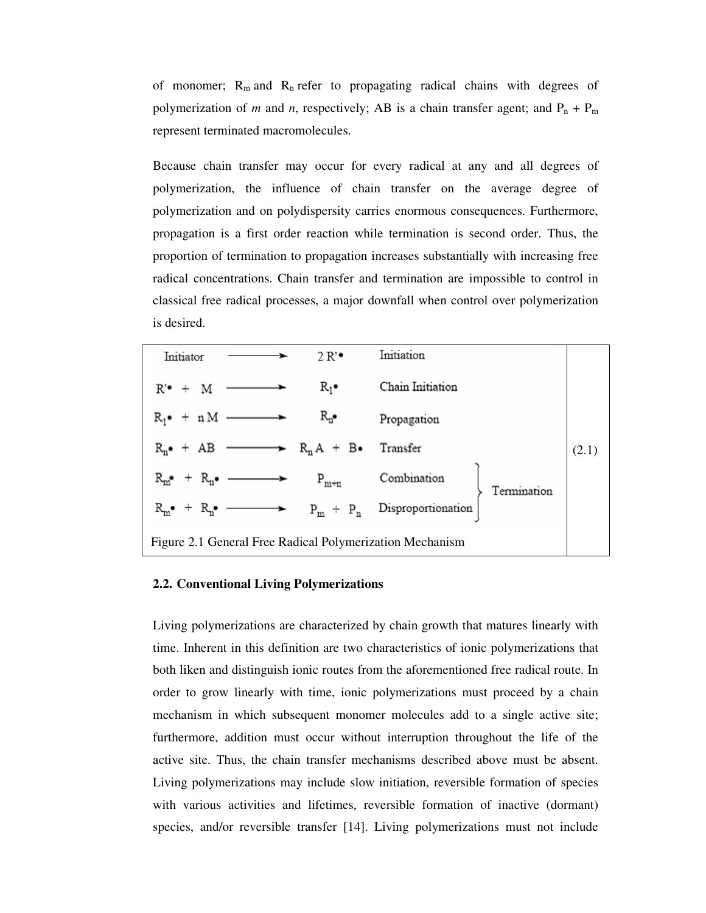of monomer; $R_m$ and $R_n$ refer to propagating radical chains with degrees of polymerization of *m* and *n*, respectively; AB is a chain transfer agent; and $P_n + P_m$ represent terminated macromolecules.

Because chain transfer may occur for every radical at any and all degrees of polymerization, the influence of chain transfer on the average degree of polymerization and on polydispersity carries enormous consequences. Furthermore, propagation is a first order reaction while termination is second order. Thus, the proportion of termination to propagation increases substantially with increasing free radical concentrations. Chain transfer and termination are impossible to control in classical free radical processes, a major downfall when control over polymerization is desired.

$$
\begin{array}{llll}
\text{Initiator} & \longrightarrow & 2\,R'\bullet & \text{Initiation} \\
R'\bullet + M & \longrightarrow & R_1\bullet & \text{Chain Initiation} \\
R_1\bullet + n\,M & \longrightarrow & R_n\bullet & \text{Propagation} \\
R_n\bullet + AB & \longrightarrow & R_nA + B\bullet & \text{Transfer} \\
R_m\bullet + R_n\bullet & \longrightarrow & P_{m+n} & \text{Combination} \\
R_m\bullet + R_n\bullet & \longrightarrow & P_m + P_n & \text{Disproportionation}
\end{array}
\quad \left.\right\} \text{Termination (Combination, Disproportionation)} \qquad (2.1)
$$

Figure 2.1 General Free Radical Polymerization Mechanism

### 2.2. Conventional Living Polymerizations

Living polymerizations are characterized by chain growth that matures linearly with time. Inherent in this definition are two characteristics of ionic polymerizations that both liken and distinguish ionic routes from the aforementioned free radical route. In order to grow linearly with time, ionic polymerizations must proceed by a chain mechanism in which subsequent monomer molecules add to a single active site; furthermore, addition must occur without interruption throughout the life of the active site. Thus, the chain transfer mechanisms described above must be absent. Living polymerizations may include slow initiation, reversible formation of species with various activities and lifetimes, reversible formation of inactive (dormant) species, and/or reversible transfer [14]. Living polymerizations must not include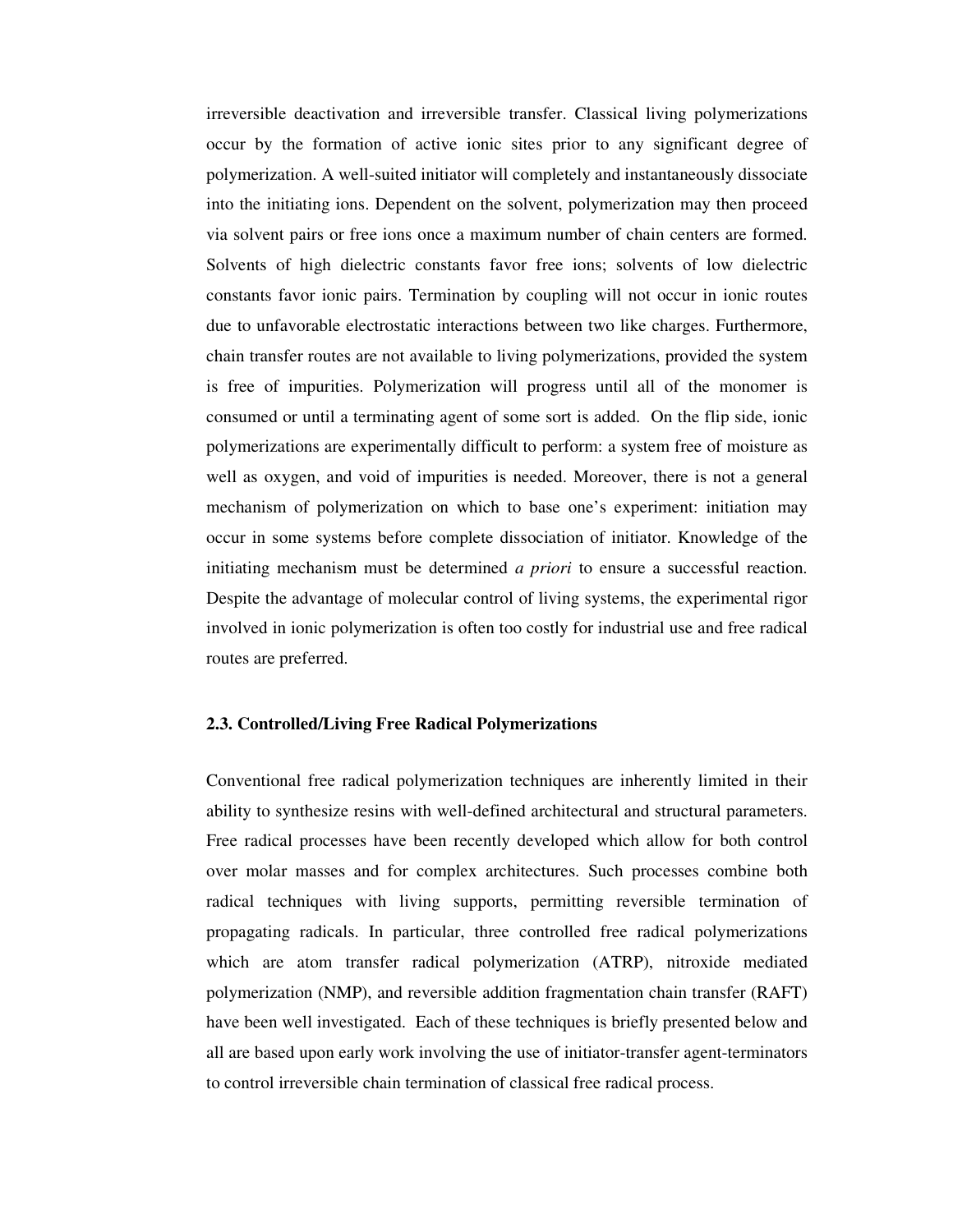irreversible deactivation and irreversible transfer. Classical living polymerizations occur by the formation of active ionic sites prior to any significant degree of polymerization. A well-suited initiator will completely and instantaneously dissociate into the initiating ions. Dependent on the solvent, polymerization may then proceed via solvent pairs or free ions once a maximum number of chain centers are formed. Solvents of high dielectric constants favor free ions; solvents of low dielectric constants favor ionic pairs. Termination by coupling will not occur in ionic routes due to unfavorable electrostatic interactions between two like charges. Furthermore, chain transfer routes are not available to living polymerizations, provided the system is free of impurities. Polymerization will progress until all of the monomer is consumed or until a terminating agent of some sort is added. On the flip side, ionic polymerizations are experimentally difficult to perform: a system free of moisture as well as oxygen, and void of impurities is needed. Moreover, there is not a general mechanism of polymerization on which to base one's experiment: initiation may occur in some systems before complete dissociation of initiator. Knowledge of the initiating mechanism must be determined *a priori* to ensure a successful reaction. Despite the advantage of molecular control of living systems, the experimental rigor involved in ionic polymerization is often too costly for industrial use and free radical routes are preferred.

## 2.3. Controlled/Living Free Radical Polymerizations

Conventional free radical polymerization techniques are inherently limited in their ability to synthesize resins with well-defined architectural and structural parameters. Free radical processes have been recently developed which allow for both control over molar masses and for complex architectures. Such processes combine both radical techniques with living supports, permitting reversible termination of propagating radicals. In particular, three controlled free radical polymerizations which are atom transfer radical polymerization (ATRP), nitroxide mediated polymerization (NMP), and reversible addition fragmentation chain transfer (RAFT) have been well investigated. Each of these techniques is briefly presented below and all are based upon early work involving the use of initiator-transfer agent-terminators to control irreversible chain termination of classical free radical process.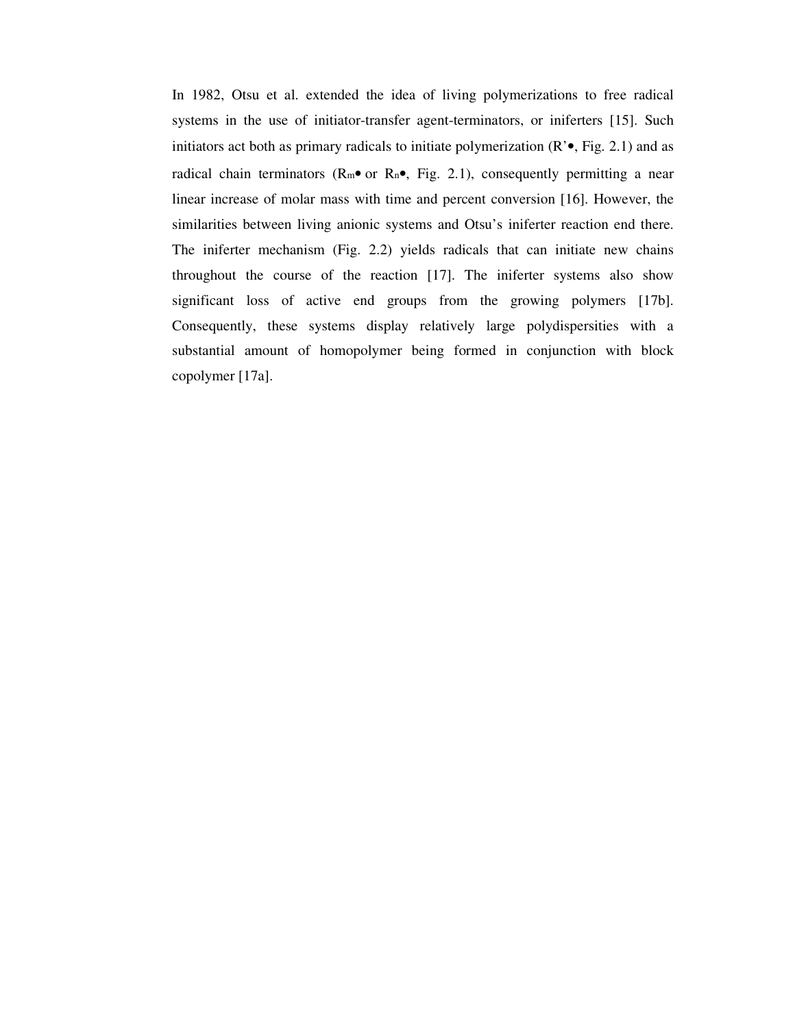In 1982, Otsu et al. extended the idea of living polymerizations to free radical systems in the use of initiator-transfer agent-terminators, or iniferters [15]. Such initiators act both as primary radicals to initiate polymerization (R'•, Fig. 2.1) and as radical chain terminators ($R_m$• or $R_n$•, Fig. 2.1), consequently permitting a near linear increase of molar mass with time and percent conversion [16]. However, the similarities between living anionic systems and Otsu's iniferter reaction end there. The iniferter mechanism (Fig. 2.2) yields radicals that can initiate new chains throughout the course of the reaction [17]. The iniferter systems also show significant loss of active end groups from the growing polymers [17b]. Consequently, these systems display relatively large polydispersities with a substantial amount of homopolymer being formed in conjunction with block copolymer [17a].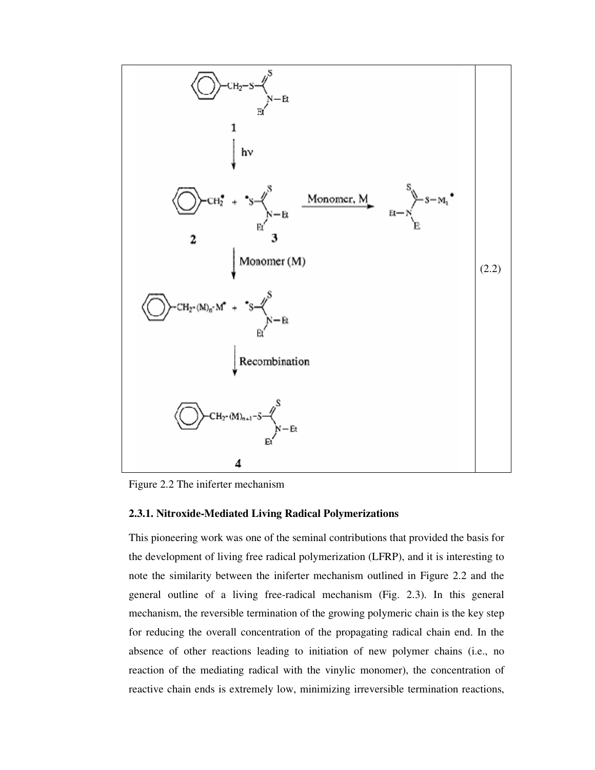(2.2)

Figure 2.2 The iniferter mechanism

### 2.3.1. Nitroxide-Mediated Living Radical Polymerizations

This pioneering work was one of the seminal contributions that provided the basis for the development of living free radical polymerization (LFRP), and it is interesting to note the similarity between the iniferter mechanism outlined in Figure 2.2 and the general outline of a living free-radical mechanism (Fig. 2.3). In this general mechanism, the reversible termination of the growing polymeric chain is the key step for reducing the overall concentration of the propagating radical chain end. In the absence of other reactions leading to initiation of new polymer chains (i.e., no reaction of the mediating radical with the vinylic monomer), the concentration of reactive chain ends is extremely low, minimizing irreversible termination reactions,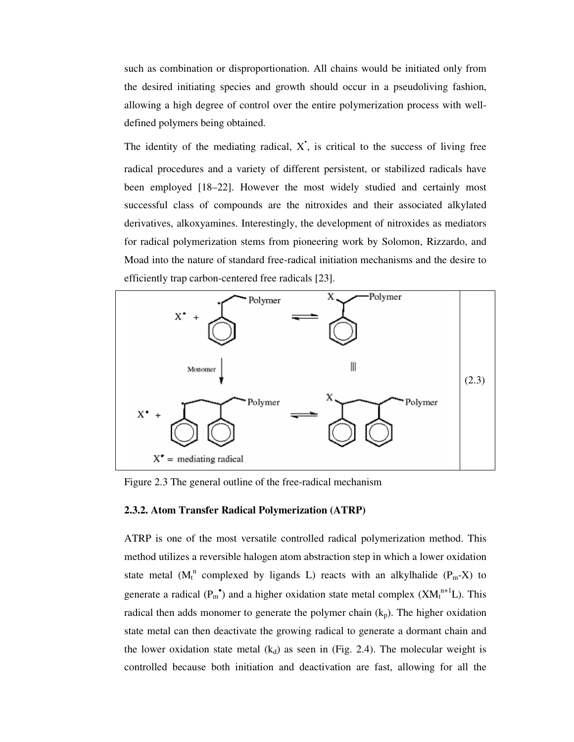such as combination or disproportionation. All chains would be initiated only from the desired initiating species and growth should occur in a pseudoliving fashion, allowing a high degree of control over the entire polymerization process with well-defined polymers being obtained.

The identity of the mediating radical, $X^{\bullet}$, is critical to the success of living free radical procedures and a variety of different persistent, or stabilized radicals have been employed [18–22]. However the most widely studied and certainly most successful class of compounds are the nitroxides and their associated alkylated derivatives, alkoxyamines. Interestingly, the development of nitroxides as mediators for radical polymerization stems from pioneering work by Solomon, Rizzardo, and Moad into the nature of standard free-radical initiation mechanisms and the desire to efficiently trap carbon-centered free radicals [23].

(2.3)

Figure 2.3 The general outline of the free-radical mechanism

### 2.3.2. Atom Transfer Radical Polymerization (ATRP)

ATRP is one of the most versatile controlled radical polymerization method. This method utilizes a reversible halogen atom abstraction step in which a lower oxidation state metal ($M_t^n$ complexed by ligands L) reacts with an alkylhalide ($P_m$-X) to generate a radical ($P_m^{\bullet}$) and a higher oxidation state metal complex ($XM_t^{n+1}L$). This radical then adds monomer to generate the polymer chain ($k_p$). The higher oxidation state metal can then deactivate the growing radical to generate a dormant chain and the lower oxidation state metal ($k_d$) as seen in (Fig. 2.4). The molecular weight is controlled because both initiation and deactivation are fast, allowing for all the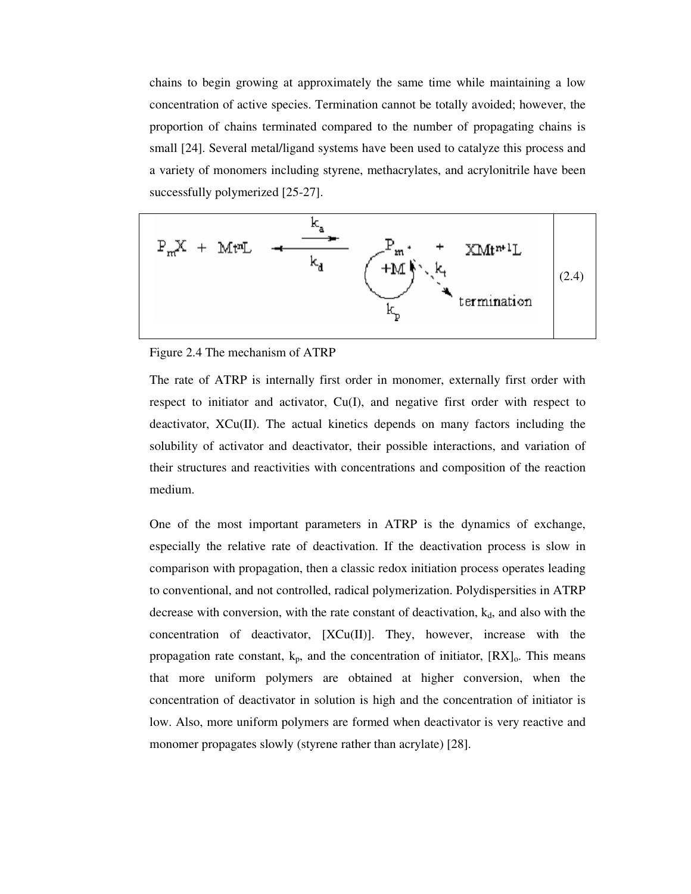chains to begin growing at approximately the same time while maintaining a low concentration of active species. Termination cannot be totally avoided; however, the proportion of chains terminated compared to the number of propagating chains is small [24]. Several metal/ligand systems have been used to catalyze this process and a variety of monomers including styrene, methacrylates, and acrylonitrile have been successfully polymerized [25-27].

$$P_mX + Mt^nL \underset{k_d}{\overset{k_a}{\rightleftharpoons}} P_m^{\bullet} (+M, k_p) + XMt^{n+1}L \quad \xrightarrow{k_t} \text{termination} \tag{2.4}$$

Figure 2.4 The mechanism of ATRP

The rate of ATRP is internally first order in monomer, externally first order with respect to initiator and activator, Cu(I), and negative first order with respect to deactivator, XCu(II). The actual kinetics depends on many factors including the solubility of activator and deactivator, their possible interactions, and variation of their structures and reactivities with concentrations and composition of the reaction medium.

One of the most important parameters in ATRP is the dynamics of exchange, especially the relative rate of deactivation. If the deactivation process is slow in comparison with propagation, then a classic redox initiation process operates leading to conventional, and not controlled, radical polymerization. Polydispersities in ATRP decrease with conversion, with the rate constant of deactivation, $k_d$, and also with the concentration of deactivator, [XCu(II)]. They, however, increase with the propagation rate constant, $k_p$, and the concentration of initiator, $[RX]_o$. This means that more uniform polymers are obtained at higher conversion, when the concentration of deactivator in solution is high and the concentration of initiator is low. Also, more uniform polymers are formed when deactivator is very reactive and monomer propagates slowly (styrene rather than acrylate) [28].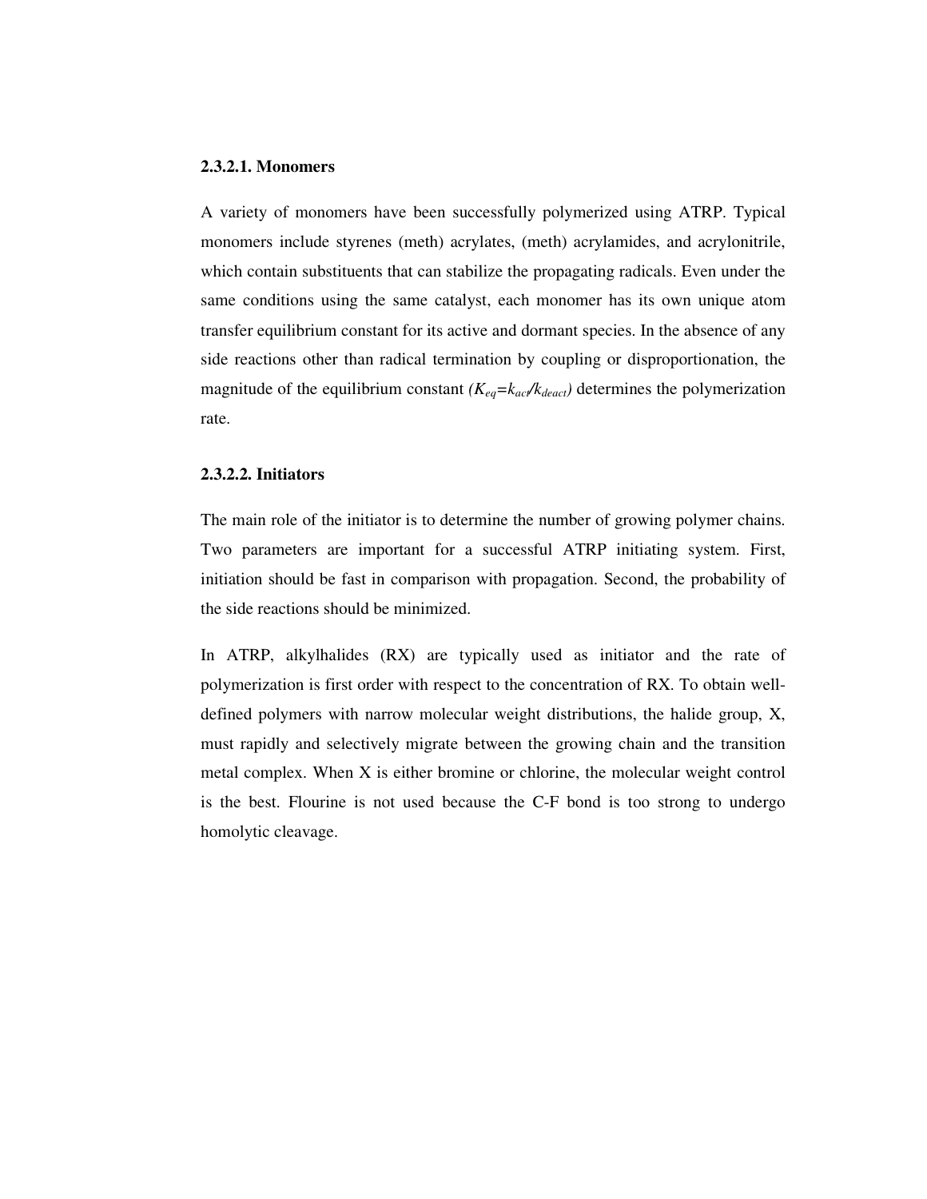#### 2.3.2.1. Monomers

A variety of monomers have been successfully polymerized using ATRP. Typical monomers include styrenes (meth) acrylates, (meth) acrylamides, and acrylonitrile, which contain substituents that can stabilize the propagating radicals. Even under the same conditions using the same catalyst, each monomer has its own unique atom transfer equilibrium constant for its active and dormant species. In the absence of any side reactions other than radical termination by coupling or disproportionation, the magnitude of the equilibrium constant ($K_{eq}=k_{act}/k_{deact}$) determines the polymerization rate.

#### 2.3.2.2. Initiators

The main role of the initiator is to determine the number of growing polymer chains. Two parameters are important for a successful ATRP initiating system. First, initiation should be fast in comparison with propagation. Second, the probability of the side reactions should be minimized.

In ATRP, alkylhalides (RX) are typically used as initiator and the rate of polymerization is first order with respect to the concentration of RX. To obtain well-defined polymers with narrow molecular weight distributions, the halide group, X, must rapidly and selectively migrate between the growing chain and the transition metal complex. When X is either bromine or chlorine, the molecular weight control is the best. Flourine is not used because the C-F bond is too strong to undergo homolytic cleavage.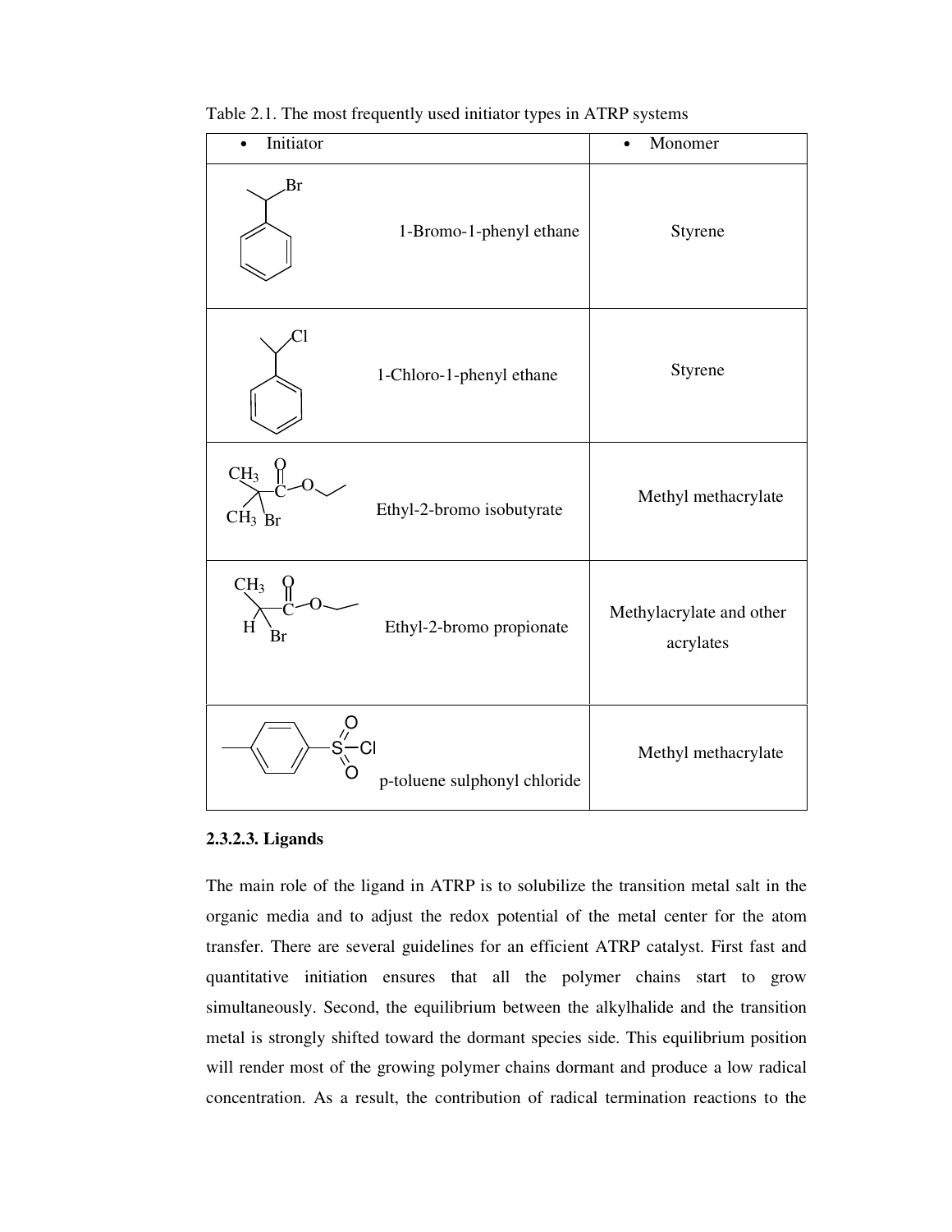Table 2.1. The most frequently used initiator types in ATRP systems

| • Initiator | • Monomer |
|---|---|
| 1-Bromo-1-phenyl ethane | Styrene |
| 1-Chloro-1-phenyl ethane | Styrene |
| Ethyl-2-bromo isobutyrate | Methyl methacrylate |
| Ethyl-2-bromo propionate | Methylacrylate and other acrylates |
| p-toluene sulphonyl chloride | Methyl methacrylate |

#### 2.3.2.3. Ligands

The main role of the ligand in ATRP is to solubilize the transition metal salt in the organic media and to adjust the redox potential of the metal center for the atom transfer. There are several guidelines for an efficient ATRP catalyst. First fast and quantitative initiation ensures that all the polymer chains start to grow simultaneously. Second, the equilibrium between the alkylhalide and the transition metal is strongly shifted toward the dormant species side. This equilibrium position will render most of the growing polymer chains dormant and produce a low radical concentration. As a result, the contribution of radical termination reactions to the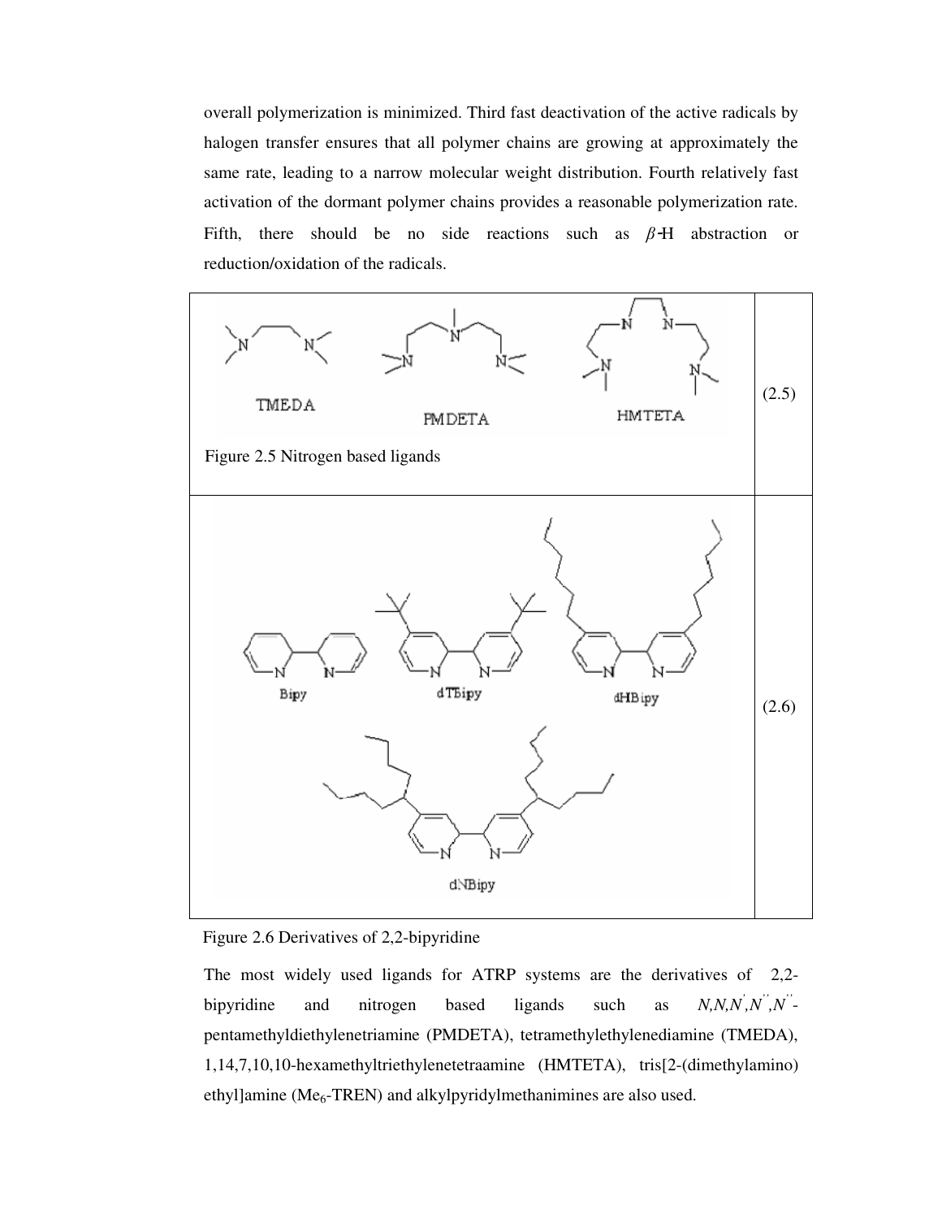overall polymerization is minimized. Third fast deactivation of the active radicals by halogen transfer ensures that all polymer chains are growing at approximately the same rate, leading to a narrow molecular weight distribution. Fourth relatively fast activation of the dormant polymer chains provides a reasonable polymerization rate. Fifth, there should be no side reactions such as $\beta$-H abstraction or reduction/oxidation of the radicals.

| | |
|---|---|
| TMEDA PMDETA HMTETA<br><br>Figure 2.5 Nitrogen based ligands | (2.5) |
| Bipy dTBipy dHBipy<br><br>dNBipy | (2.6) |

Figure 2.6 Derivatives of 2,2-bipyridine

The most widely used ligands for ATRP systems are the derivatives of 2,2-bipyridine and nitrogen based ligands such as *N,N,N',N'',N''*-pentamethyldiethylenetriamine (PMDETA), tetramethylethylenediamine (TMEDA), 1,14,7,10,10-hexamethyltriethylenetetraamine (HMTETA), tris[2-(dimethylamino) ethyl]amine ($Me_6$-TREN) and alkylpyridylmethanimines are also used.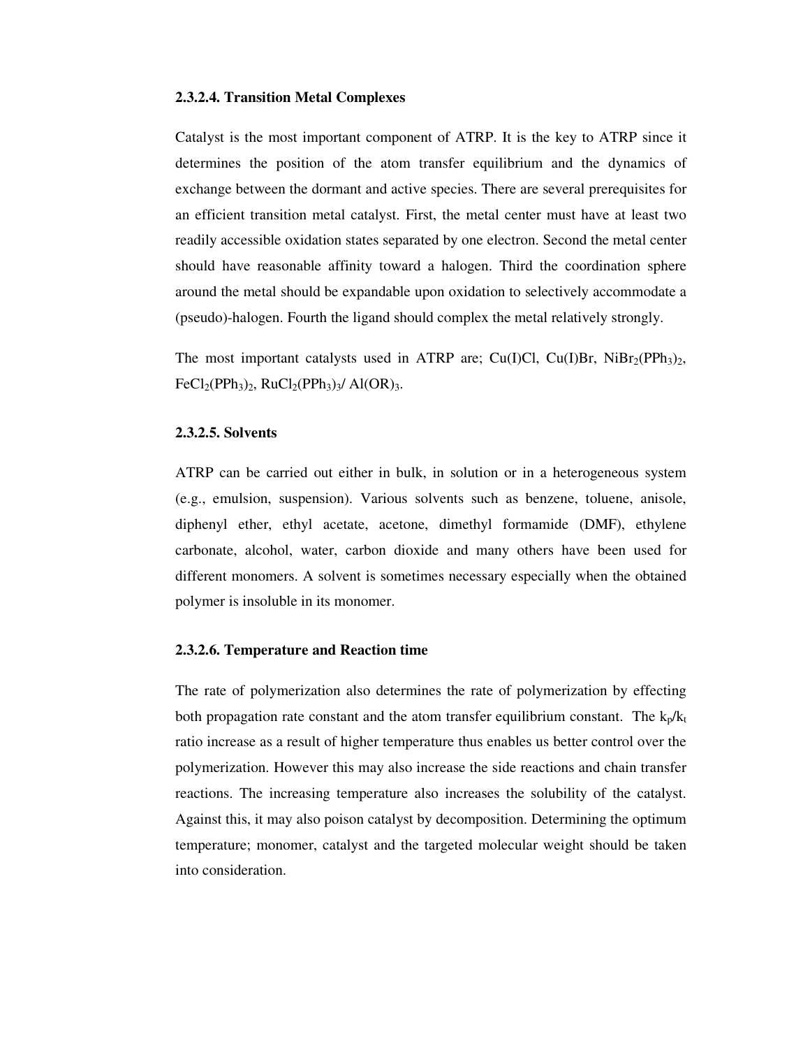### 2.3.2.4. Transition Metal Complexes

Catalyst is the most important component of ATRP. It is the key to ATRP since it determines the position of the atom transfer equilibrium and the dynamics of exchange between the dormant and active species. There are several prerequisites for an efficient transition metal catalyst. First, the metal center must have at least two readily accessible oxidation states separated by one electron. Second the metal center should have reasonable affinity toward a halogen. Third the coordination sphere around the metal should be expandable upon oxidation to selectively accommodate a (pseudo)-halogen. Fourth the ligand should complex the metal relatively strongly.

The most important catalysts used in ATRP are; Cu(I)Cl, Cu(I)Br, $NiBr_2(PPh_3)_2$, $FeCl_2(PPh_3)_2$, $RuCl_2(PPh_3)_3$/ $Al(OR)_3$.

### 2.3.2.5. Solvents

ATRP can be carried out either in bulk, in solution or in a heterogeneous system (e.g., emulsion, suspension). Various solvents such as benzene, toluene, anisole, diphenyl ether, ethyl acetate, acetone, dimethyl formamide (DMF), ethylene carbonate, alcohol, water, carbon dioxide and many others have been used for different monomers. A solvent is sometimes necessary especially when the obtained polymer is insoluble in its monomer.

### 2.3.2.6. Temperature and Reaction time

The rate of polymerization also determines the rate of polymerization by effecting both propagation rate constant and the atom transfer equilibrium constant. The $k_p/k_t$ ratio increase as a result of higher temperature thus enables us better control over the polymerization. However this may also increase the side reactions and chain transfer reactions. The increasing temperature also increases the solubility of the catalyst. Against this, it may also poison catalyst by decomposition. Determining the optimum temperature; monomer, catalyst and the targeted molecular weight should be taken into consideration.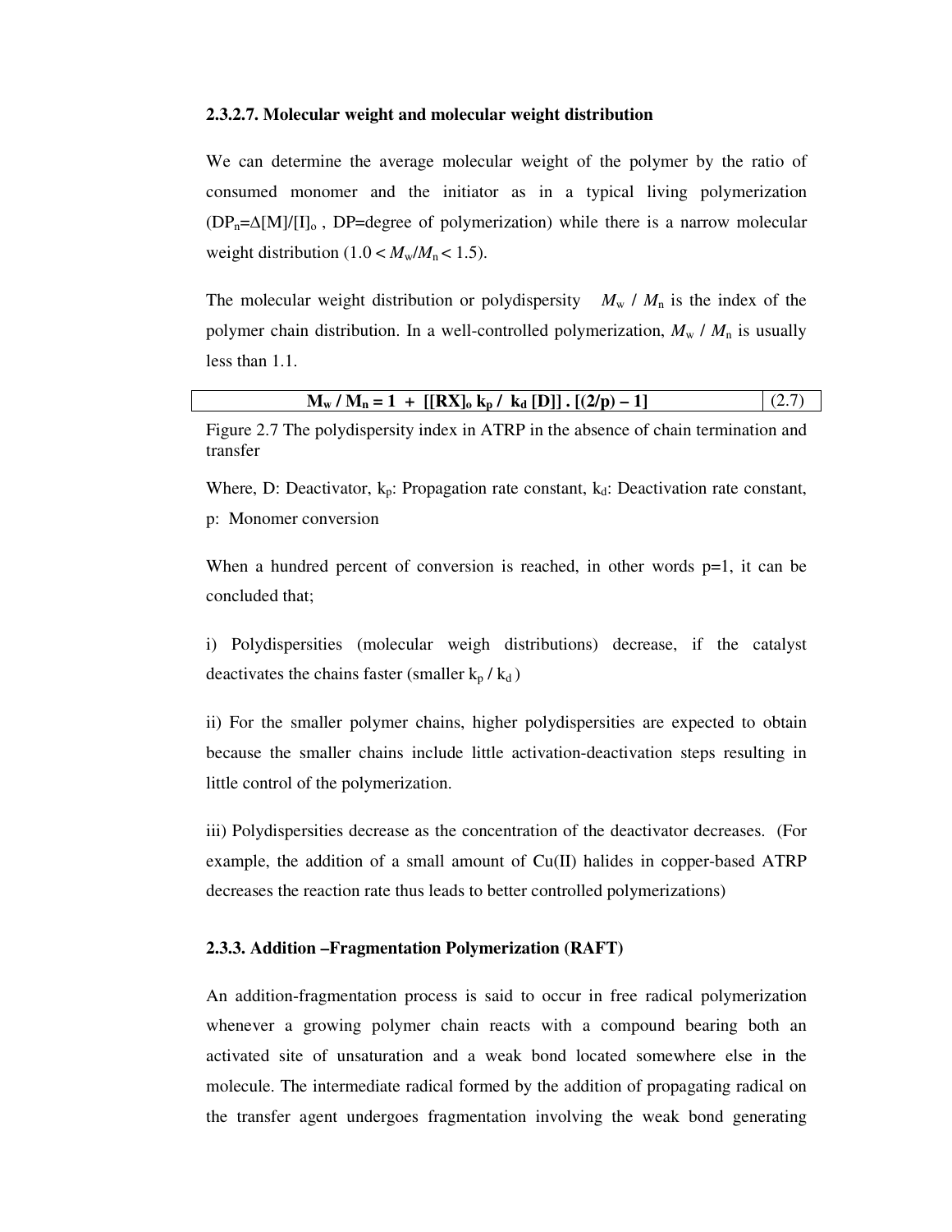### 2.3.2.7. Molecular weight and molecular weight distribution

We can determine the average molecular weight of the polymer by the ratio of consumed monomer and the initiator as in a typical living polymerization ($DP_n = \Delta[M]/[I]_o$ , DP=degree of polymerization) while there is a narrow molecular weight distribution ($1.0 < M_w/M_n < 1.5$).

The molecular weight distribution or polydispersity $M_w / M_n$ is the index of the polymer chain distribution. In a well-controlled polymerization, $M_w / M_n$ is usually less than 1.1.

$$\mathbf{M_w / M_n = 1 + [[RX]_o\, k_p / k_d\, [D]]\, .\, [(2/p) - 1]} \tag{2.7}$$

Figure 2.7 The polydispersity index in ATRP in the absence of chain termination and transfer

Where, D: Deactivator, $k_p$: Propagation rate constant, $k_d$: Deactivation rate constant, p: Monomer conversion

When a hundred percent of conversion is reached, in other words p=1, it can be concluded that;

i) Polydispersities (molecular weigh distributions) decrease, if the catalyst deactivates the chains faster (smaller $k_p / k_d$ )

ii) For the smaller polymer chains, higher polydispersities are expected to obtain because the smaller chains include little activation-deactivation steps resulting in little control of the polymerization.

iii) Polydispersities decrease as the concentration of the deactivator decreases. (For example, the addition of a small amount of Cu(II) halides in copper-based ATRP decreases the reaction rate thus leads to better controlled polymerizations)

### 2.3.3. Addition –Fragmentation Polymerization (RAFT)

An addition-fragmentation process is said to occur in free radical polymerization whenever a growing polymer chain reacts with a compound bearing both an activated site of unsaturation and a weak bond located somewhere else in the molecule. The intermediate radical formed by the addition of propagating radical on the transfer agent undergoes fragmentation involving the weak bond generating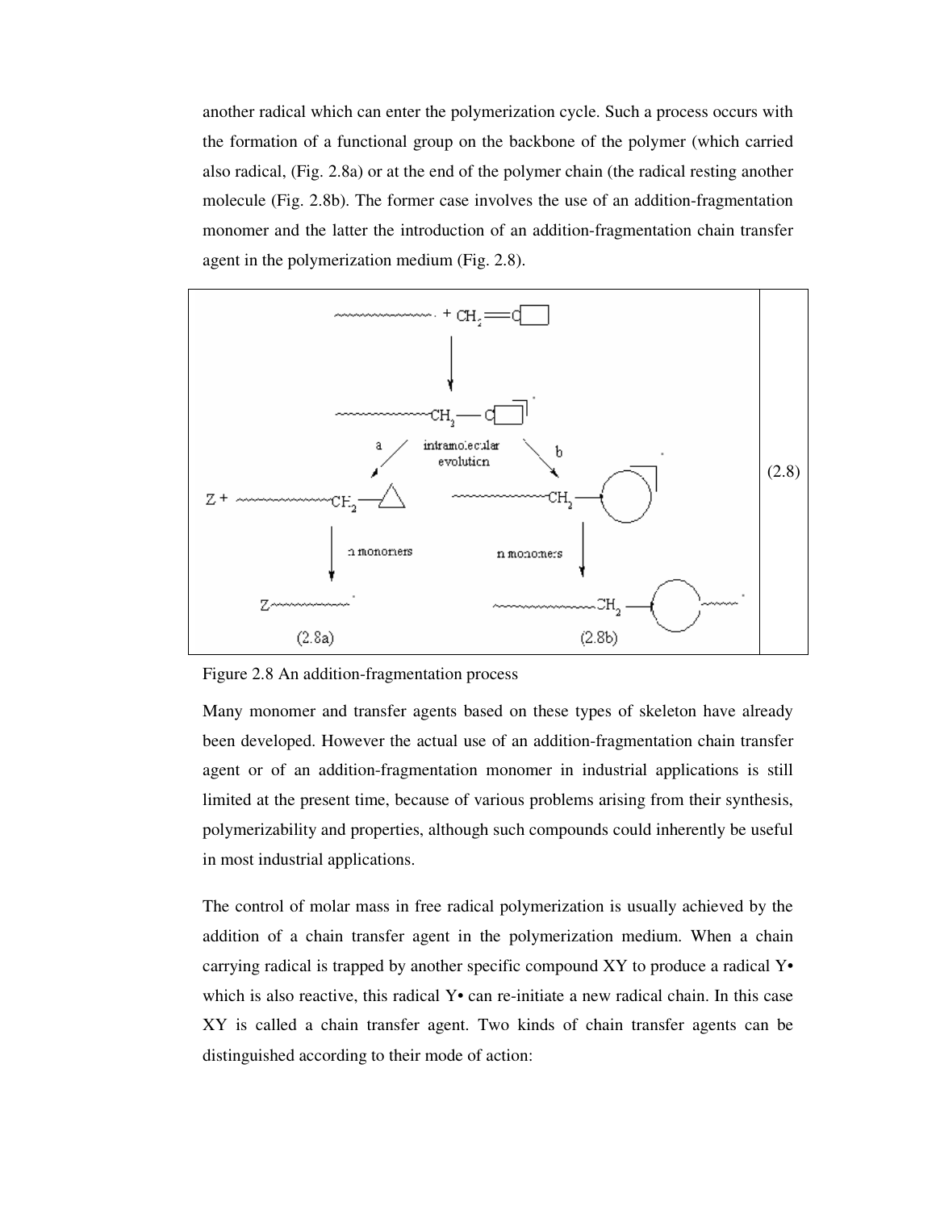another radical which can enter the polymerization cycle. Such a process occurs with the formation of a functional group on the backbone of the polymer (which carried also radical, (Fig. 2.8a) or at the end of the polymer chain (the radical resting another molecule (Fig. 2.8b). The former case involves the use of an addition-fragmentation monomer and the latter the introduction of an addition-fragmentation chain transfer agent in the polymerization medium (Fig. 2.8).

(2.8)

Figure 2.8 An addition-fragmentation process

Many monomer and transfer agents based on these types of skeleton have already been developed. However the actual use of an addition-fragmentation chain transfer agent or of an addition-fragmentation monomer in industrial applications is still limited at the present time, because of various problems arising from their synthesis, polymerizability and properties, although such compounds could inherently be useful in most industrial applications.

The control of molar mass in free radical polymerization is usually achieved by the addition of a chain transfer agent in the polymerization medium. When a chain carrying radical is trapped by another specific compound XY to produce a radical Y• which is also reactive, this radical Y• can re-initiate a new radical chain. In this case XY is called a chain transfer agent. Two kinds of chain transfer agents can be distinguished according to their mode of action: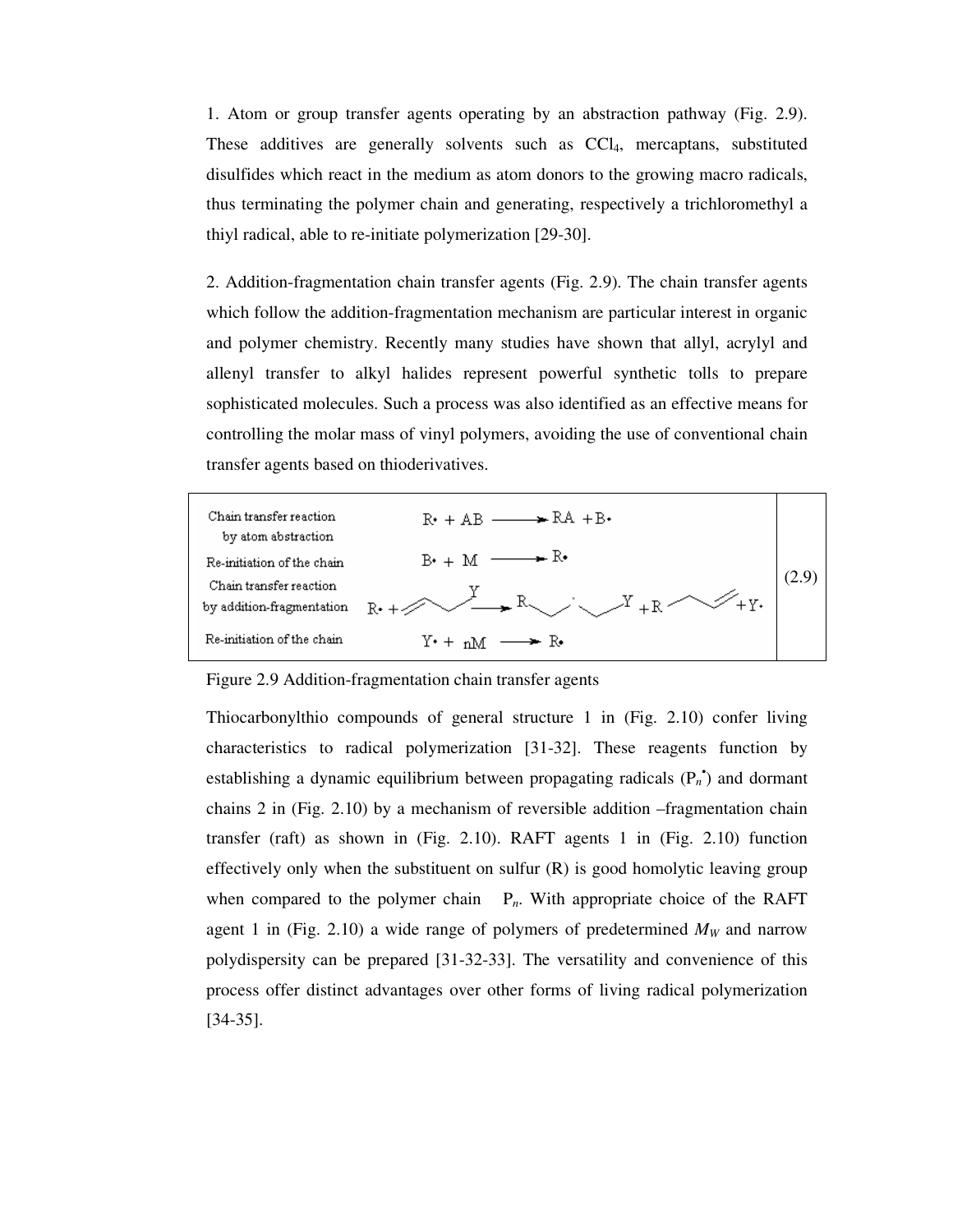1. Atom or group transfer agents operating by an abstraction pathway (Fig. 2.9). These additives are generally solvents such as $CCl_4$, mercaptans, substituted disulfides which react in the medium as atom donors to the growing macro radicals, thus terminating the polymer chain and generating, respectively a trichloromethyl a thiyl radical, able to re-initiate polymerization [29-30].

2. Addition-fragmentation chain transfer agents (Fig. 2.9). The chain transfer agents which follow the addition-fragmentation mechanism are particular interest in organic and polymer chemistry. Recently many studies have shown that allyl, acrylyl and allenyl transfer to alkyl halides represent powerful synthetic tolls to prepare sophisticated molecules. Such a process was also identified as an effective means for controlling the molar mass of vinyl polymers, avoiding the use of conventional chain transfer agents based on thioderivatives.

| | | |
|---|---|---|
| Chain transfer reaction by atom abstraction | $R\bullet + AB \longrightarrow RA + B\bullet$ | (2.9) |
| Re-initiation of the chain | $B\bullet + M \longrightarrow R\bullet$ | |
| Chain transfer reaction by addition-fragmentation | $R\bullet +$ [allyl–Y] $\longrightarrow$ R[•]Y $+$ R[allyl] $+ Y\bullet$ | |
| Re-initiation of the chain | $Y\bullet + nM \longrightarrow R\bullet$ | |

Figure 2.9 Addition-fragmentation chain transfer agents

Thiocarbonylthio compounds of general structure 1 in (Fig. 2.10) confer living characteristics to radical polymerization [31-32]. These reagents function by establishing a dynamic equilibrium between propagating radicals ($P_n^\bullet$) and dormant chains 2 in (Fig. 2.10) by a mechanism of reversible addition –fragmentation chain transfer (raft) as shown in (Fig. 2.10). RAFT agents 1 in (Fig. 2.10) function effectively only when the substituent on sulfur (R) is good homolytic leaving group when compared to the polymer chain $P_n$. With appropriate choice of the RAFT agent 1 in (Fig. 2.10) a wide range of polymers of predetermined $M_W$ and narrow polydispersity can be prepared [31-32-33]. The versatility and convenience of this process offer distinct advantages over other forms of living radical polymerization [34-35].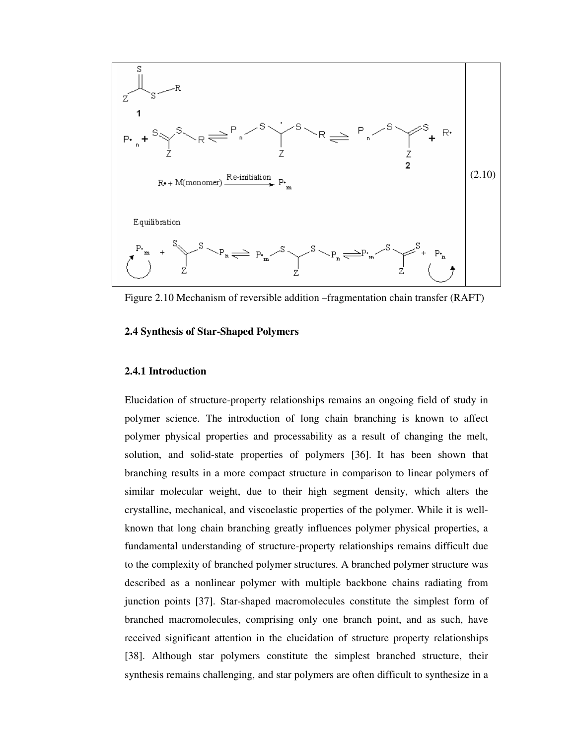(2.10)

Figure 2.10 Mechanism of reversible addition –fragmentation chain transfer (RAFT)

### 2.4 Synthesis of Star-Shaped Polymers

#### 2.4.1 Introduction

Elucidation of structure-property relationships remains an ongoing field of study in polymer science. The introduction of long chain branching is known to affect polymer physical properties and processability as a result of changing the melt, solution, and solid-state properties of polymers [36]. It has been shown that branching results in a more compact structure in comparison to linear polymers of similar molecular weight, due to their high segment density, which alters the crystalline, mechanical, and viscoelastic properties of the polymer. While it is well-known that long chain branching greatly influences polymer physical properties, a fundamental understanding of structure-property relationships remains difficult due to the complexity of branched polymer structures. A branched polymer structure was described as a nonlinear polymer with multiple backbone chains radiating from junction points [37]. Star-shaped macromolecules constitute the simplest form of branched macromolecules, comprising only one branch point, and as such, have received significant attention in the elucidation of structure property relationships [38]. Although star polymers constitute the simplest branched structure, their synthesis remains challenging, and star polymers are often difficult to synthesize in a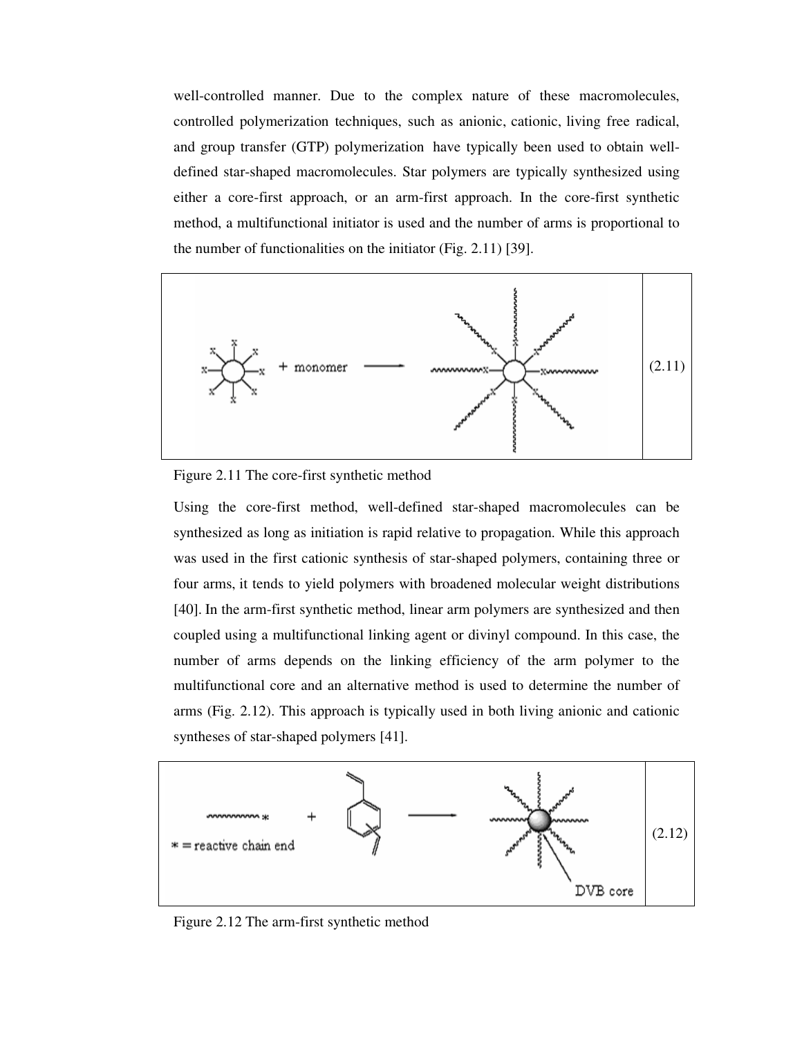well-controlled manner. Due to the complex nature of these macromolecules, controlled polymerization techniques, such as anionic, cationic, living free radical, and group transfer (GTP) polymerization have typically been used to obtain well-defined star-shaped macromolecules. Star polymers are typically synthesized using either a core-first approach, or an arm-first approach. In the core-first synthetic method, a multifunctional initiator is used and the number of arms is proportional to the number of functionalities on the initiator (Fig. 2.11) [39].

(2.11)

Figure 2.11 The core-first synthetic method

Using the core-first method, well-defined star-shaped macromolecules can be synthesized as long as initiation is rapid relative to propagation. While this approach was used in the first cationic synthesis of star-shaped polymers, containing three or four arms, it tends to yield polymers with broadened molecular weight distributions [40]. In the arm-first synthetic method, linear arm polymers are synthesized and then coupled using a multifunctional linking agent or divinyl compound. In this case, the number of arms depends on the linking efficiency of the arm polymer to the multifunctional core and an alternative method is used to determine the number of arms (Fig. 2.12). This approach is typically used in both living anionic and cationic syntheses of star-shaped polymers [41].

(2.12)

Figure 2.12 The arm-first synthetic method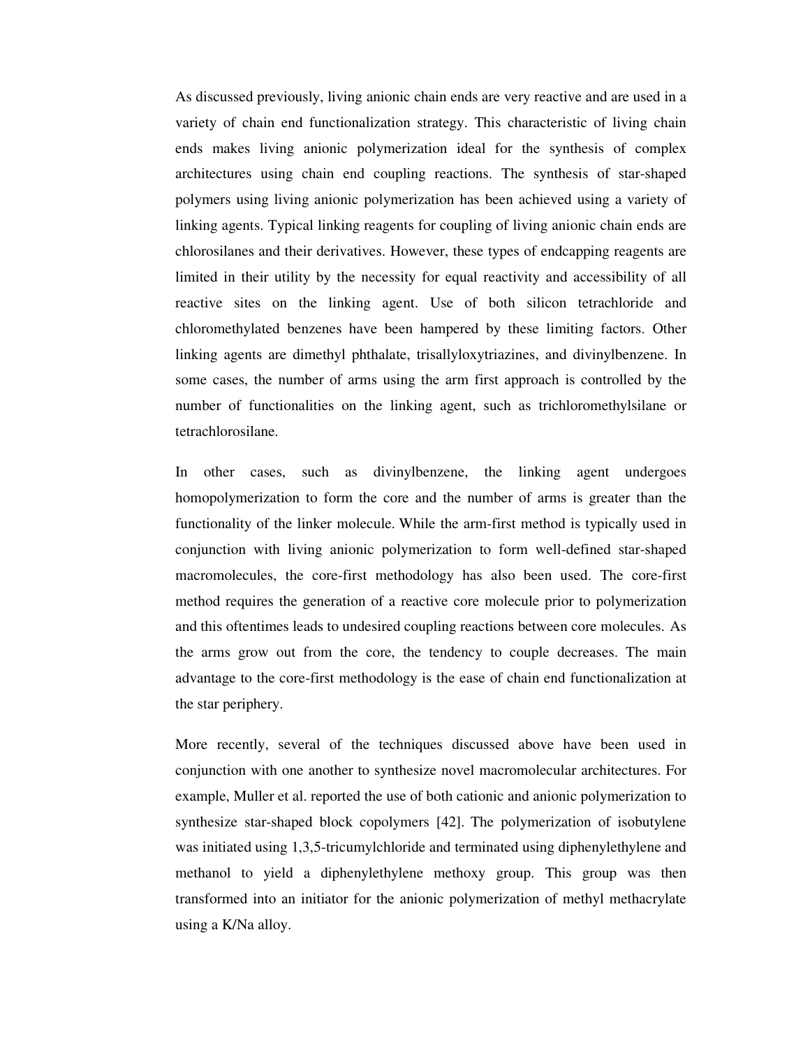As discussed previously, living anionic chain ends are very reactive and are used in a variety of chain end functionalization strategy. This characteristic of living chain ends makes living anionic polymerization ideal for the synthesis of complex architectures using chain end coupling reactions. The synthesis of star-shaped polymers using living anionic polymerization has been achieved using a variety of linking agents. Typical linking reagents for coupling of living anionic chain ends are chlorosilanes and their derivatives. However, these types of endcapping reagents are limited in their utility by the necessity for equal reactivity and accessibility of all reactive sites on the linking agent. Use of both silicon tetrachloride and chloromethylated benzenes have been hampered by these limiting factors. Other linking agents are dimethyl phthalate, trisallyloxytriazines, and divinylbenzene. In some cases, the number of arms using the arm first approach is controlled by the number of functionalities on the linking agent, such as trichloromethylsilane or tetrachlorosilane.

In other cases, such as divinylbenzene, the linking agent undergoes homopolymerization to form the core and the number of arms is greater than the functionality of the linker molecule. While the arm-first method is typically used in conjunction with living anionic polymerization to form well-defined star-shaped macromolecules, the core-first methodology has also been used. The core-first method requires the generation of a reactive core molecule prior to polymerization and this oftentimes leads to undesired coupling reactions between core molecules. As the arms grow out from the core, the tendency to couple decreases. The main advantage to the core-first methodology is the ease of chain end functionalization at the star periphery.

More recently, several of the techniques discussed above have been used in conjunction with one another to synthesize novel macromolecular architectures. For example, Muller et al. reported the use of both cationic and anionic polymerization to synthesize star-shaped block copolymers [42]. The polymerization of isobutylene was initiated using 1,3,5-tricumylchloride and terminated using diphenylethylene and methanol to yield a diphenylethylene methoxy group. This group was then transformed into an initiator for the anionic polymerization of methyl methacrylate using a K/Na alloy.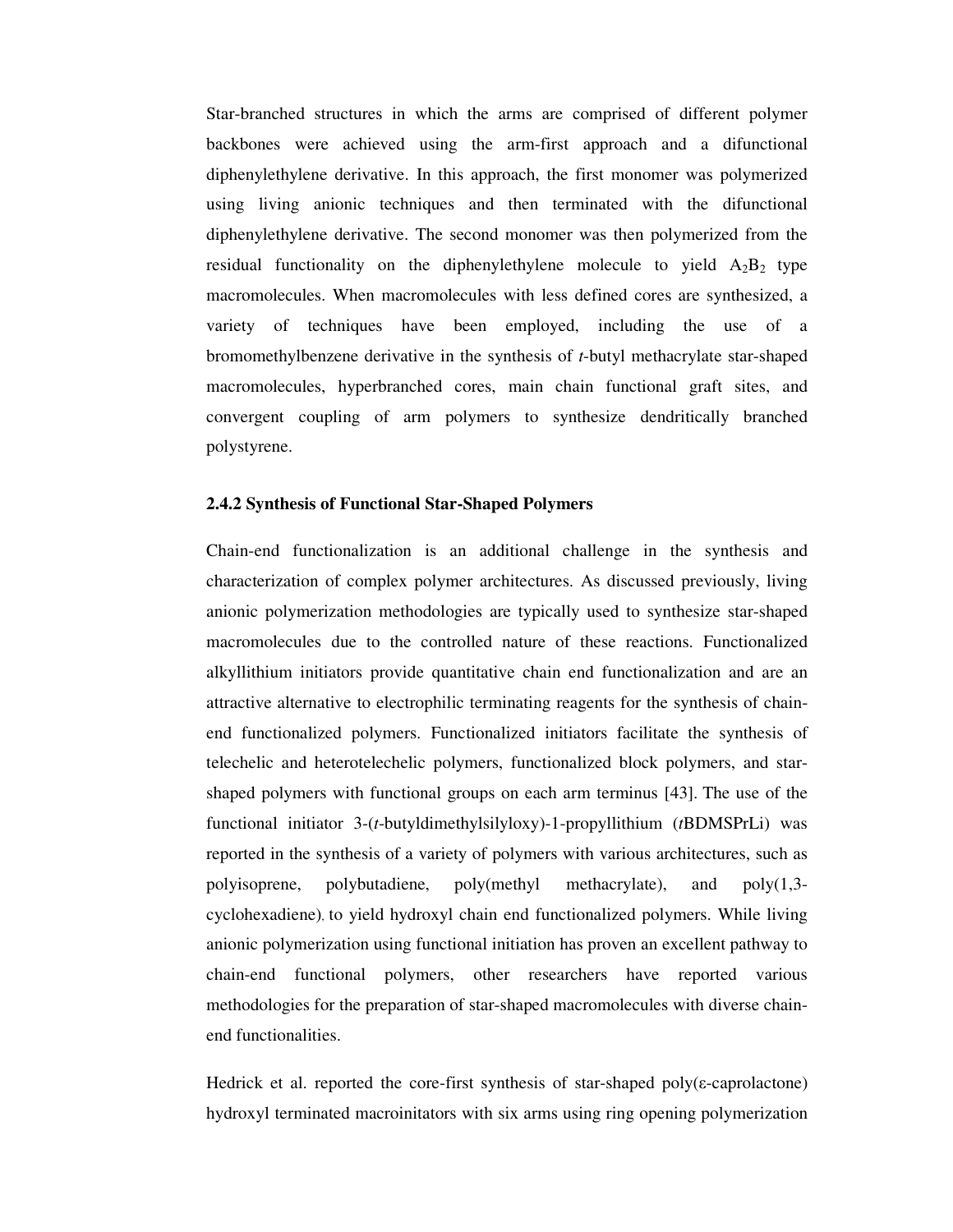Star-branched structures in which the arms are comprised of different polymer backbones were achieved using the arm-first approach and a difunctional diphenylethylene derivative. In this approach, the first monomer was polymerized using living anionic techniques and then terminated with the difunctional diphenylethylene derivative. The second monomer was then polymerized from the residual functionality on the diphenylethylene molecule to yield $A_2B_2$ type macromolecules. When macromolecules with less defined cores are synthesized, a variety of techniques have been employed, including the use of a bromomethylbenzene derivative in the synthesis of *t*-butyl methacrylate star-shaped macromolecules, hyperbranched cores, main chain functional graft sites, and convergent coupling of arm polymers to synthesize dendritically branched polystyrene.

### 2.4.2 Synthesis of Functional Star-Shaped Polymers

Chain-end functionalization is an additional challenge in the synthesis and characterization of complex polymer architectures. As discussed previously, living anionic polymerization methodologies are typically used to synthesize star-shaped macromolecules due to the controlled nature of these reactions. Functionalized alkyllithium initiators provide quantitative chain end functionalization and are an attractive alternative to electrophilic terminating reagents for the synthesis of chain-end functionalized polymers. Functionalized initiators facilitate the synthesis of telechelic and heterotelechelic polymers, functionalized block polymers, and star-shaped polymers with functional groups on each arm terminus [43]. The use of the functional initiator 3-(*t*-butyldimethylsilyloxy)-1-propyllithium (*t*BDMSPrLi) was reported in the synthesis of a variety of polymers with various architectures, such as polyisoprene, polybutadiene, poly(methyl methacrylate), and poly(1,3-cyclohexadiene), to yield hydroxyl chain end functionalized polymers. While living anionic polymerization using functional initiation has proven an excellent pathway to chain-end functional polymers, other researchers have reported various methodologies for the preparation of star-shaped macromolecules with diverse chain-end functionalities.

Hedrick et al. reported the core-first synthesis of star-shaped poly(ε-caprolactone) hydroxyl terminated macroinitators with six arms using ring opening polymerization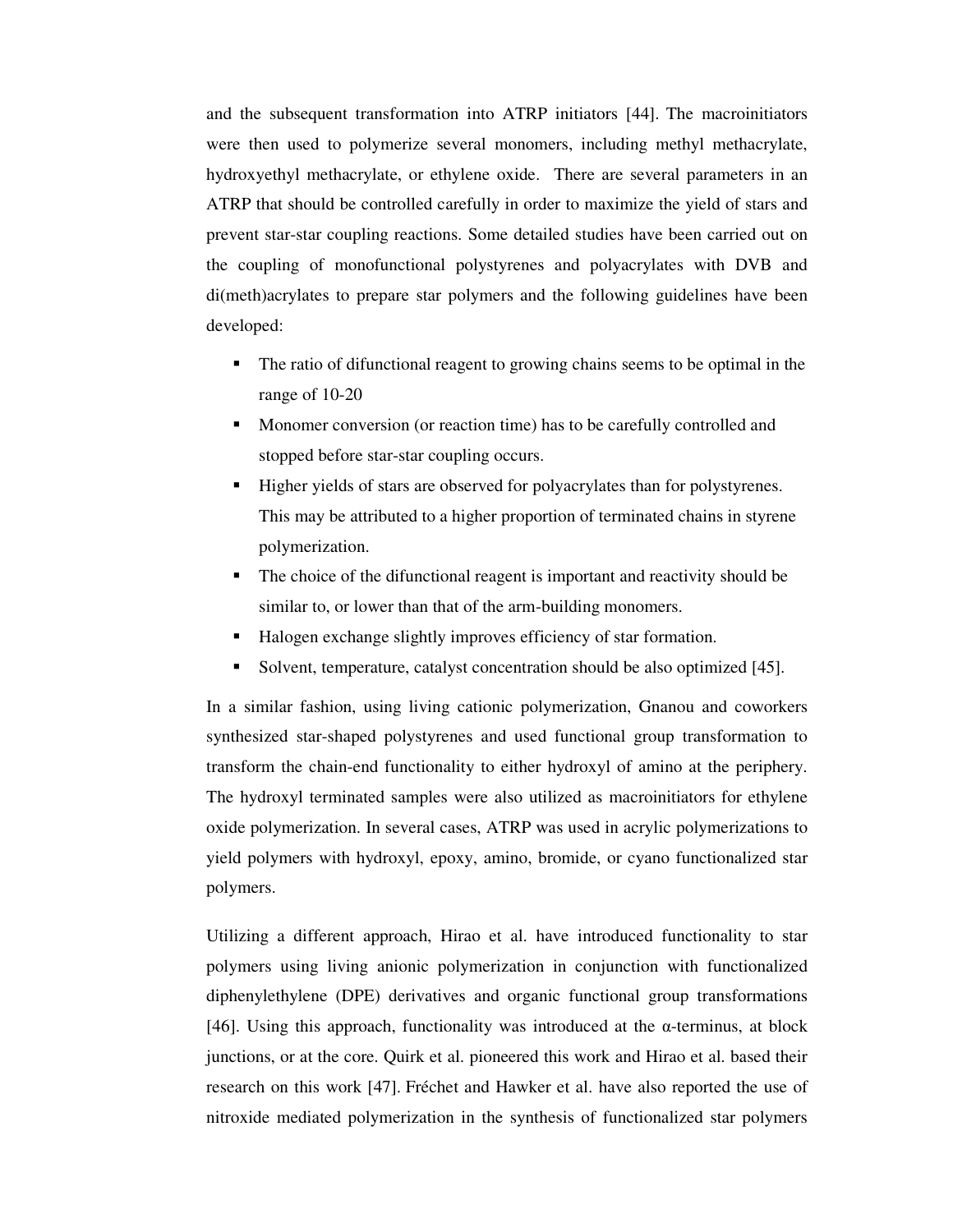and the subsequent transformation into ATRP initiators [44]. The macroinitiators were then used to polymerize several monomers, including methyl methacrylate, hydroxyethyl methacrylate, or ethylene oxide. There are several parameters in an ATRP that should be controlled carefully in order to maximize the yield of stars and prevent star-star coupling reactions. Some detailed studies have been carried out on the coupling of monofunctional polystyrenes and polyacrylates with DVB and di(meth)acrylates to prepare star polymers and the following guidelines have been developed:

- The ratio of difunctional reagent to growing chains seems to be optimal in the range of 10-20
- Monomer conversion (or reaction time) has to be carefully controlled and stopped before star-star coupling occurs.
- Higher yields of stars are observed for polyacrylates than for polystyrenes. This may be attributed to a higher proportion of terminated chains in styrene polymerization.
- The choice of the difunctional reagent is important and reactivity should be similar to, or lower than that of the arm-building monomers.
- Halogen exchange slightly improves efficiency of star formation.
- Solvent, temperature, catalyst concentration should be also optimized [45].

In a similar fashion, using living cationic polymerization, Gnanou and coworkers synthesized star-shaped polystyrenes and used functional group transformation to transform the chain-end functionality to either hydroxyl of amino at the periphery. The hydroxyl terminated samples were also utilized as macroinitiators for ethylene oxide polymerization. In several cases, ATRP was used in acrylic polymerizations to yield polymers with hydroxyl, epoxy, amino, bromide, or cyano functionalized star polymers.

Utilizing a different approach, Hirao et al. have introduced functionality to star polymers using living anionic polymerization in conjunction with functionalized diphenylethylene (DPE) derivatives and organic functional group transformations [46]. Using this approach, functionality was introduced at the α-terminus, at block junctions, or at the core. Quirk et al. pioneered this work and Hirao et al. based their research on this work [47]. Fréchet and Hawker et al. have also reported the use of nitroxide mediated polymerization in the synthesis of functionalized star polymers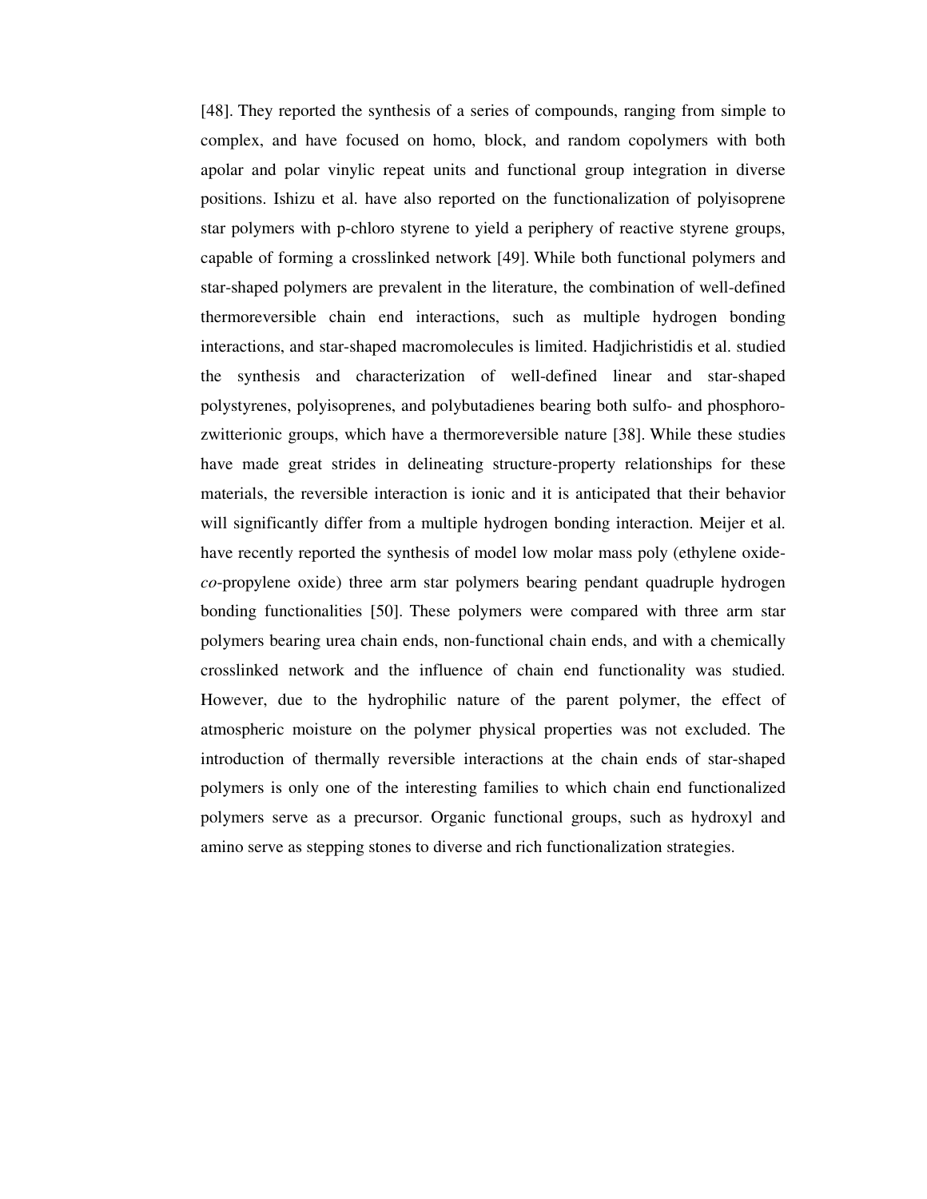[48]. They reported the synthesis of a series of compounds, ranging from simple to complex, and have focused on homo, block, and random copolymers with both apolar and polar vinylic repeat units and functional group integration in diverse positions. Ishizu et al. have also reported on the functionalization of polyisoprene star polymers with p-chloro styrene to yield a periphery of reactive styrene groups, capable of forming a crosslinked network [49]. While both functional polymers and star-shaped polymers are prevalent in the literature, the combination of well-defined thermoreversible chain end interactions, such as multiple hydrogen bonding interactions, and star-shaped macromolecules is limited. Hadjichristidis et al. studied the synthesis and characterization of well-defined linear and star-shaped polystyrenes, polyisoprenes, and polybutadienes bearing both sulfo- and phosphoro-zwitterionic groups, which have a thermoreversible nature [38]. While these studies have made great strides in delineating structure-property relationships for these materials, the reversible interaction is ionic and it is anticipated that their behavior will significantly differ from a multiple hydrogen bonding interaction. Meijer et al. have recently reported the synthesis of model low molar mass poly (ethylene oxide-*co*-propylene oxide) three arm star polymers bearing pendant quadruple hydrogen bonding functionalities [50]. These polymers were compared with three arm star polymers bearing urea chain ends, non-functional chain ends, and with a chemically crosslinked network and the influence of chain end functionality was studied. However, due to the hydrophilic nature of the parent polymer, the effect of atmospheric moisture on the polymer physical properties was not excluded. The introduction of thermally reversible interactions at the chain ends of star-shaped polymers is only one of the interesting families to which chain end functionalized polymers serve as a precursor. Organic functional groups, such as hydroxyl and amino serve as stepping stones to diverse and rich functionalization strategies.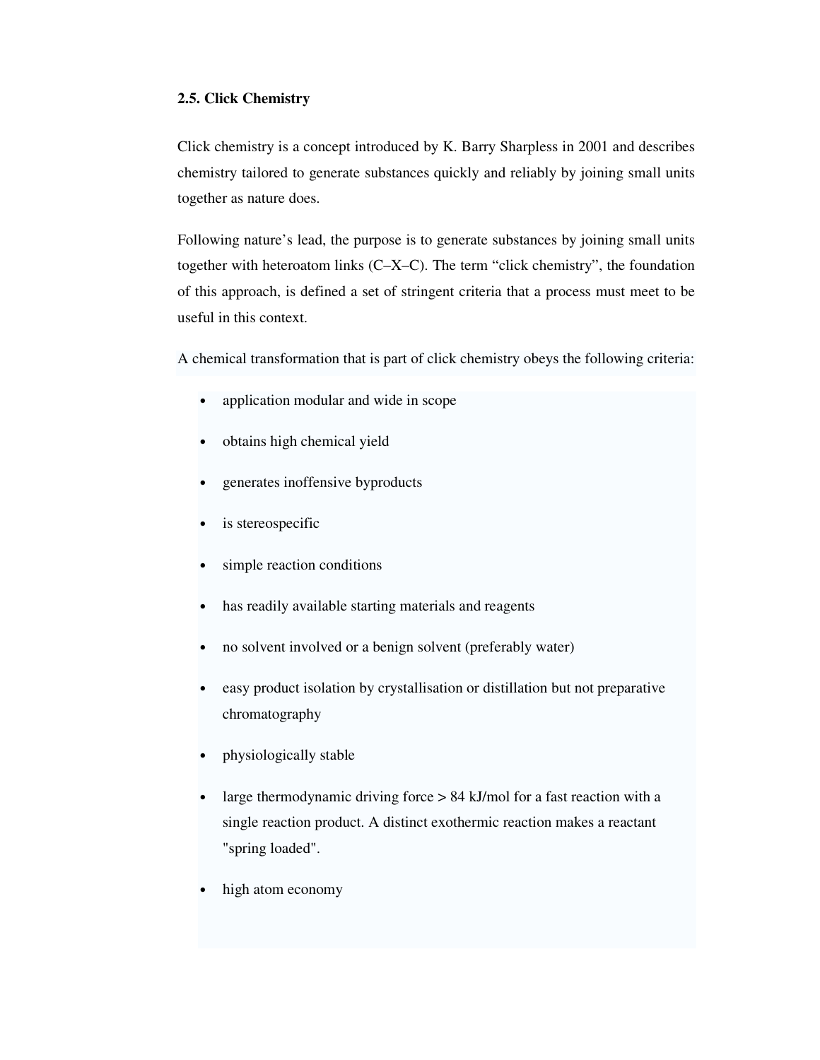## 2.5. Click Chemistry

Click chemistry is a concept introduced by K. Barry Sharpless in 2001 and describes chemistry tailored to generate substances quickly and reliably by joining small units together as nature does.

Following nature's lead, the purpose is to generate substances by joining small units together with heteroatom links (C–X–C). The term "click chemistry", the foundation of this approach, is defined a set of stringent criteria that a process must meet to be useful in this context.

A chemical transformation that is part of click chemistry obeys the following criteria:

- application modular and wide in scope
- obtains high chemical yield
- generates inoffensive byproducts
- is stereospecific
- simple reaction conditions
- has readily available starting materials and reagents
- no solvent involved or a benign solvent (preferably water)
- easy product isolation by crystallisation or distillation but not preparative chromatography
- physiologically stable
- large thermodynamic driving force > 84 kJ/mol for a fast reaction with a single reaction product. A distinct exothermic reaction makes a reactant "spring loaded".
- high atom economy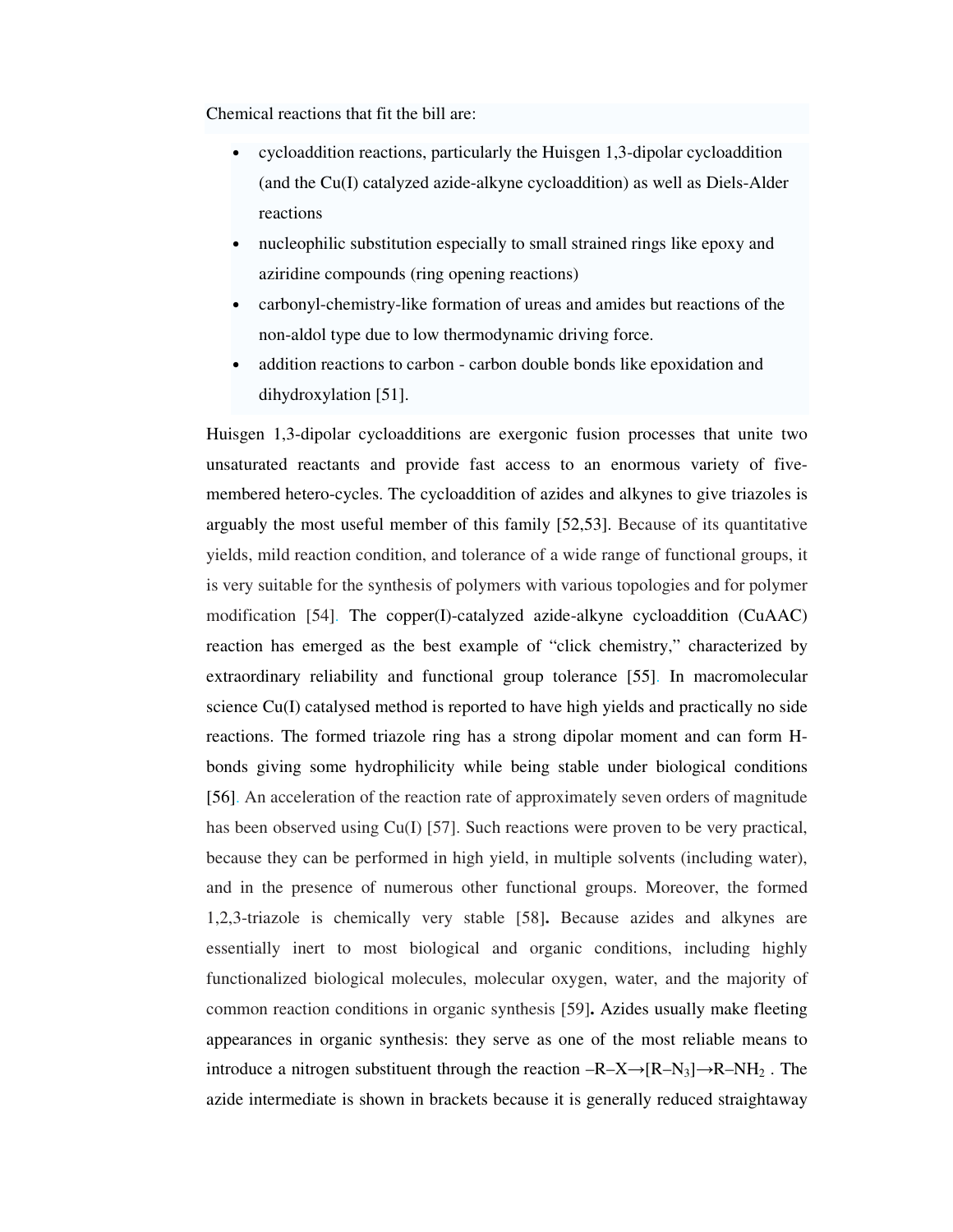Chemical reactions that fit the bill are:

- cycloaddition reactions, particularly the Huisgen 1,3-dipolar cycloaddition (and the Cu(I) catalyzed azide-alkyne cycloaddition) as well as Diels-Alder reactions
- nucleophilic substitution especially to small strained rings like epoxy and aziridine compounds (ring opening reactions)
- carbonyl-chemistry-like formation of ureas and amides but reactions of the non-aldol type due to low thermodynamic driving force.
- addition reactions to carbon - carbon double bonds like epoxidation and dihydroxylation [51].

Huisgen 1,3-dipolar cycloadditions are exergonic fusion processes that unite two unsaturated reactants and provide fast access to an enormous variety of five-membered hetero-cycles. The cycloaddition of azides and alkynes to give triazoles is arguably the most useful member of this family [52,53]. Because of its quantitative yields, mild reaction condition, and tolerance of a wide range of functional groups, it is very suitable for the synthesis of polymers with various topologies and for polymer modification [54]. The copper(I)-catalyzed azide-alkyne cycloaddition (CuAAC) reaction has emerged as the best example of "click chemistry," characterized by extraordinary reliability and functional group tolerance [55]. In macromolecular science Cu(I) catalysed method is reported to have high yields and practically no side reactions. The formed triazole ring has a strong dipolar moment and can form H-bonds giving some hydrophilicity while being stable under biological conditions [56]. An acceleration of the reaction rate of approximately seven orders of magnitude has been observed using Cu(I) [57]. Such reactions were proven to be very practical, because they can be performed in high yield, in multiple solvents (including water), and in the presence of numerous other functional groups. Moreover, the formed 1,2,3-triazole is chemically very stable [58]**.** Because azides and alkynes are essentially inert to most biological and organic conditions, including highly functionalized biological molecules, molecular oxygen, water, and the majority of common reaction conditions in organic synthesis [59]**.** Azides usually make fleeting appearances in organic synthesis: they serve as one of the most reliable means to introduce a nitrogen substituent through the reaction $–R–X \rightarrow [R–N_3] \rightarrow R–NH_2$ . The azide intermediate is shown in brackets because it is generally reduced straightaway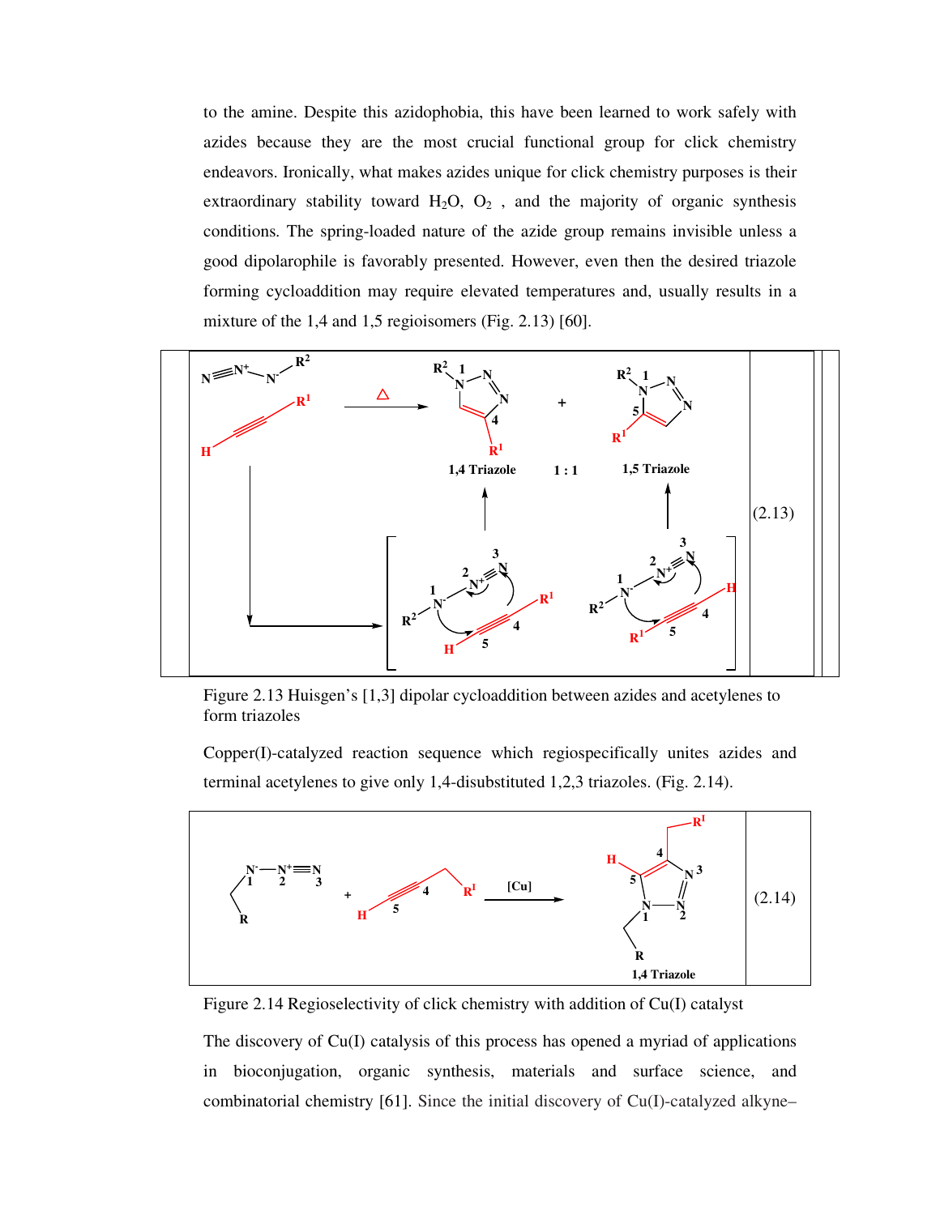to the amine. Despite this azidophobia, this have been learned to work safely with azides because they are the most crucial functional group for click chemistry endeavors. Ironically, what makes azides unique for click chemistry purposes is their extraordinary stability toward $H_2O$, $O_2$ , and the majority of organic synthesis conditions. The spring-loaded nature of the azide group remains invisible unless a good dipolarophile is favorably presented. However, even then the desired triazole forming cycloaddition may require elevated temperatures and, usually results in a mixture of the 1,4 and 1,5 regioisomers (Fig. 2.13) [60].

(2.13)

Figure 2.13 Huisgen's [1,3] dipolar cycloaddition between azides and acetylenes to form triazoles

Copper(I)-catalyzed reaction sequence which regiospecifically unites azides and terminal acetylenes to give only 1,4-disubstituted 1,2,3 triazoles. (Fig. 2.14).

(2.14)

Figure 2.14 Regioselectivity of click chemistry with addition of Cu(I) catalyst

The discovery of Cu(I) catalysis of this process has opened a myriad of applications in bioconjugation, organic synthesis, materials and surface science, and combinatorial chemistry [61]. Since the initial discovery of Cu(I)-catalyzed alkyne–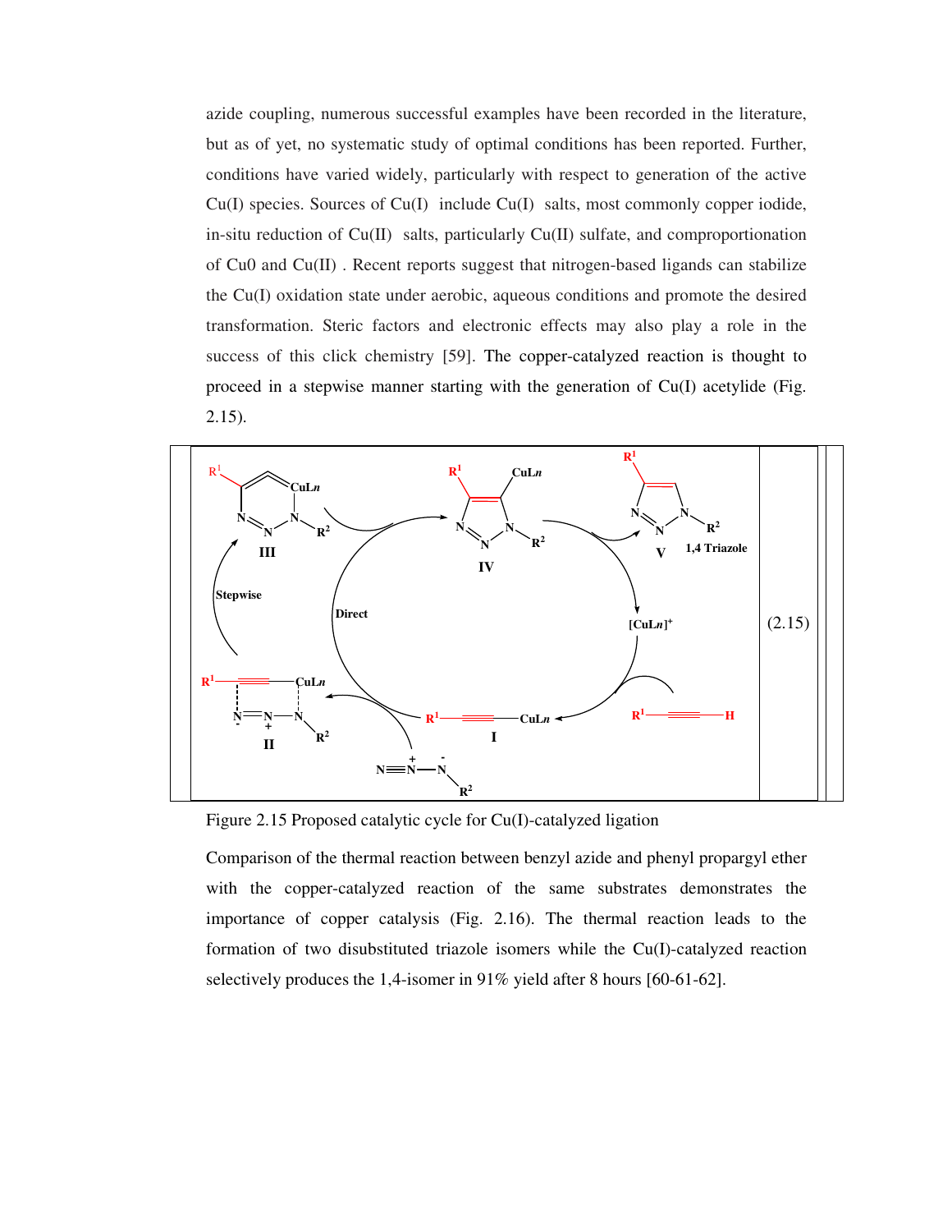azide coupling, numerous successful examples have been recorded in the literature, but as of yet, no systematic study of optimal conditions has been reported. Further, conditions have varied widely, particularly with respect to generation of the active Cu(I) species. Sources of Cu(I) include Cu(I) salts, most commonly copper iodide, in-situ reduction of Cu(II) salts, particularly Cu(II) sulfate, and comproportionation of Cu0 and Cu(II) . Recent reports suggest that nitrogen-based ligands can stabilize the Cu(I) oxidation state under aerobic, aqueous conditions and promote the desired transformation. Steric factors and electronic effects may also play a role in the success of this click chemistry [59]. The copper-catalyzed reaction is thought to proceed in a stepwise manner starting with the generation of Cu(I) acetylide (Fig. 2.15).

(2.15)

Figure 2.15 Proposed catalytic cycle for Cu(I)-catalyzed ligation

Comparison of the thermal reaction between benzyl azide and phenyl propargyl ether with the copper-catalyzed reaction of the same substrates demonstrates the importance of copper catalysis (Fig. 2.16). The thermal reaction leads to the formation of two disubstituted triazole isomers while the Cu(I)-catalyzed reaction selectively produces the 1,4-isomer in 91% yield after 8 hours [60-61-62].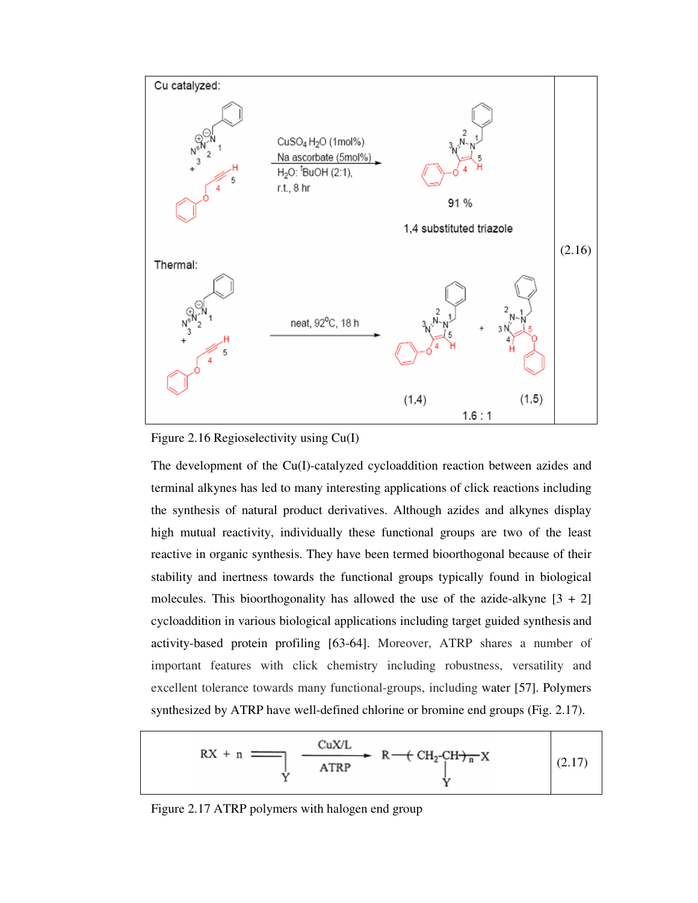Figure 2.16 Regioselectivity using Cu(I)

The development of the Cu(I)-catalyzed cycloaddition reaction between azides and terminal alkynes has led to many interesting applications of click reactions including the synthesis of natural product derivatives. Although azides and alkynes display high mutual reactivity, individually these functional groups are two of the least reactive in organic synthesis. They have been termed bioorthogonal because of their stability and inertness towards the functional groups typically found in biological molecules. This bioorthogonality has allowed the use of the azide-alkyne [3 + 2] cycloaddition in various biological applications including target guided synthesis and activity-based protein profiling [63-64]. Moreover, ATRP shares a number of important features with click chemistry including robustness, versatility and excellent tolerance towards many functional-groups, including water [57]. Polymers synthesized by ATRP have well-defined chlorine or bromine end groups (Fig. 2.17).

$$RX + n\ CH_2{=}CH(Y) \xrightarrow[\text{ATRP}]{\text{CuX/L}} R{-}\!\left(CH_2{-}CH(Y)\right)_n\!{-}X \qquad (2.17)$$

Figure 2.17 ATRP polymers with halogen end group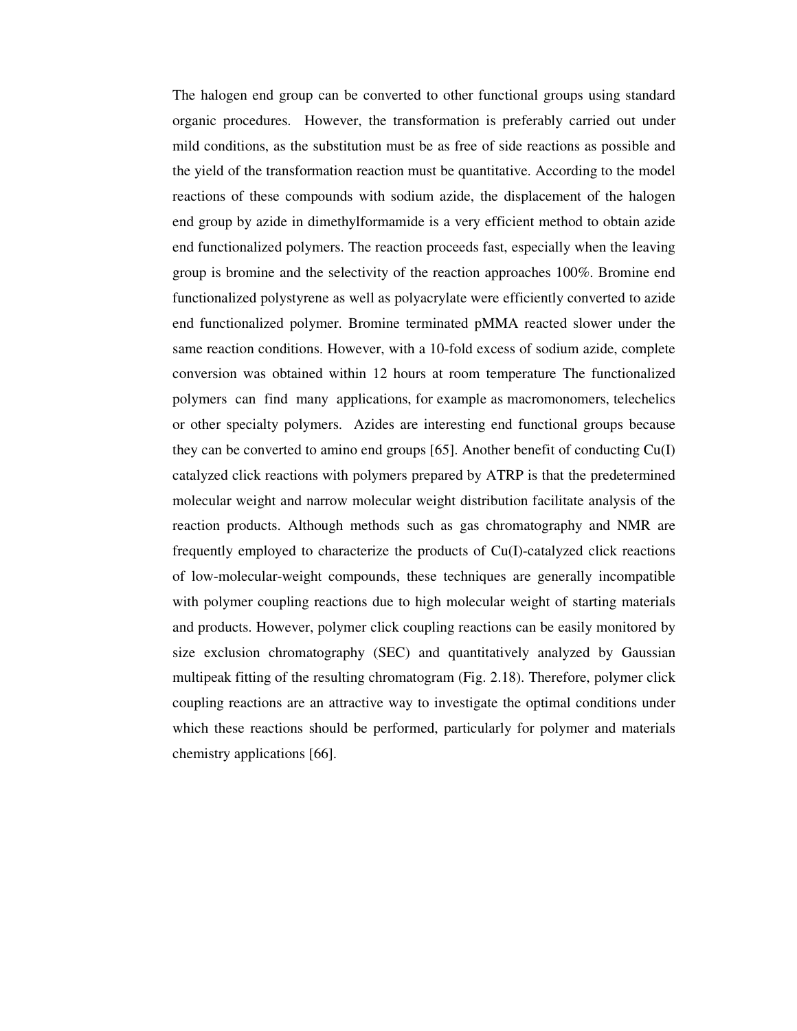The halogen end group can be converted to other functional groups using standard organic procedures. However, the transformation is preferably carried out under mild conditions, as the substitution must be as free of side reactions as possible and the yield of the transformation reaction must be quantitative. According to the model reactions of these compounds with sodium azide, the displacement of the halogen end group by azide in dimethylformamide is a very efficient method to obtain azide end functionalized polymers. The reaction proceeds fast, especially when the leaving group is bromine and the selectivity of the reaction approaches 100%. Bromine end functionalized polystyrene as well as polyacrylate were efficiently converted to azide end functionalized polymer. Bromine terminated pMMA reacted slower under the same reaction conditions. However, with a 10-fold excess of sodium azide, complete conversion was obtained within 12 hours at room temperature The functionalized polymers can find many applications, for example as macromonomers, telechelics or other specialty polymers. Azides are interesting end functional groups because they can be converted to amino end groups [65]. Another benefit of conducting Cu(I) catalyzed click reactions with polymers prepared by ATRP is that the predetermined molecular weight and narrow molecular weight distribution facilitate analysis of the reaction products. Although methods such as gas chromatography and NMR are frequently employed to characterize the products of Cu(I)-catalyzed click reactions of low-molecular-weight compounds, these techniques are generally incompatible with polymer coupling reactions due to high molecular weight of starting materials and products. However, polymer click coupling reactions can be easily monitored by size exclusion chromatography (SEC) and quantitatively analyzed by Gaussian multipeak fitting of the resulting chromatogram (Fig. 2.18). Therefore, polymer click coupling reactions are an attractive way to investigate the optimal conditions under which these reactions should be performed, particularly for polymer and materials chemistry applications [66].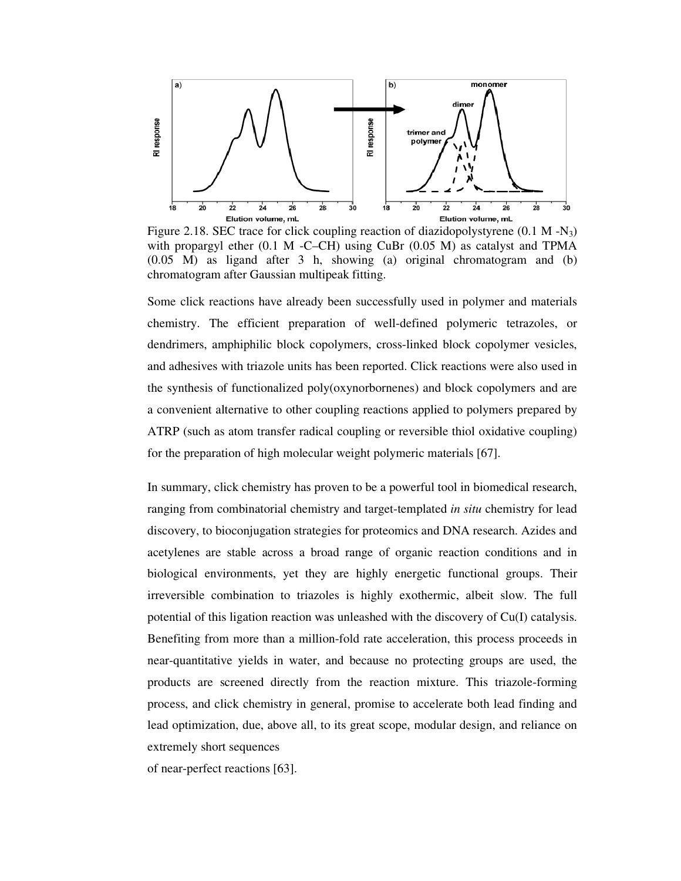Figure 2.18. SEC trace for click coupling reaction of diazidopolystyrene (0.1 M -$N_3$) with propargyl ether (0.1 M -C–CH) using CuBr (0.05 M) as catalyst and TPMA (0.05 M) as ligand after 3 h, showing (a) original chromatogram and (b) chromatogram after Gaussian multipeak fitting.

Some click reactions have already been successfully used in polymer and materials chemistry. The efficient preparation of well-defined polymeric tetrazoles, or dendrimers, amphiphilic block copolymers, cross-linked block copolymer vesicles, and adhesives with triazole units has been reported. Click reactions were also used in the synthesis of functionalized poly(oxynorbornenes) and block copolymers and are a convenient alternative to other coupling reactions applied to polymers prepared by ATRP (such as atom transfer radical coupling or reversible thiol oxidative coupling) for the preparation of high molecular weight polymeric materials [67].

In summary, click chemistry has proven to be a powerful tool in biomedical research, ranging from combinatorial chemistry and target-templated *in situ* chemistry for lead discovery, to bioconjugation strategies for proteomics and DNA research. Azides and acetylenes are stable across a broad range of organic reaction conditions and in biological environments, yet they are highly energetic functional groups. Their irreversible combination to triazoles is highly exothermic, albeit slow. The full potential of this ligation reaction was unleashed with the discovery of Cu(I) catalysis. Benefiting from more than a million-fold rate acceleration, this process proceeds in near-quantitative yields in water, and because no protecting groups are used, the products are screened directly from the reaction mixture. This triazole-forming process, and click chemistry in general, promise to accelerate both lead finding and lead optimization, due, above all, to its great scope, modular design, and reliance on extremely short sequences of near-perfect reactions [63].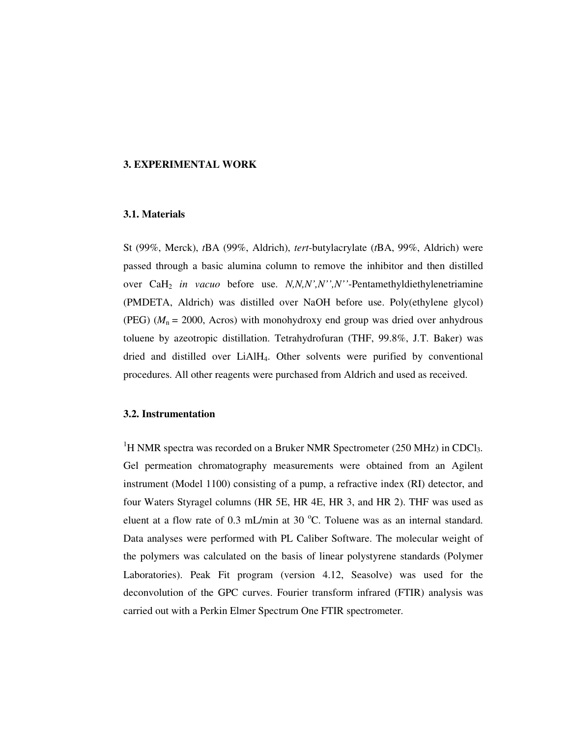# 3. EXPERIMENTAL WORK

## 3.1. Materials

St (99%, Merck), *t*BA (99%, Aldrich), *tert*-butylacrylate (*t*BA, 99%, Aldrich) were passed through a basic alumina column to remove the inhibitor and then distilled over $CaH_2$ *in vacuo* before use. *N,N,N',N'',N''*-Pentamethyldiethylenetriamine (PMDETA, Aldrich) was distilled over NaOH before use. Poly(ethylene glycol) (PEG) ($M_n$ = 2000, Acros) with monohydroxy end group was dried over anhydrous toluene by azeotropic distillation. Tetrahydrofuran (THF, 99.8%, J.T. Baker) was dried and distilled over $LiAlH_4$. Other solvents were purified by conventional procedures. All other reagents were purchased from Aldrich and used as received.

## 3.2. Instrumentation

$^1$H NMR spectra was recorded on a Bruker NMR Spectrometer (250 MHz) in $CDCl_3$. Gel permeation chromatography measurements were obtained from an Agilent instrument (Model 1100) consisting of a pump, a refractive index (RI) detector, and four Waters Styragel columns (HR 5E, HR 4E, HR 3, and HR 2). THF was used as eluent at a flow rate of 0.3 mL/min at 30 $^o$C. Toluene was as an internal standard. Data analyses were performed with PL Caliber Software. The molecular weight of the polymers was calculated on the basis of linear polystyrene standards (Polymer Laboratories). Peak Fit program (version 4.12, Seasolve) was used for the deconvolution of the GPC curves. Fourier transform infrared (FTIR) analysis was carried out with a Perkin Elmer Spectrum One FTIR spectrometer.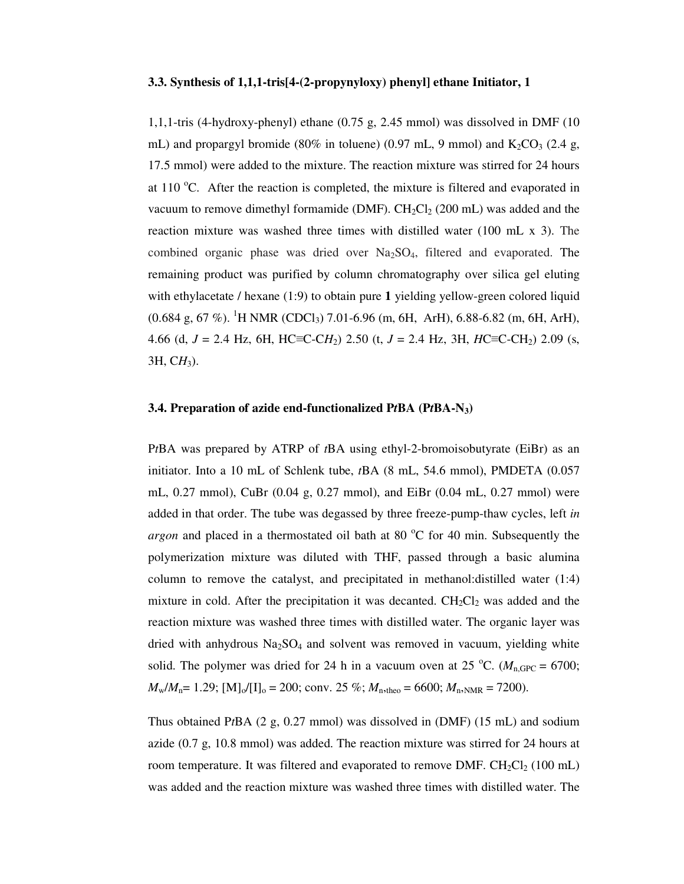### 3.3. Synthesis of 1,1,1-tris[4-(2-propynyloxy) phenyl] ethane Initiator, 1

1,1,1-tris (4-hydroxy-phenyl) ethane (0.75 g, 2.45 mmol) was dissolved in DMF (10 mL) and propargyl bromide (80% in toluene) (0.97 mL, 9 mmol) and $K_2CO_3$ (2.4 g, 17.5 mmol) were added to the mixture. The reaction mixture was stirred for 24 hours at 110 °C. After the reaction is completed, the mixture is filtered and evaporated in vacuum to remove dimethyl formamide (DMF). $CH_2Cl_2$ (200 mL) was added and the reaction mixture was washed three times with distilled water (100 mL x 3). The combined organic phase was dried over $Na_2SO_4$, filtered and evaporated. The remaining product was purified by column chromatography over silica gel eluting with ethylacetate / hexane (1:9) to obtain pure **1** yielding yellow-green colored liquid (0.684 g, 67 %). $^1$H NMR ($CDCl_3$) 7.01-6.96 (m, 6H, ArH), 6.88-6.82 (m, 6H, ArH), 4.66 (d, *J* = 2.4 Hz, 6H, HC≡C-C*H*$_2$) 2.50 (t, *J* = 2.4 Hz, 3H, *H*C≡C-CH$_2$) 2.09 (s, 3H, C*H*$_3$).

### 3.4. Preparation of azide end-functionalized P*t*BA (P*t*BA-N$_3$)

P*t*BA was prepared by ATRP of *t*BA using ethyl-2-bromoisobutyrate (EiBr) as an initiator. Into a 10 mL of Schlenk tube, *t*BA (8 mL, 54.6 mmol), PMDETA (0.057 mL, 0.27 mmol), CuBr (0.04 g, 0.27 mmol), and EiBr (0.04 mL, 0.27 mmol) were added in that order. The tube was degassed by three freeze-pump-thaw cycles, left *in argon* and placed in a thermostated oil bath at 80 °C for 40 min. Subsequently the polymerization mixture was diluted with THF, passed through a basic alumina column to remove the catalyst, and precipitated in methanol:distilled water (1:4) mixture in cold. After the precipitation it was decanted. $CH_2Cl_2$ was added and the reaction mixture was washed three times with distilled water. The organic layer was dried with anhydrous $Na_2SO_4$ and solvent was removed in vacuum, yielding white solid. The polymer was dried for 24 h in a vacuum oven at 25 °C. ($M_{n,GPC}$ = 6700; $M_w/M_n$= 1.29; $[M]_o/[I]_o$ = 200; conv. 25 %; $M_{n,theo}$ = 6600; $M_{n,NMR}$ = 7200).

Thus obtained P*t*BA (2 g, 0.27 mmol) was dissolved in (DMF) (15 mL) and sodium azide (0.7 g, 10.8 mmol) was added. The reaction mixture was stirred for 24 hours at room temperature. It was filtered and evaporated to remove DMF. $CH_2Cl_2$ (100 mL) was added and the reaction mixture was washed three times with distilled water. The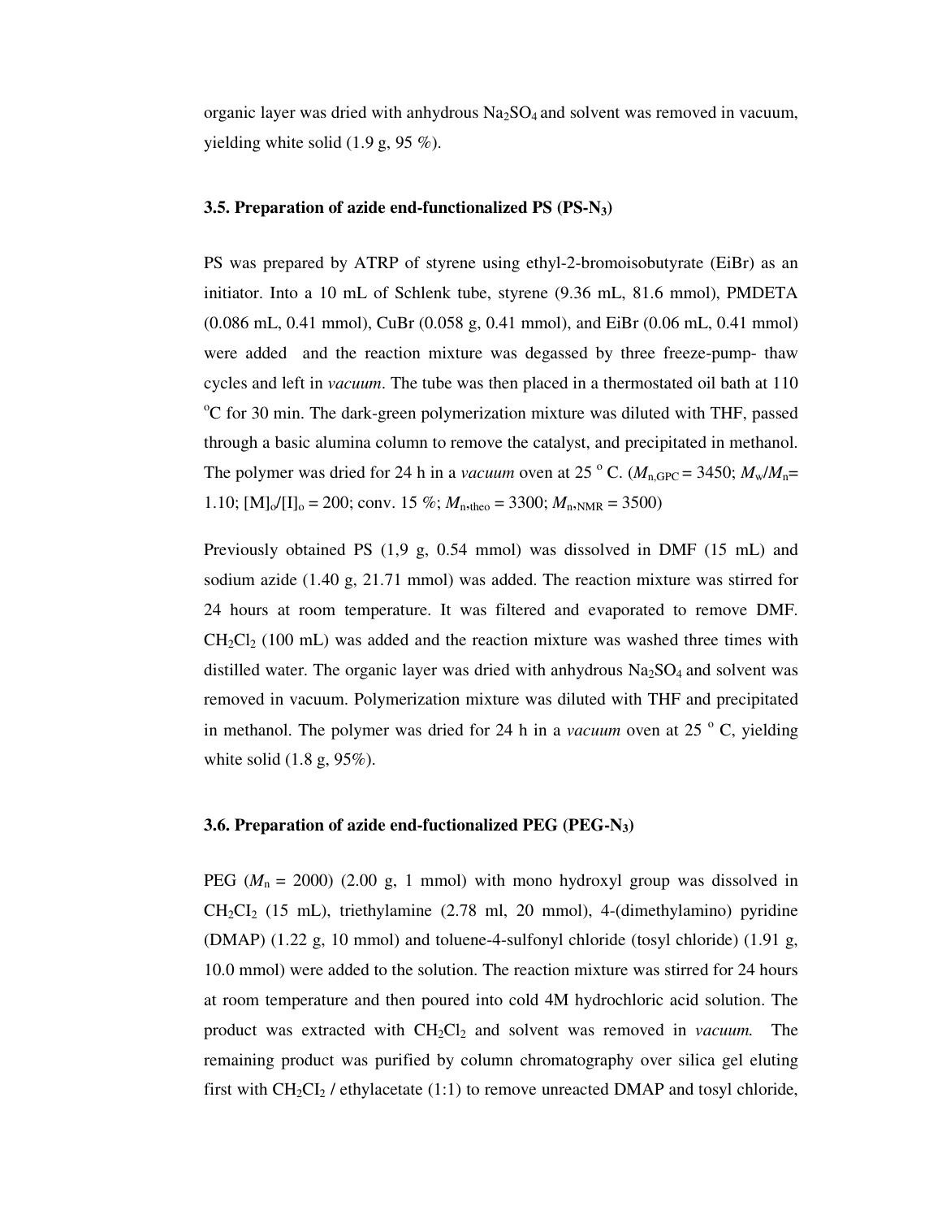organic layer was dried with anhydrous $Na_2SO_4$ and solvent was removed in vacuum, yielding white solid (1.9 g, 95 %).

### 3.5. Preparation of azide end-functionalized PS (PS-$N_3$)

PS was prepared by ATRP of styrene using ethyl-2-bromoisobutyrate (EiBr) as an initiator. Into a 10 mL of Schlenk tube, styrene (9.36 mL, 81.6 mmol), PMDETA (0.086 mL, 0.41 mmol), CuBr (0.058 g, 0.41 mmol), and EiBr (0.06 mL, 0.41 mmol) were added and the reaction mixture was degassed by three freeze-pump- thaw cycles and left in *vacuum*. The tube was then placed in a thermostated oil bath at 110 $^{o}$C for 30 min. The dark-green polymerization mixture was diluted with THF, passed through a basic alumina column to remove the catalyst, and precipitated in methanol. The polymer was dried for 24 h in a *vacuum* oven at 25 $^{o}$ C. ($M_{n,GPC}$ = 3450; $M_w/M_n$= 1.10; $[M]_o/[I]_o$ = 200; conv. 15 %; $M_{n,theo}$ = 3300; $M_{n,NMR}$ = 3500)

Previously obtained PS (1,9 g, 0.54 mmol) was dissolved in DMF (15 mL) and sodium azide (1.40 g, 21.71 mmol) was added. The reaction mixture was stirred for 24 hours at room temperature. It was filtered and evaporated to remove DMF. $CH_2Cl_2$ (100 mL) was added and the reaction mixture was washed three times with distilled water. The organic layer was dried with anhydrous $Na_2SO_4$ and solvent was removed in vacuum. Polymerization mixture was diluted with THF and precipitated in methanol. The polymer was dried for 24 h in a *vacuum* oven at 25 $^{o}$ C, yielding white solid (1.8 g, 95%).

### 3.6. Preparation of azide end-fuctionalized PEG (PEG-$N_3$)

PEG ($M_n$ = 2000) (2.00 g, 1 mmol) with mono hydroxyl group was dissolved in $CH_2CI_2$ (15 mL), triethylamine (2.78 ml, 20 mmol), 4-(dimethylamino) pyridine (DMAP) (1.22 g, 10 mmol) and toluene-4-sulfonyl chloride (tosyl chloride) (1.91 g, 10.0 mmol) were added to the solution. The reaction mixture was stirred for 24 hours at room temperature and then poured into cold 4M hydrochloric acid solution. The product was extracted with $CH_2Cl_2$ and solvent was removed in *vacuum.* The remaining product was purified by column chromatography over silica gel eluting first with $CH_2CI_2$ / ethylacetate (1:1) to remove unreacted DMAP and tosyl chloride,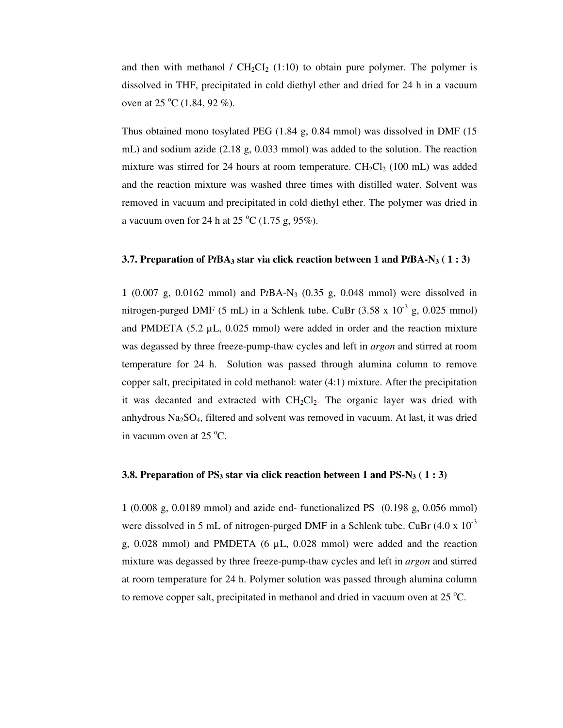and then with methanol / $CH_2CI_2$ (1:10) to obtain pure polymer. The polymer is dissolved in THF, precipitated in cold diethyl ether and dried for 24 h in a vacuum oven at 25 $^{o}$C (1.84, 92 %).

Thus obtained mono tosylated PEG (1.84 g, 0.84 mmol) was dissolved in DMF (15 mL) and sodium azide (2.18 g, 0.033 mmol) was added to the solution. The reaction mixture was stirred for 24 hours at room temperature. $CH_2Cl_2$ (100 mL) was added and the reaction mixture was washed three times with distilled water. Solvent was removed in vacuum and precipitated in cold diethyl ether. The polymer was dried in a vacuum oven for 24 h at 25 $^{o}$C (1.75 g, 95%).

### 3.7. Preparation of P*t*BA$_3$ star via click reaction between 1 and P*t*BA-N$_3$ ( 1 : 3)

**1** (0.007 g, 0.0162 mmol) and P*t*BA-N$_3$ (0.35 g, 0.048 mmol) were dissolved in nitrogen-purged DMF (5 mL) in a Schlenk tube. CuBr ($3.58 \times 10^{-3}$ g, 0.025 mmol) and PMDETA (5.2 µL, 0.025 mmol) were added in order and the reaction mixture was degassed by three freeze-pump-thaw cycles and left in *argon* and stirred at room temperature for 24 h. Solution was passed through alumina column to remove copper salt, precipitated in cold methanol: water (4:1) mixture. After the precipitation it was decanted and extracted with $CH_2Cl_2$. The organic layer was dried with anhydrous $Na_2SO_4$, filtered and solvent was removed in vacuum. At last, it was dried in vacuum oven at 25 $^{o}$C.

### 3.8. Preparation of PS$_3$ star via click reaction between 1 and PS-N$_3$ ( 1 : 3)

**1** (0.008 g, 0.0189 mmol) and azide end- functionalized PS (0.198 g, 0.056 mmol) were dissolved in 5 mL of nitrogen-purged DMF in a Schlenk tube. CuBr ($4.0 \times 10^{-3}$ g, 0.028 mmol) and PMDETA (6 µL, 0.028 mmol) were added and the reaction mixture was degassed by three freeze-pump-thaw cycles and left in *argon* and stirred at room temperature for 24 h. Polymer solution was passed through alumina column to remove copper salt, precipitated in methanol and dried in vacuum oven at 25 $^{o}$C.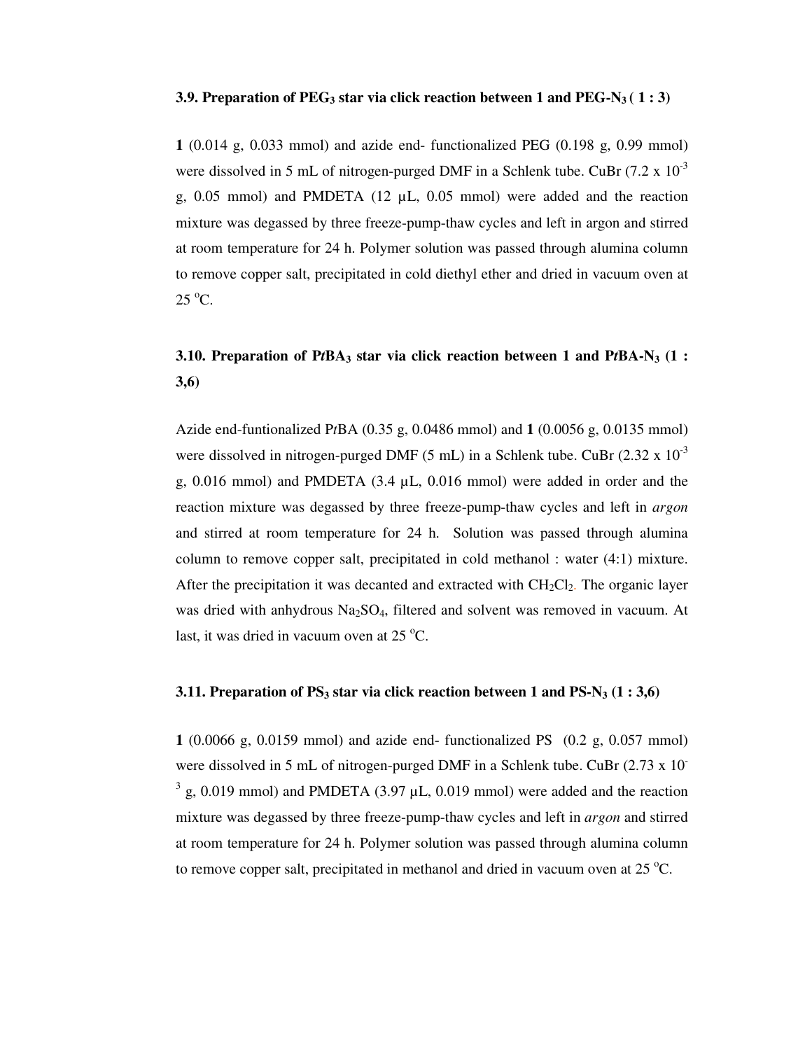### 3.9. Preparation of $PEG_3$ star via click reaction between 1 and $PEG\text{-}N_3$ ( 1 : 3)

**1** (0.014 g, 0.033 mmol) and azide end- functionalized PEG (0.198 g, 0.99 mmol) were dissolved in 5 mL of nitrogen-purged DMF in a Schlenk tube. CuBr ($7.2 \times 10^{-3}$ g, 0.05 mmol) and PMDETA (12 µL, 0.05 mmol) were added and the reaction mixture was degassed by three freeze-pump-thaw cycles and left in argon and stirred at room temperature for 24 h. Polymer solution was passed through alumina column to remove copper salt, precipitated in cold diethyl ether and dried in vacuum oven at 25 °C.

### 3.10. Preparation of P*t*$BA_3$ star via click reaction between 1 and P*t*$BA\text{-}N_3$ (1 : 3,6)

Azide end-funtionalized P*t*BA (0.35 g, 0.0486 mmol) and **1** (0.0056 g, 0.0135 mmol) were dissolved in nitrogen-purged DMF (5 mL) in a Schlenk tube. CuBr ($2.32 \times 10^{-3}$ g, 0.016 mmol) and PMDETA (3.4 µL, 0.016 mmol) were added in order and the reaction mixture was degassed by three freeze-pump-thaw cycles and left in *argon* and stirred at room temperature for 24 h. Solution was passed through alumina column to remove copper salt, precipitated in cold methanol : water (4:1) mixture. After the precipitation it was decanted and extracted with $CH_2Cl_2$. The organic layer was dried with anhydrous $Na_2SO_4$, filtered and solvent was removed in vacuum. At last, it was dried in vacuum oven at 25 °C.

### 3.11. Preparation of $PS_3$ star via click reaction between 1 and $PS\text{-}N_3$ (1 : 3,6)

**1** (0.0066 g, 0.0159 mmol) and azide end- functionalized PS (0.2 g, 0.057 mmol) were dissolved in 5 mL of nitrogen-purged DMF in a Schlenk tube. CuBr ($2.73 \times 10^{-3}$ g, 0.019 mmol) and PMDETA (3.97 µL, 0.019 mmol) were added and the reaction mixture was degassed by three freeze-pump-thaw cycles and left in *argon* and stirred at room temperature for 24 h. Polymer solution was passed through alumina column to remove copper salt, precipitated in methanol and dried in vacuum oven at 25 °C.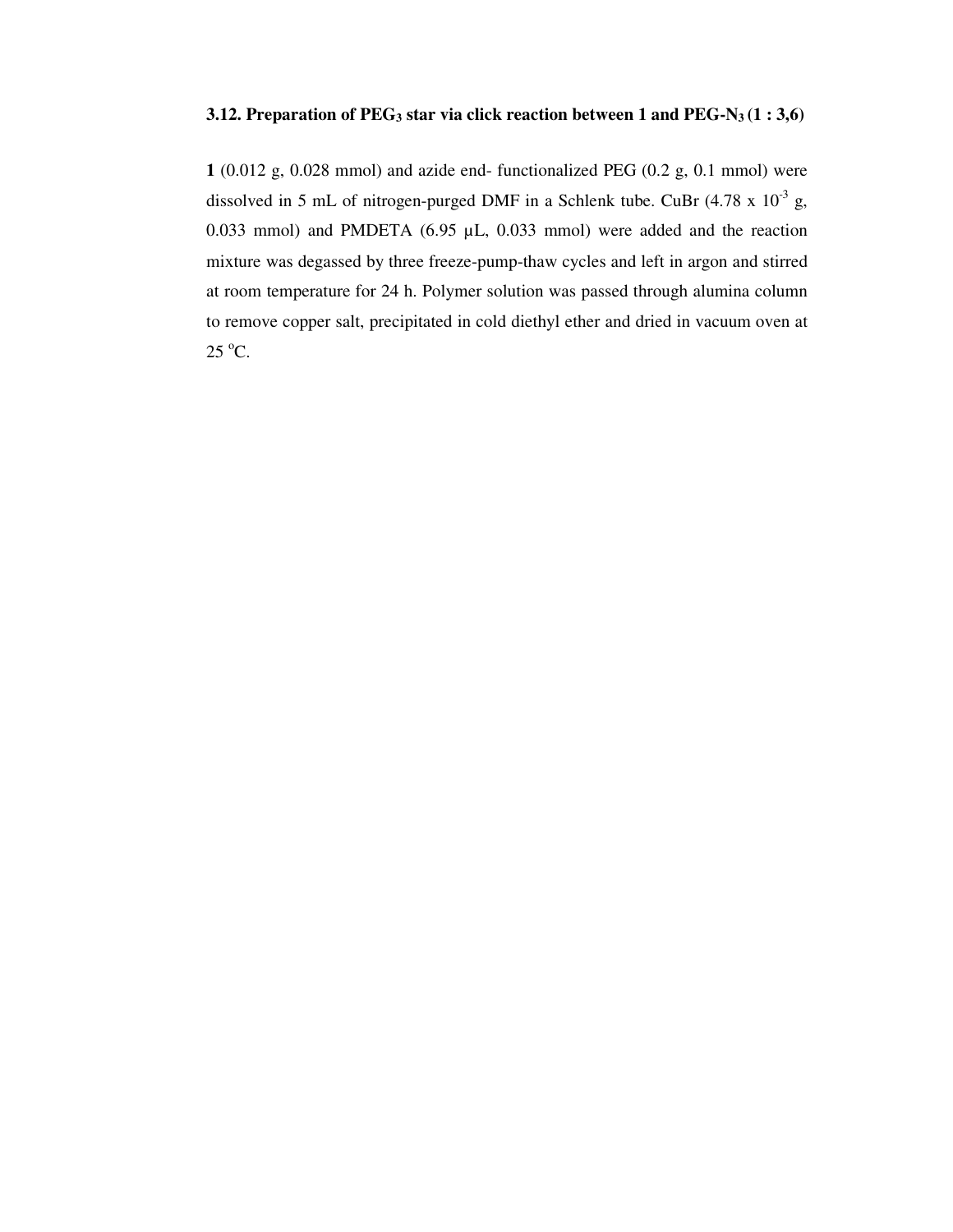### 3.12. Preparation of $PEG_3$ star via click reaction between 1 and $PEG\text{-}N_3$ (1 : 3,6)

**1** (0.012 g, 0.028 mmol) and azide end- functionalized PEG (0.2 g, 0.1 mmol) were dissolved in 5 mL of nitrogen-purged DMF in a Schlenk tube. CuBr ($4.78 \times 10^{-3}$ g, 0.033 mmol) and PMDETA (6.95 µL, 0.033 mmol) were added and the reaction mixture was degassed by three freeze-pump-thaw cycles and left in argon and stirred at room temperature for 24 h. Polymer solution was passed through alumina column to remove copper salt, precipitated in cold diethyl ether and dried in vacuum oven at 25 $^{o}$C.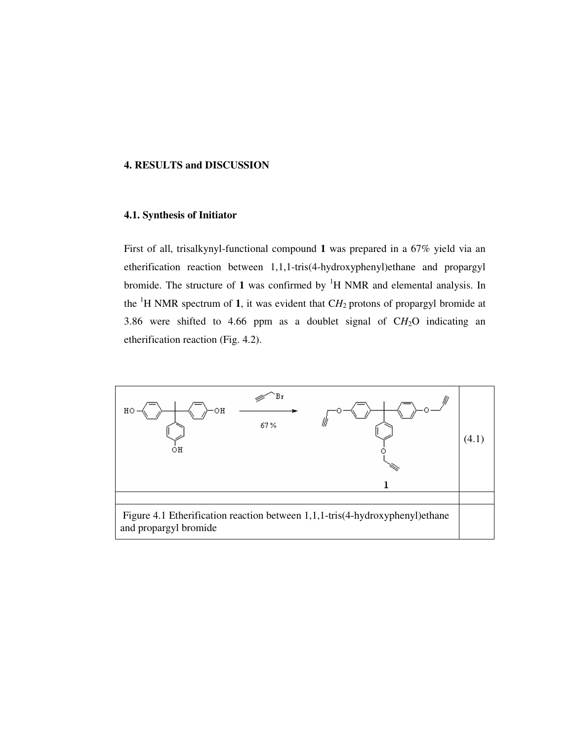# 4. RESULTS and DISCUSSION

## 4.1. Synthesis of Initiator

First of all, trisalkynyl-functional compound **1** was prepared in a 67% yield via an etherification reaction between 1,1,1-tris(4-hydroxyphenyl)ethane and propargyl bromide. The structure of **1** was confirmed by $^1$H NMR and elemental analysis. In the $^1$H NMR spectrum of **1**, it was evident that C$H_2$ protons of propargyl bromide at 3.86 were shifted to 4.66 ppm as a doublet signal of C$H_2$O indicating an etherification reaction (Fig. 4.2).

(4.1)

Figure 4.1 Etherification reaction between 1,1,1-tris(4-hydroxyphenyl)ethane and propargyl bromide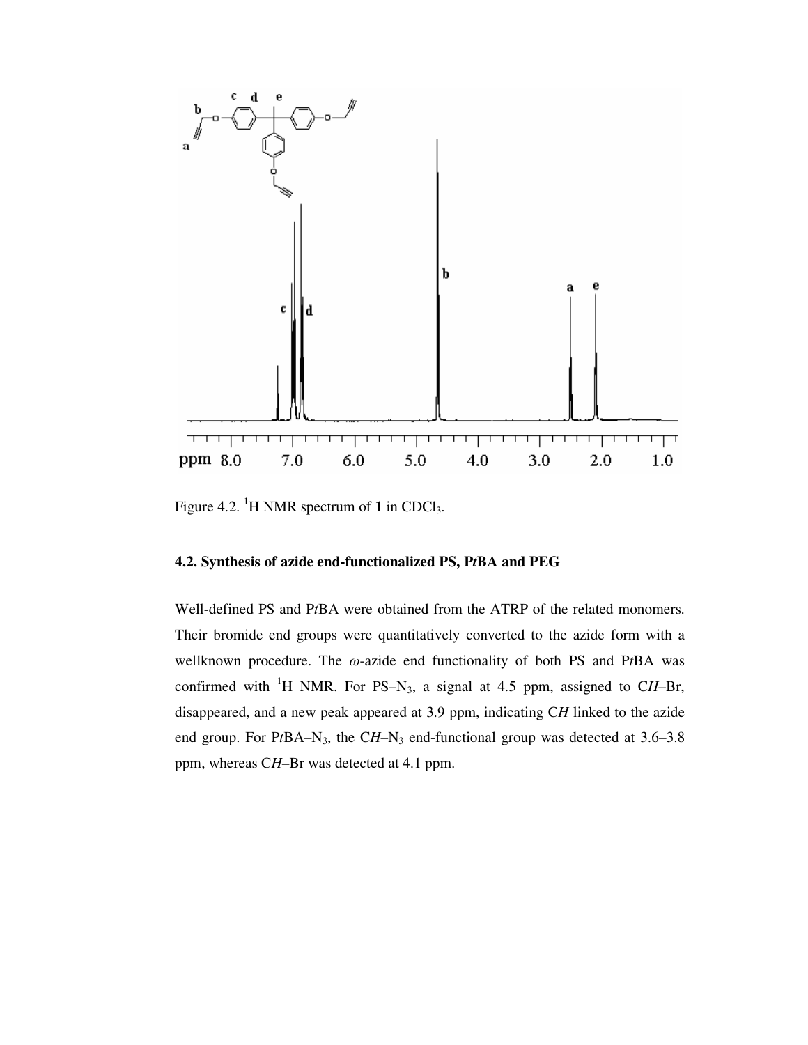Figure 4.2. $^{1}$H NMR spectrum of **1** in $CDCl_3$.

### 4.2. Synthesis of azide end-functionalized PS, P*t*BA and PEG

Well-defined PS and P*t*BA were obtained from the ATRP of the related monomers. Their bromide end groups were quantitatively converted to the azide form with a wellknown procedure. The $\omega$-azide end functionality of both PS and P*t*BA was confirmed with $^{1}$H NMR. For PS–$N_3$, a signal at 4.5 ppm, assigned to C*H*–Br, disappeared, and a new peak appeared at 3.9 ppm, indicating C*H* linked to the azide end group. For P*t*BA–$N_3$, the C*H*–$N_3$ end-functional group was detected at 3.6–3.8 ppm, whereas C*H*–Br was detected at 4.1 ppm.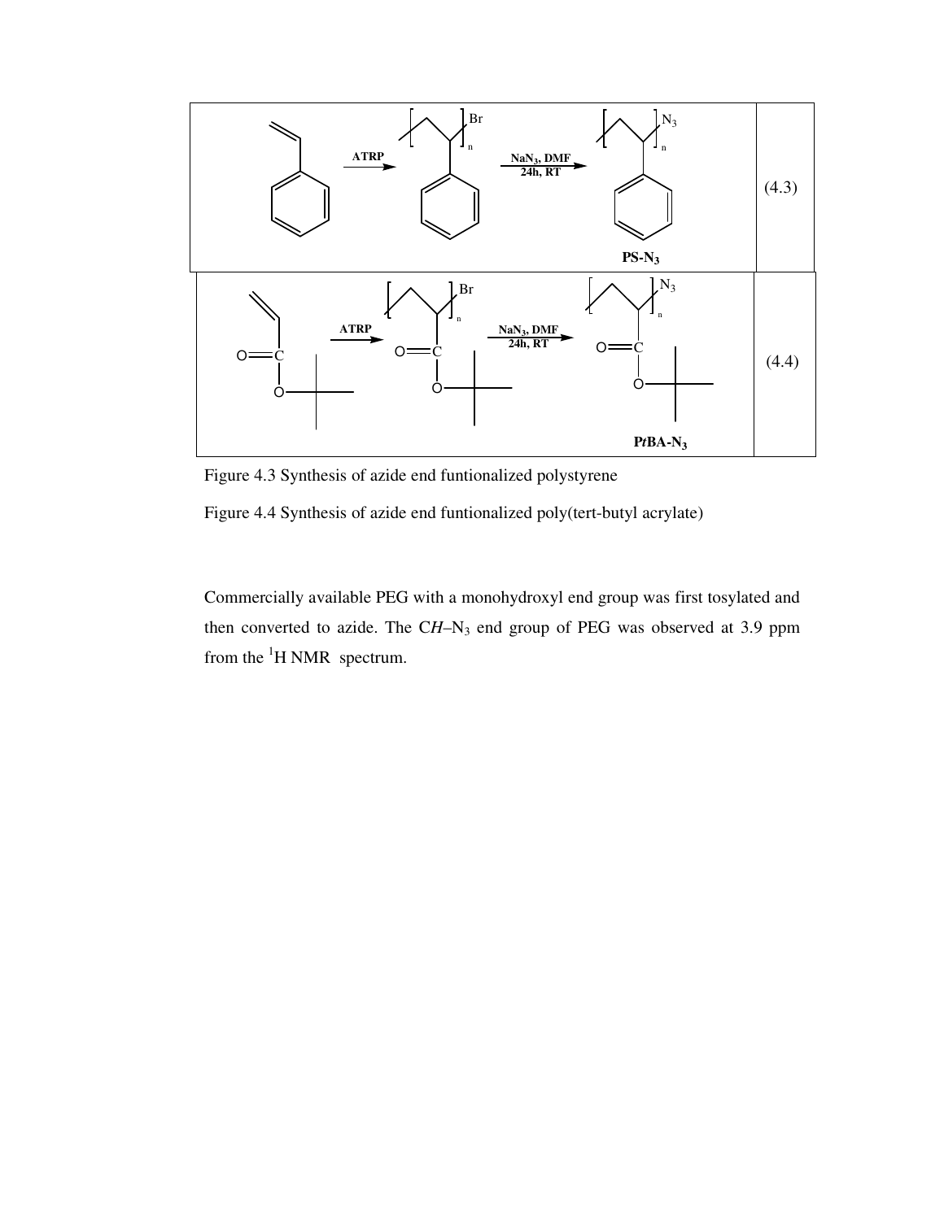| | |
|---|---|
| Styrene $\xrightarrow{\text{ATRP}}$ PS-Br $\xrightarrow{\text{NaN}_3\text{, DMF, 24h, RT}}$ **PS-N$_3$** | (4.3) |
| tert-Butyl acrylate $\xrightarrow{\text{ATRP}}$ P*t*BA-Br $\xrightarrow{\text{NaN}_3\text{, DMF, 24h, RT}}$ **P*t*BA-N$_3$** | (4.4) |

Figure 4.3 Synthesis of azide end funtionalized polystyrene

Figure 4.4 Synthesis of azide end funtionalized poly(tert-butyl acrylate)

Commercially available PEG with a monohydroxyl end group was first tosylated and then converted to azide. The C*H*–$N_3$ end group of PEG was observed at 3.9 ppm from the $^1$H NMR spectrum.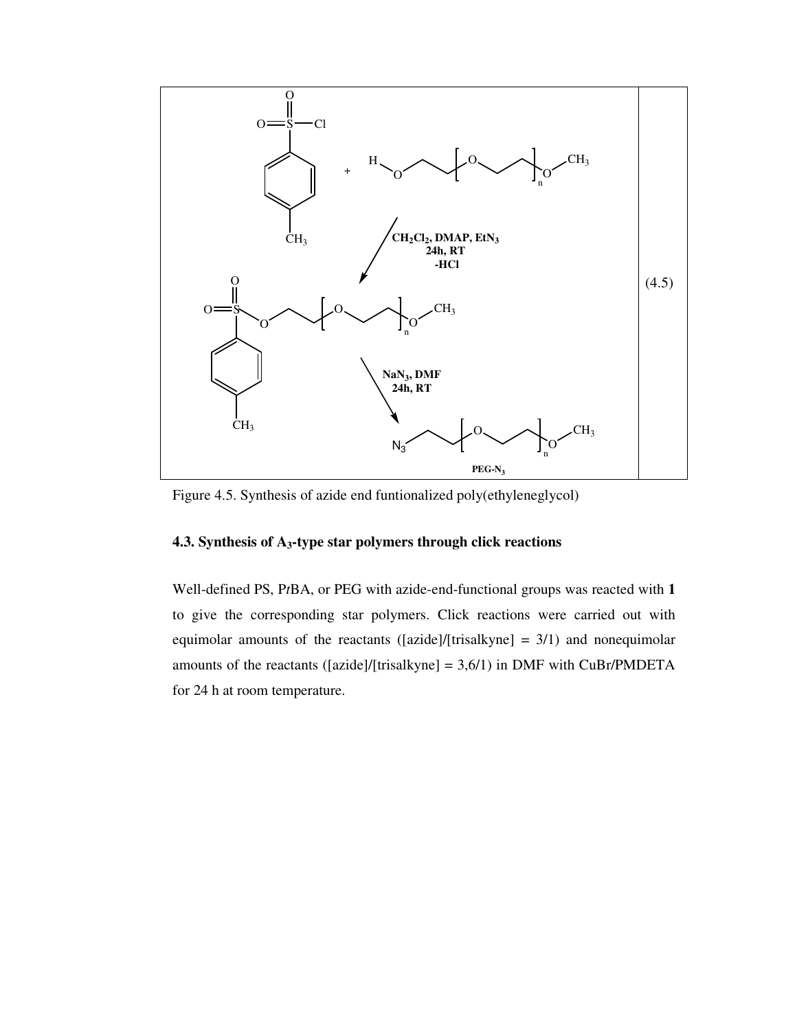(4.5)

Figure 4.5. Synthesis of azide end funtionalized poly(ethyleneglycol)

### 4.3. Synthesis of $A_3$-type star polymers through click reactions

Well-defined PS, P*t*BA, or PEG with azide-end-functional groups was reacted with **1** to give the corresponding star polymers. Click reactions were carried out with equimolar amounts of the reactants ([azide]/[trisalkyne] = 3/1) and nonequimolar amounts of the reactants ([azide]/[trisalkyne] = 3,6/1) in DMF with CuBr/PMDETA for 24 h at room temperature.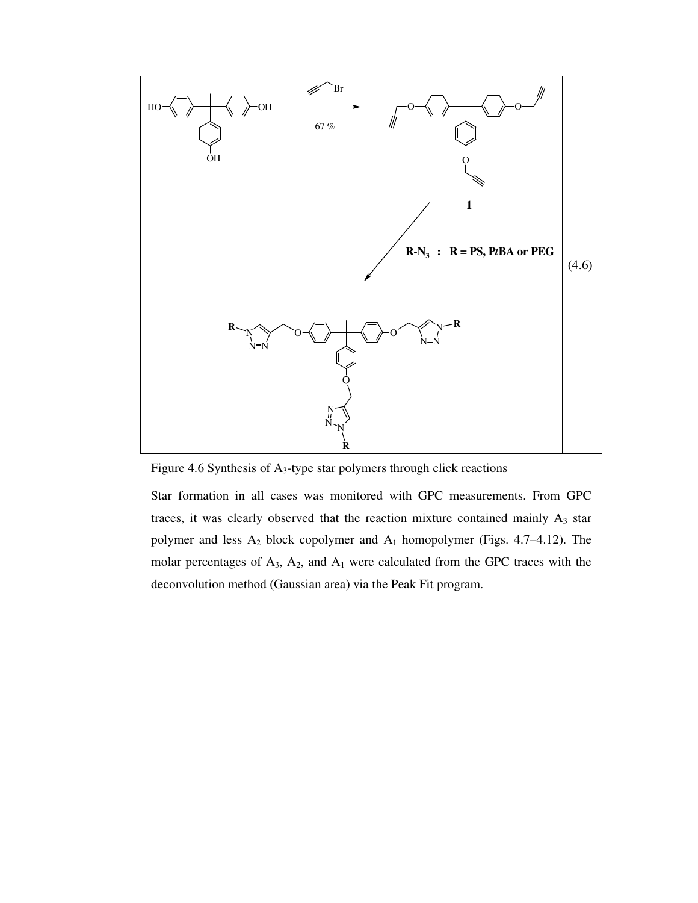Figure 4.6 Synthesis of $A_3$-type star polymers through click reactions

Star formation in all cases was monitored with GPC measurements. From GPC traces, it was clearly observed that the reaction mixture contained mainly $A_3$ star polymer and less $A_2$ block copolymer and $A_1$ homopolymer (Figs. 4.7–4.12). The molar percentages of $A_3$, $A_2$, and $A_1$ were calculated from the GPC traces with the deconvolution method (Gaussian area) via the Peak Fit program.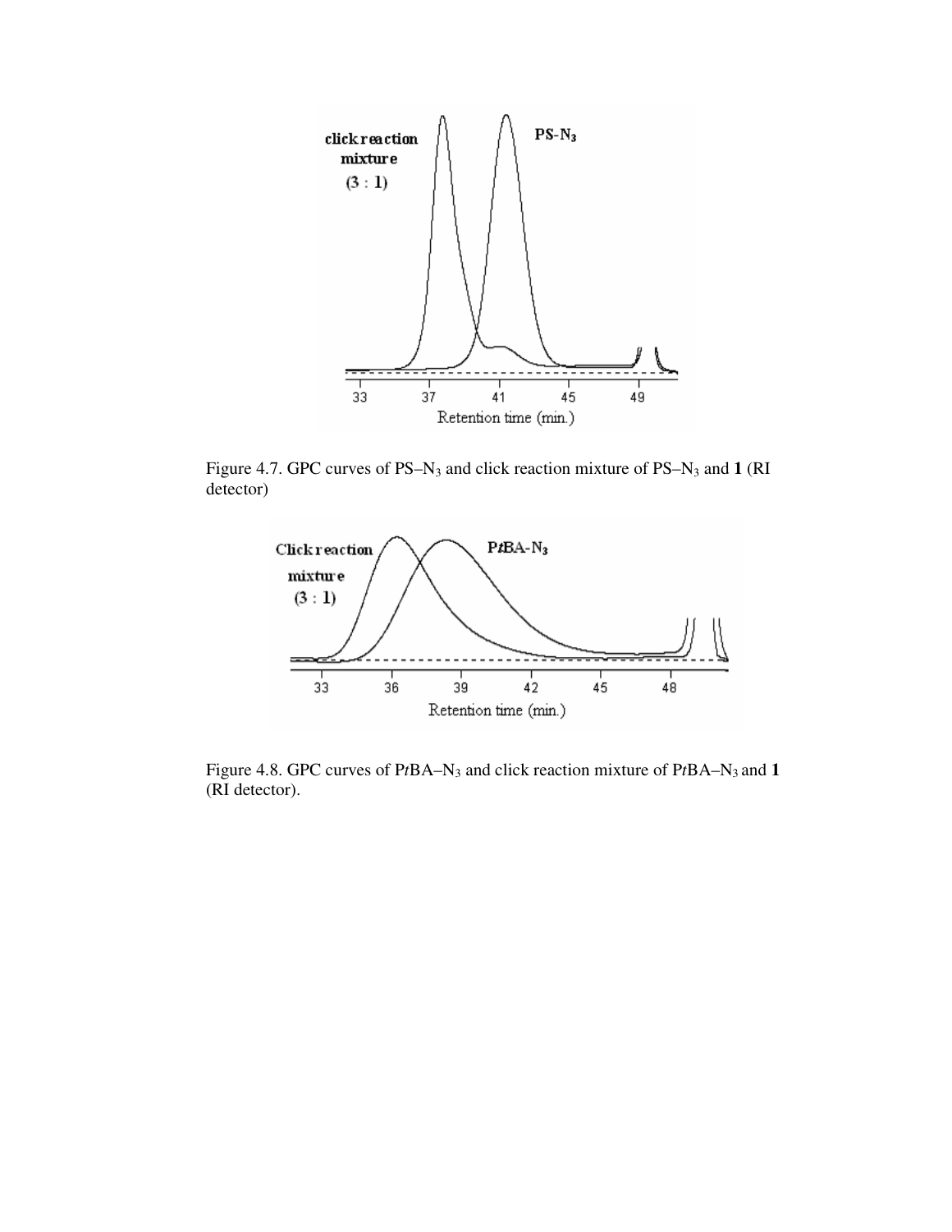Figure 4.7. GPC curves of PS–$N_3$ and click reaction mixture of PS–$N_3$ and **1** (RI detector)

Figure 4.8. GPC curves of P*t*BA–$N_3$ and click reaction mixture of P*t*BA–$N_3$ and **1** (RI detector).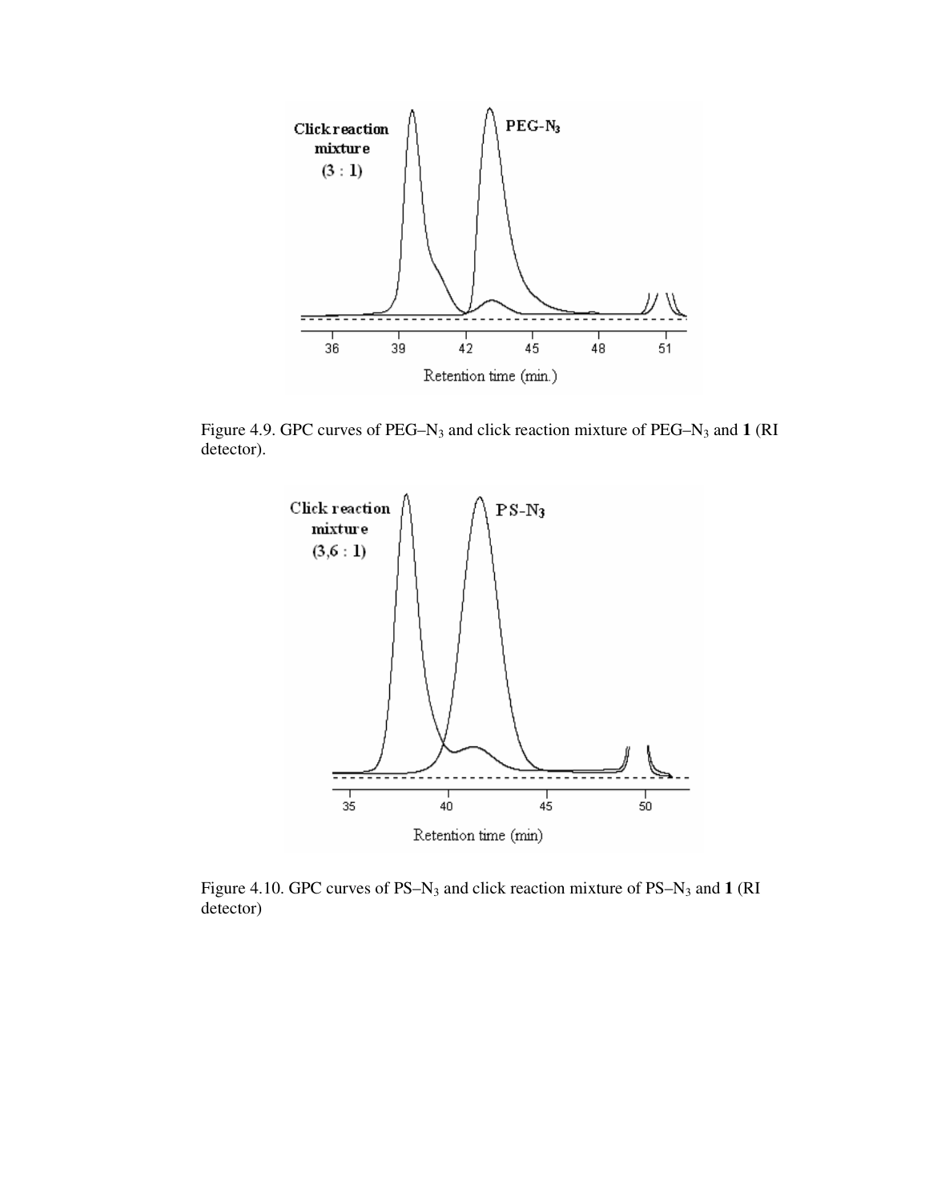Figure 4.9. GPC curves of PEG–$N_3$ and click reaction mixture of PEG–$N_3$ and **1** (RI detector).

Figure 4.10. GPC curves of PS–$N_3$ and click reaction mixture of PS–$N_3$ and **1** (RI detector)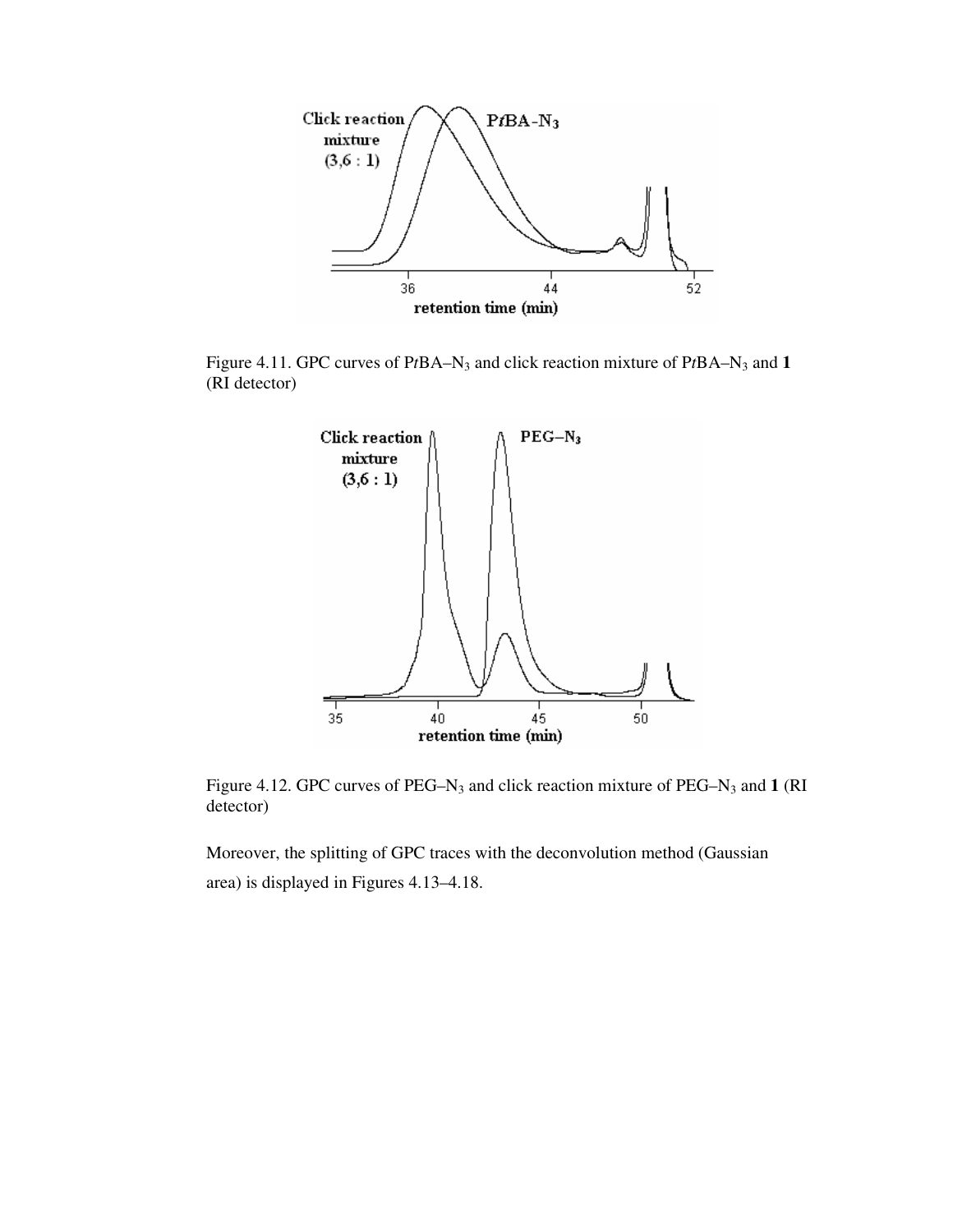Figure 4.11. GPC curves of P*t*BA–$N_3$ and click reaction mixture of P*t*BA–$N_3$ and **1** (RI detector)

Figure 4.12. GPC curves of PEG–$N_3$ and click reaction mixture of PEG–$N_3$ and **1** (RI detector)

Moreover, the splitting of GPC traces with the deconvolution method (Gaussian area) is displayed in Figures 4.13–4.18.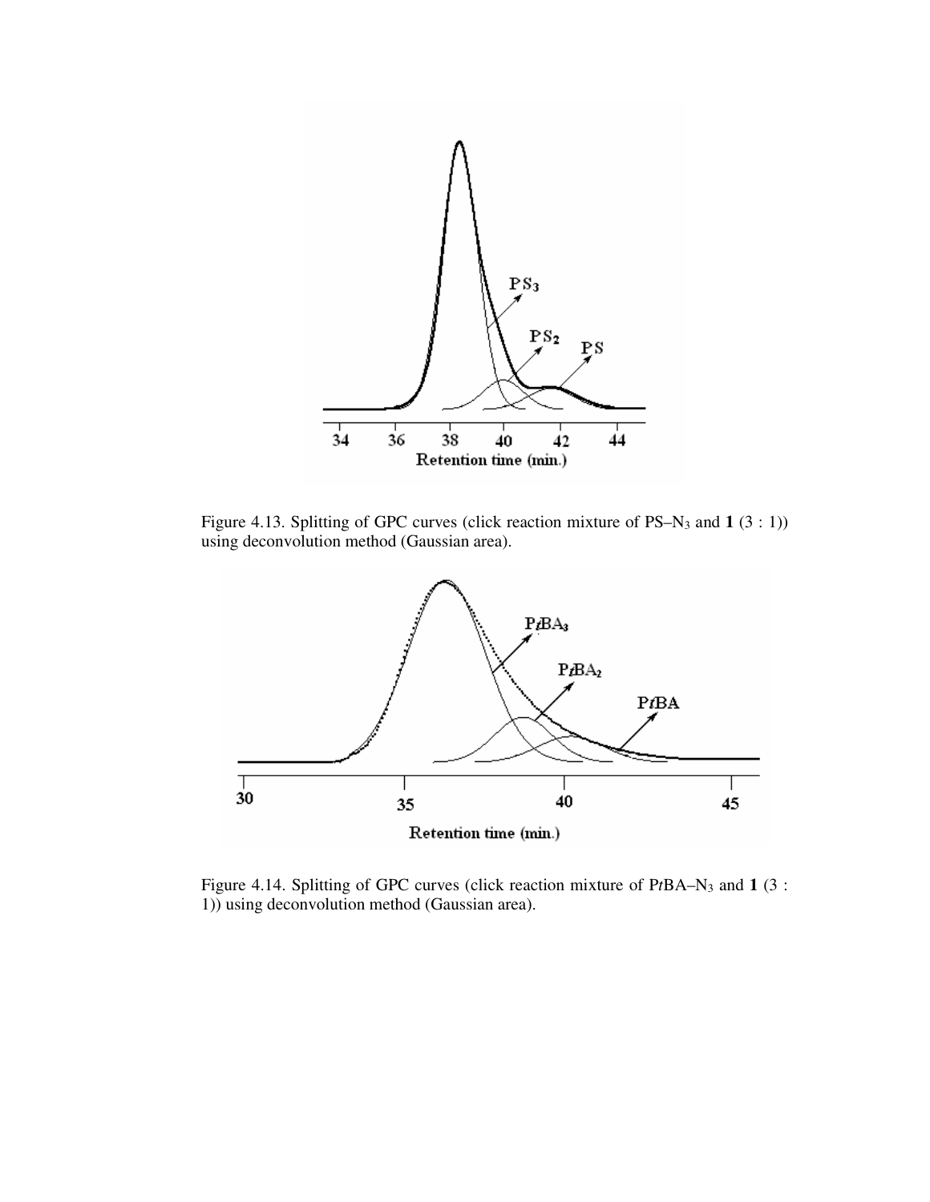Figure 4.13. Splitting of GPC curves (click reaction mixture of PS–$N_3$ and **1** (3 : 1)) using deconvolution method (Gaussian area).

Figure 4.14. Splitting of GPC curves (click reaction mixture of P*t*BA–$N_3$ and **1** (3 : 1)) using deconvolution method (Gaussian area).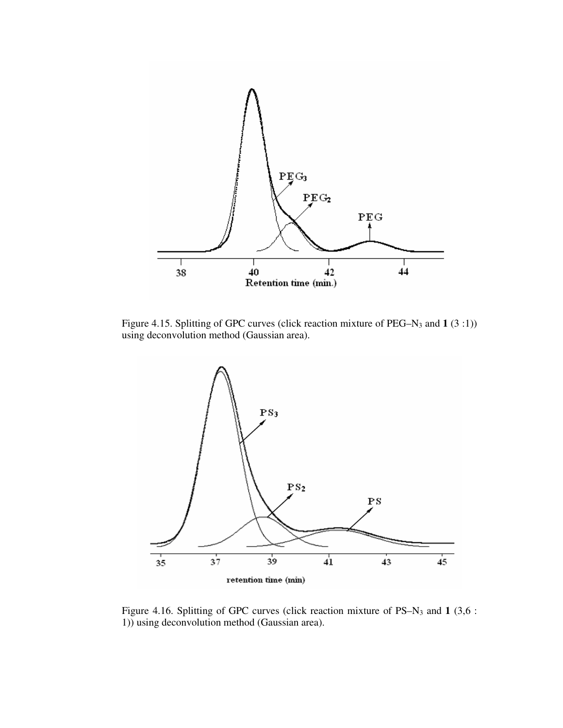Figure 4.15. Splitting of GPC curves (click reaction mixture of PEG–$N_3$ and **1** (3 :1)) using deconvolution method (Gaussian area).

Figure 4.16. Splitting of GPC curves (click reaction mixture of PS–$N_3$ and **1** (3,6 : 1)) using deconvolution method (Gaussian area).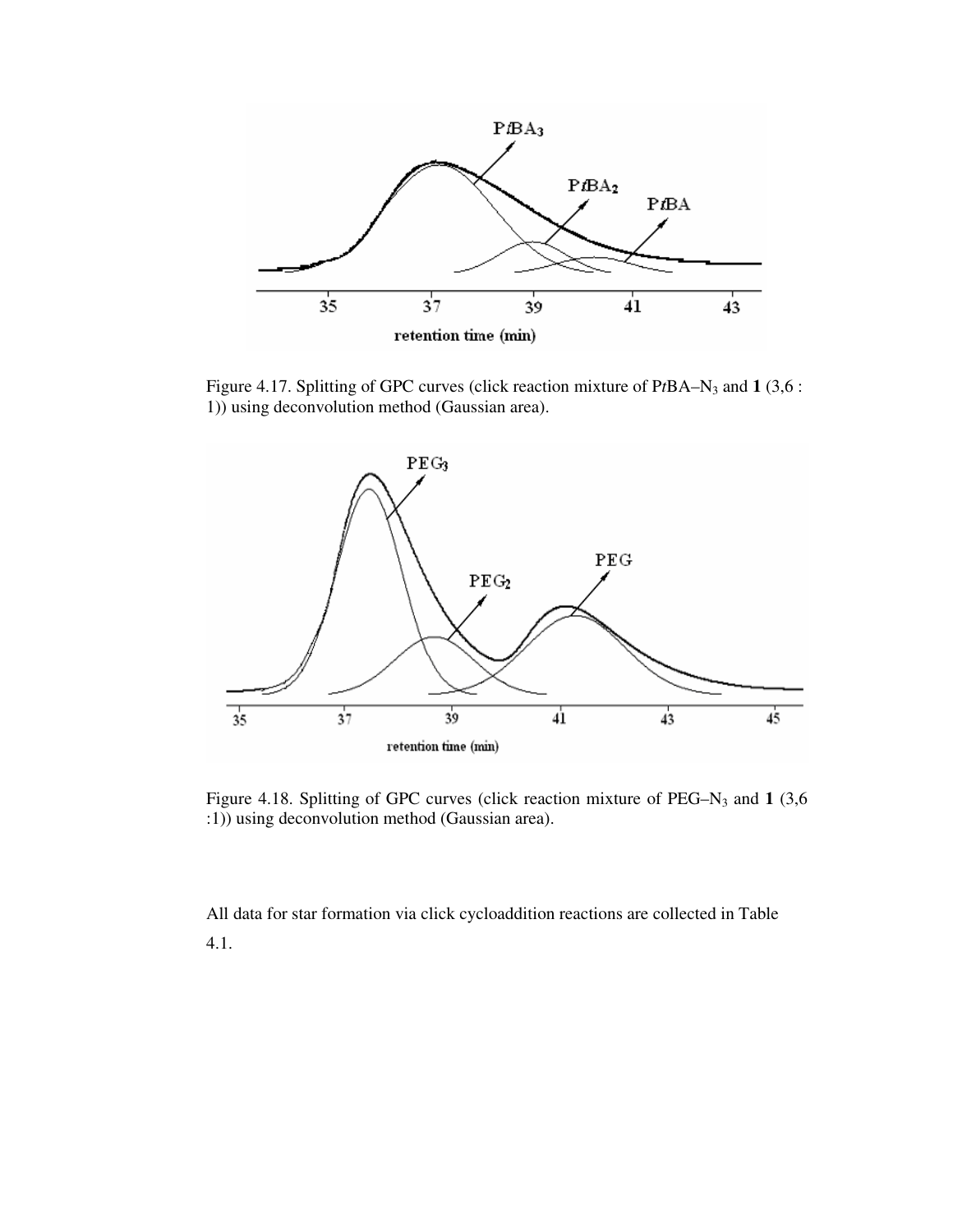Figure 4.17. Splitting of GPC curves (click reaction mixture of P*t*BA–$N_3$ and **1** (3,6 : 1)) using deconvolution method (Gaussian area).

Figure 4.18. Splitting of GPC curves (click reaction mixture of PEG–$N_3$ and **1** (3,6 :1)) using deconvolution method (Gaussian area).

All data for star formation via click cycloaddition reactions are collected in Table 4.1.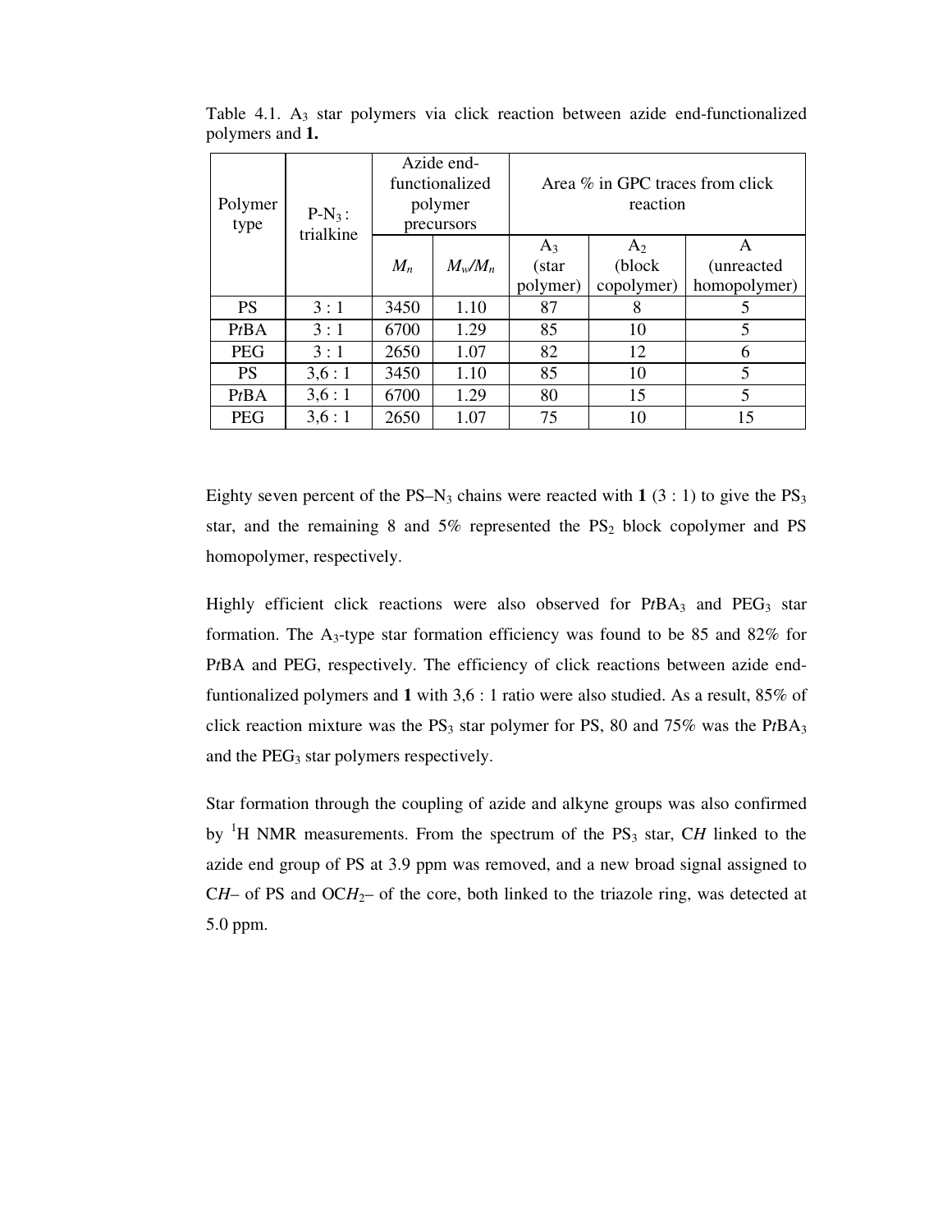Table 4.1. $A_3$ star polymers via click reaction between azide end-functionalized polymers and **1.**

| Polymer type | $P\text{-}N_3$ : trialkine | Azide end-functionalized polymer precursors | | Area % in GPC traces from click reaction | | |
|---|---|---|---|---|---|---|
| | | $M_n$ | $M_w/M_n$ | $A_3$ (star polymer) | $A_2$ (block copolymer) | A (unreacted homopolymer) |
| PS | 3 : 1 | 3450 | 1.10 | 87 | 8 | 5 |
| P*t*BA | 3 : 1 | 6700 | 1.29 | 85 | 10 | 5 |
| PEG | 3 : 1 | 2650 | 1.07 | 82 | 12 | 6 |
| PS | 3,6 : 1 | 3450 | 1.10 | 85 | 10 | 5 |
| P*t*BA | 3,6 : 1 | 6700 | 1.29 | 80 | 15 | 5 |
| PEG | 3,6 : 1 | 2650 | 1.07 | 75 | 10 | 15 |

Eighty seven percent of the PS–$N_3$ chains were reacted with **1** (3 : 1) to give the $PS_3$ star, and the remaining 8 and 5% represented the $PS_2$ block copolymer and PS homopolymer, respectively.

Highly efficient click reactions were also observed for P*t*$BA_3$ and $PEG_3$ star formation. The $A_3$-type star formation efficiency was found to be 85 and 82% for P*t*BA and PEG, respectively. The efficiency of click reactions between azide end-funtionalized polymers and **1** with 3,6 : 1 ratio were also studied. As a result, 85% of click reaction mixture was the $PS_3$ star polymer for PS, 80 and 75% was the P*t*$BA_3$ and the $PEG_3$ star polymers respectively.

Star formation through the coupling of azide and alkyne groups was also confirmed by $^1$H NMR measurements. From the spectrum of the $PS_3$ star, C*H* linked to the azide end group of PS at 3.9 ppm was removed, and a new broad signal assigned to C*H*– of PS and OC$H_2$– of the core, both linked to the triazole ring, was detected at 5.0 ppm.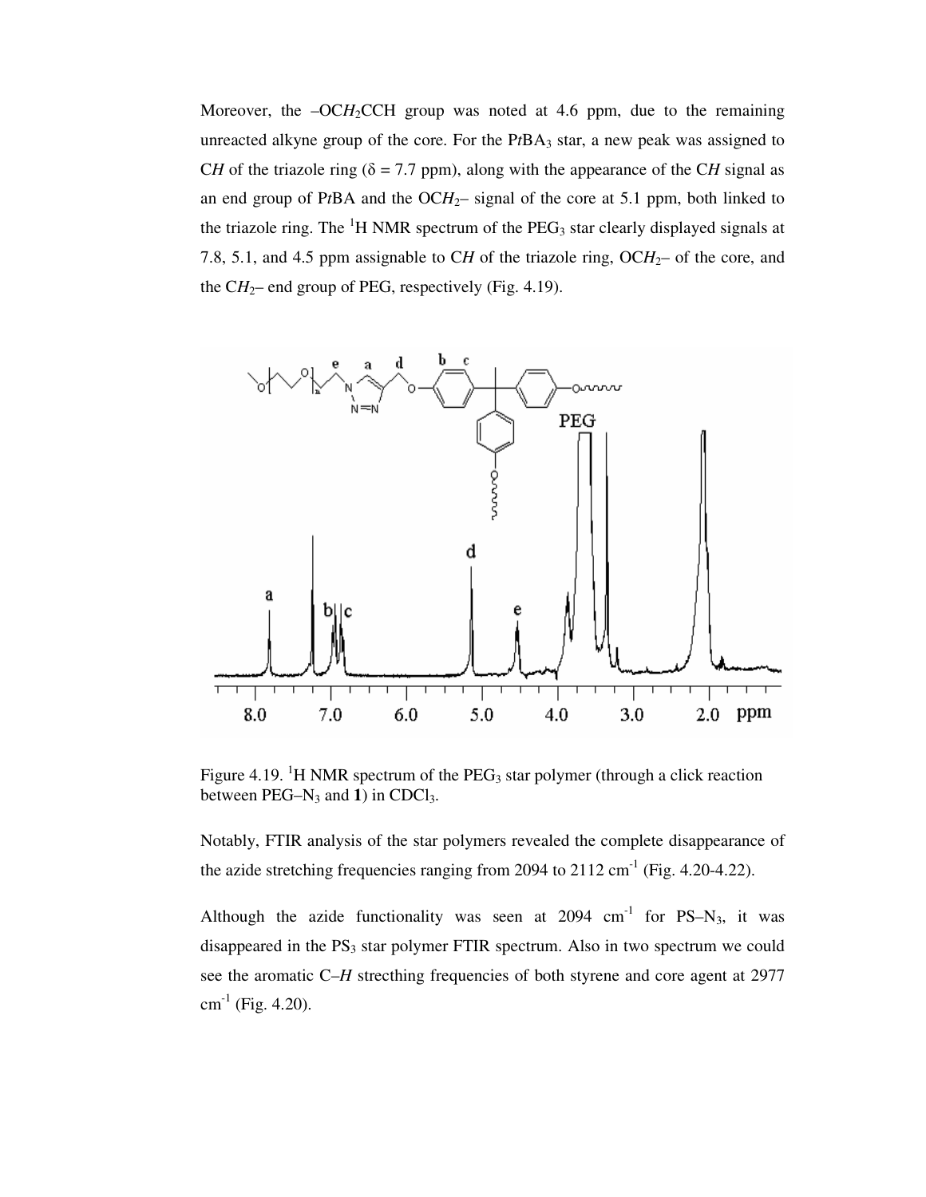Moreover, the –OC$H_2$CCH group was noted at 4.6 ppm, due to the remaining unreacted alkyne group of the core. For the P*t*BA$_3$ star, a new peak was assigned to C*H* of the triazole ring (δ = 7.7 ppm), along with the appearance of the C*H* signal as an end group of P*t*BA and the OC$H_2$– signal of the core at 5.1 ppm, both linked to the triazole ring. The $^1$H NMR spectrum of the PEG$_3$ star clearly displayed signals at 7.8, 5.1, and 4.5 ppm assignable to C*H* of the triazole ring, OC$H_2$– of the core, and the C$H_2$– end group of PEG, respectively (Fig. 4.19).

Figure 4.19. $^1$H NMR spectrum of the PEG$_3$ star polymer (through a click reaction between PEG–N$_3$ and **1**) in CDCl$_3$.

Notably, FTIR analysis of the star polymers revealed the complete disappearance of the azide stretching frequencies ranging from 2094 to 2112 cm$^{-1}$ (Fig. 4.20-4.22).

Although the azide functionality was seen at 2094 cm$^{-1}$ for PS–N$_3$, it was disappeared in the PS$_3$ star polymer FTIR spectrum. Also in two spectrum we could see the aromatic C–*H* strecthing frequencies of both styrene and core agent at 2977 cm$^{-1}$ (Fig. 4.20).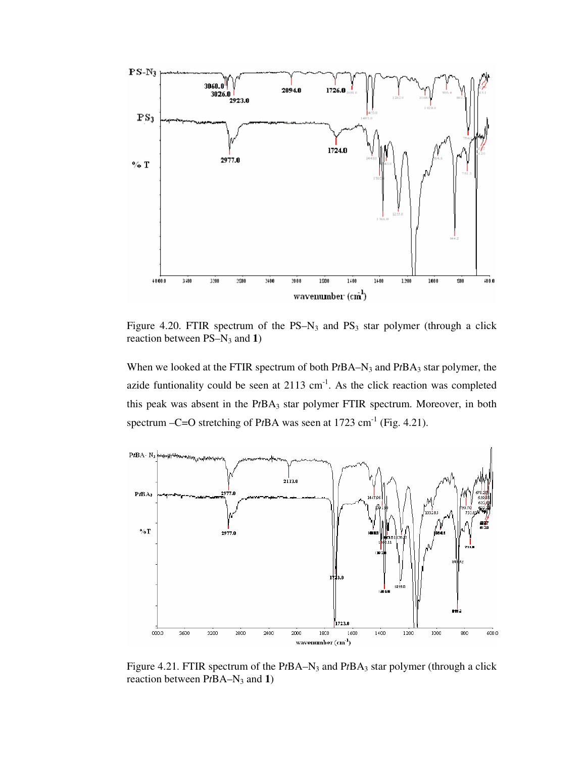Figure 4.20. FTIR spectrum of the PS–$N_3$ and $PS_3$ star polymer (through a click reaction between PS–$N_3$ and **1**)

When we looked at the FTIR spectrum of both P*t*BA–$N_3$ and P*t*$BA_3$ star polymer, the azide funtionality could be seen at 2113 $cm^{-1}$. As the click reaction was completed this peak was absent in the P*t*$BA_3$ star polymer FTIR spectrum. Moreover, in both spectrum –C=O stretching of P*t*BA was seen at 1723 $cm^{-1}$ (Fig. 4.21).

Figure 4.21. FTIR spectrum of the P*t*BA–$N_3$ and P*t*$BA_3$ star polymer (through a click reaction between P*t*BA–$N_3$ and **1**)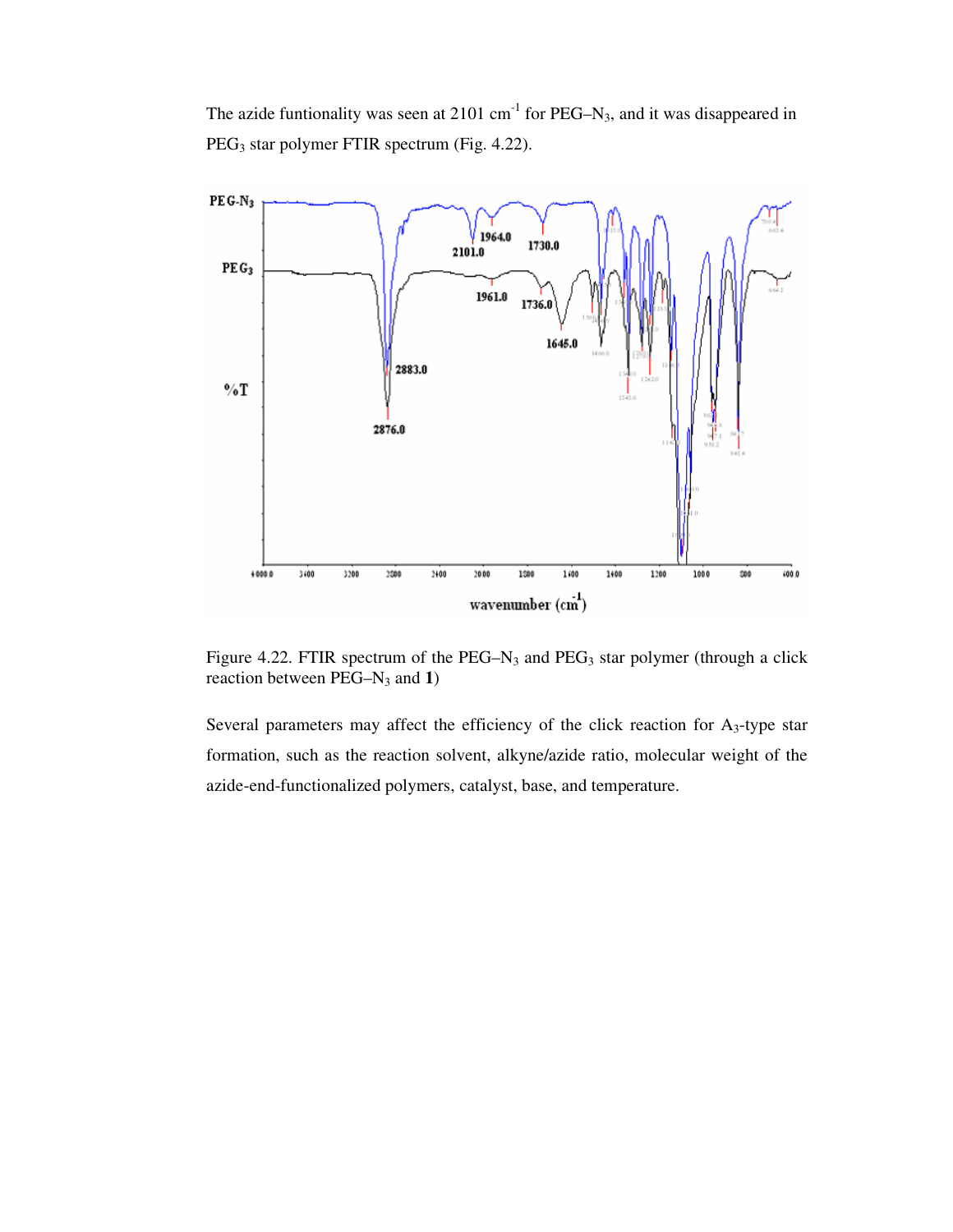The azide funtionality was seen at 2101 $cm^{-1}$ for PEG–$N_3$, and it was disappeared in $PEG_3$ star polymer FTIR spectrum (Fig. 4.22).

Figure 4.22. FTIR spectrum of the PEG–$N_3$ and $PEG_3$ star polymer (through a click reaction between PEG–$N_3$ and **1**)

Several parameters may affect the efficiency of the click reaction for $A_3$-type star formation, such as the reaction solvent, alkyne/azide ratio, molecular weight of the azide-end-functionalized polymers, catalyst, base, and temperature.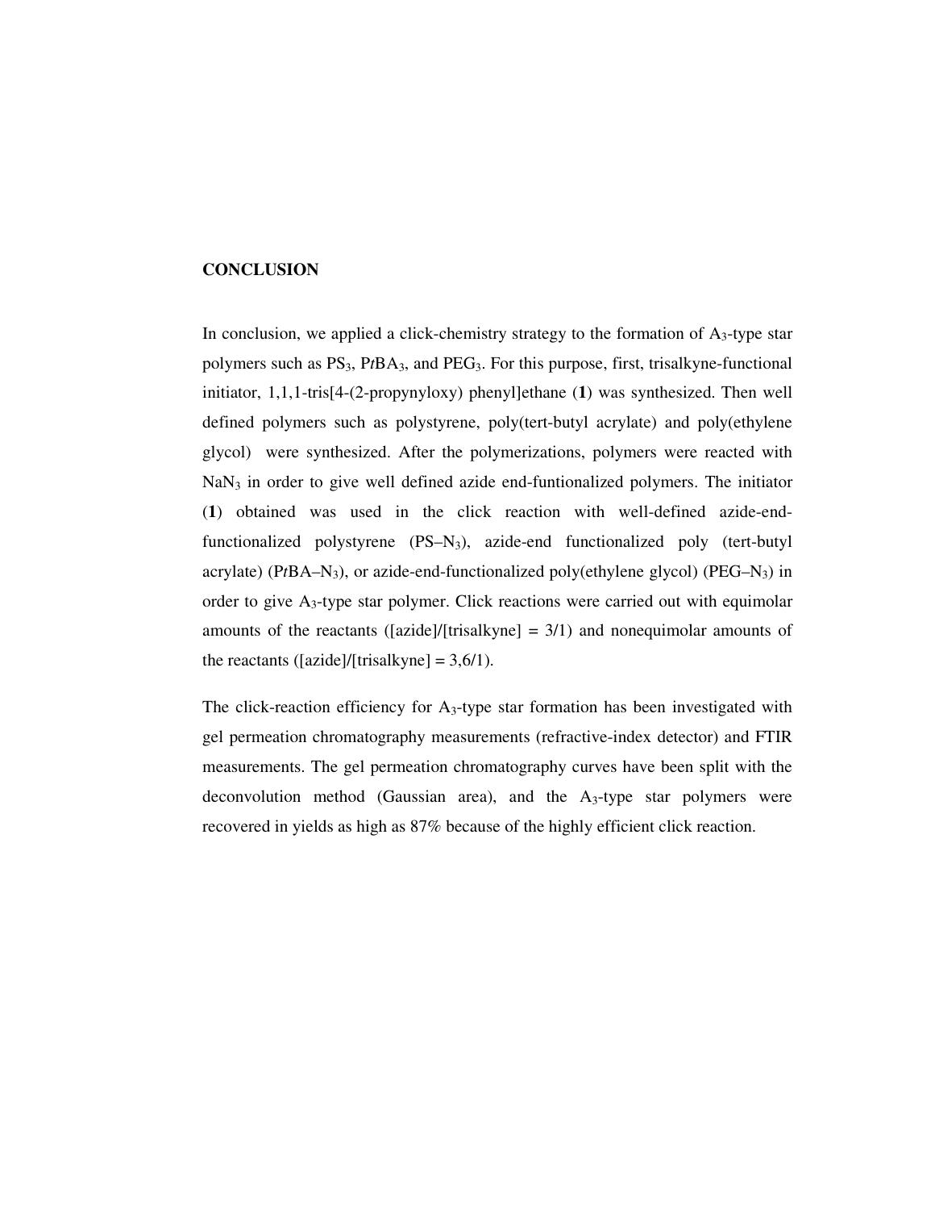## CONCLUSION

In conclusion, we applied a click-chemistry strategy to the formation of $A_3$-type star polymers such as $PS_3$, P*t*$BA_3$, and $PEG_3$. For this purpose, first, trisalkyne-functional initiator, 1,1,1-tris[4-(2-propynyloxy) phenyl]ethane (**1**) was synthesized. Then well defined polymers such as polystyrene, poly(tert-butyl acrylate) and poly(ethylene glycol) were synthesized. After the polymerizations, polymers were reacted with $NaN_3$ in order to give well defined azide end-funtionalized polymers. The initiator (**1**) obtained was used in the click reaction with well-defined azide-end-functionalized polystyrene (PS–$N_3$), azide-end functionalized poly (tert-butyl acrylate) (P*t*BA–$N_3$), or azide-end-functionalized poly(ethylene glycol) (PEG–$N_3$) in order to give $A_3$-type star polymer. Click reactions were carried out with equimolar amounts of the reactants ([azide]/[trisalkyne] = 3/1) and nonequimolar amounts of the reactants ([azide]/[trisalkyne] = 3,6/1).

The click-reaction efficiency for $A_3$-type star formation has been investigated with gel permeation chromatography measurements (refractive-index detector) and FTIR measurements. The gel permeation chromatography curves have been split with the deconvolution method (Gaussian area), and the $A_3$-type star polymers were recovered in yields as high as 87% because of the highly efficient click reaction.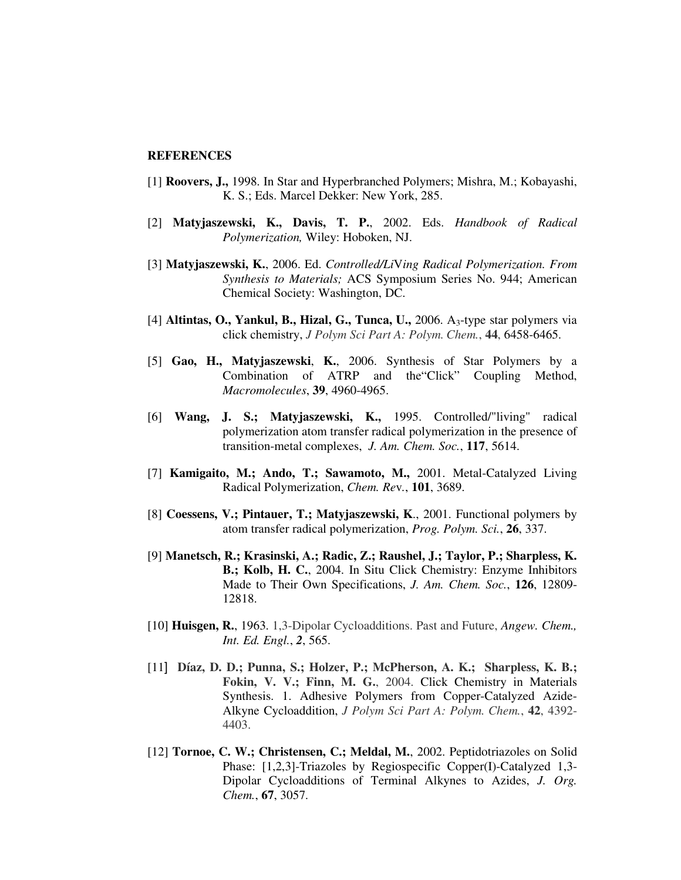## REFERENCES

[1] **Roovers, J.,** 1998. In Star and Hyperbranched Polymers; Mishra, M.; Kobayashi, K. S.; Eds. Marcel Dekker: New York, 285.

[2] **Matyjaszewski, K., Davis, T. P.**, 2002. Eds. *Handbook of Radical Polymerization,* Wiley: Hoboken, NJ.

[3] **Matyjaszewski, K.**, 2006. Ed. *Controlled/LiVing Radical Polymerization. From Synthesis to Materials;* ACS Symposium Series No. 944; American Chemical Society: Washington, DC.

[4] **Altintas, O., Yankul, B., Hizal, G., Tunca, U.,** 2006. $A_3$-type star polymers via click chemistry, *J Polym Sci Part A: Polym. Chem.*, **44**, 6458-6465.

[5] **Gao, H., Matyjaszewski**, **K.**, 2006. Synthesis of Star Polymers by a Combination of ATRP and the"Click" Coupling Method, *Macromolecules*, **39**, 4960-4965.

[6] **Wang, J. S.; Matyjaszewski, K.,** 1995. Controlled/"living" radical polymerization atom transfer radical polymerization in the presence of transition-metal complexes, *J. Am. Chem. Soc.*, **117**, 5614.

[7] **Kamigaito, M.; Ando, T.; Sawamoto, M.,** 2001. Metal-Catalyzed Living Radical Polymerization, *Chem. Re*v., **101**, 3689.

[8] **Coessens, V.; Pintauer, T.; Matyjaszewski, K**., 2001. Functional polymers by atom transfer radical polymerization, *Prog. Polym. Sci.*, **26**, 337.

[9] **Manetsch, R.; Krasinski, A.; Radic, Z.; Raushel, J.; Taylor, P.; Sharpless, K. B.; Kolb, H. C.**, 2004. In Situ Click Chemistry: Enzyme Inhibitors Made to Their Own Specifications, *J. Am. Chem. Soc.*, **126**, 12809-12818.

[10] **Huisgen, R.**, 1963. 1,3-Dipolar Cycloadditions. Past and Future, *Angew. Chem., Int. Ed. Engl.*, ***2***, 565.

[11] **Díaz, D. D.; Punna, S.; Holzer, P.; McPherson, A. K.; Sharpless, K. B.; Fokin, V. V.; Finn, M. G.**, 2004. Click Chemistry in Materials Synthesis. 1. Adhesive Polymers from Copper-Catalyzed Azide-Alkyne Cycloaddition, *J Polym Sci Part A: Polym. Chem.*, **42**, 4392-4403.

[12] **Tornoe, C. W.; Christensen, C.; Meldal, M.**, 2002. Peptidotriazoles on Solid Phase: [1,2,3]-Triazoles by Regiospecific Copper(I)-Catalyzed 1,3-Dipolar Cycloadditions of Terminal Alkynes to Azides, *J. Org. Chem.*, **67**, 3057.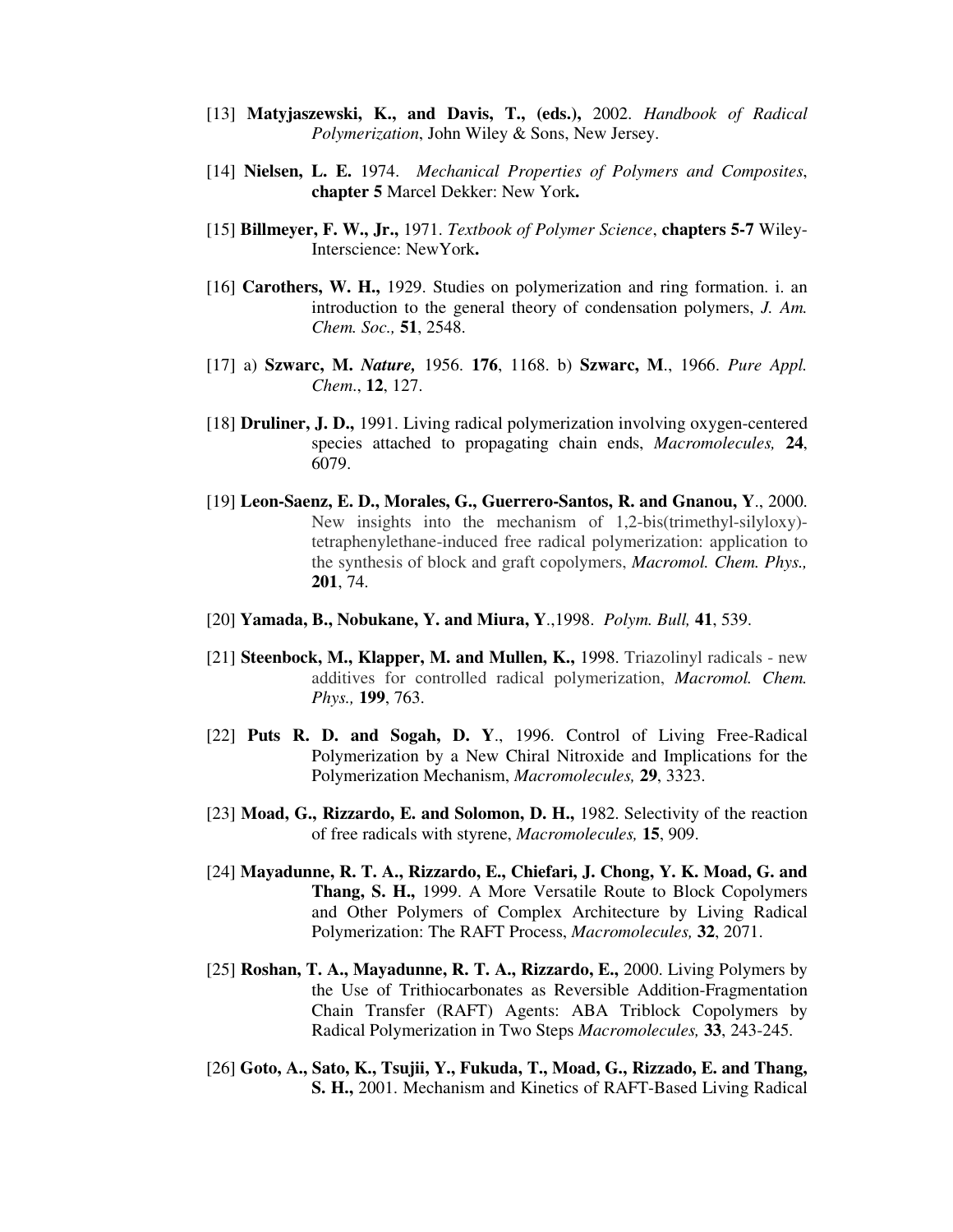[13] **Matyjaszewski, K., and Davis, T., (eds.),** 2002. *Handbook of Radical Polymerization*, John Wiley & Sons, New Jersey.

[14] **Nielsen, L. E.** 1974. *Mechanical Properties of Polymers and Composites*, **chapter 5** Marcel Dekker: New York**.**

[15] **Billmeyer, F. W., Jr.,** 1971. *Textbook of Polymer Science*, **chapters 5-7** Wiley-Interscience: NewYork**.**

[16] **Carothers, W. H.,** 1929. Studies on polymerization and ring formation. i. an introduction to the general theory of condensation polymers, *J. Am. Chem. Soc.,* **51**, 2548.

[17] a) **Szwarc, M.** ***Nature,*** 1956. **176**, 1168. b) **Szwarc, M**., 1966. *Pure Appl. Chem*., **12**, 127.

[18] **Druliner, J. D.,** 1991. Living radical polymerization involving oxygen-centered species attached to propagating chain ends, *Macromolecules,* **24**, 6079.

[19] **Leon-Saenz, E. D., Morales, G., Guerrero-Santos, R. and Gnanou, Y**., 2000. New insights into the mechanism of 1,2-bis(trimethyl-silyloxy)-tetraphenylethane-induced free radical polymerization: application to the synthesis of block and graft copolymers, *Macromol. Chem. Phys.,* **201**, 74.

[20] **Yamada, B., Nobukane, Y. and Miura, Y**.,1998. *Polym. Bull,* **41**, 539.

[21] **Steenbock, M., Klapper, M. and Mullen, K.,** 1998. Triazolinyl radicals - new additives for controlled radical polymerization, *Macromol. Chem. Phys.,* **199**, 763.

[22] **Puts R. D. and Sogah, D. Y**., 1996. Control of Living Free-Radical Polymerization by a New Chiral Nitroxide and Implications for the Polymerization Mechanism, *Macromolecules,* **29**, 3323.

[23] **Moad, G., Rizzardo, E. and Solomon, D. H.,** 1982. Selectivity of the reaction of free radicals with styrene, *Macromolecules,* **15**, 909.

[24] **Mayadunne, R. T. A., Rizzardo, E., Chiefari, J. Chong, Y. K. Moad, G. and Thang, S. H.,** 1999. A More Versatile Route to Block Copolymers and Other Polymers of Complex Architecture by Living Radical Polymerization: The RAFT Process, *Macromolecules,* **32**, 2071.

[25] **Roshan, T. A., Mayadunne, R. T. A., Rizzardo, E.,** 2000. Living Polymers by the Use of Trithiocarbonates as Reversible Addition-Fragmentation Chain Transfer (RAFT) Agents: ABA Triblock Copolymers by Radical Polymerization in Two Steps *Macromolecules,* **33**, 243-245.

[26] **Goto, A., Sato, K., Tsujii, Y., Fukuda, T., Moad, G., Rizzado, E. and Thang, S. H.,** 2001. Mechanism and Kinetics of RAFT-Based Living Radical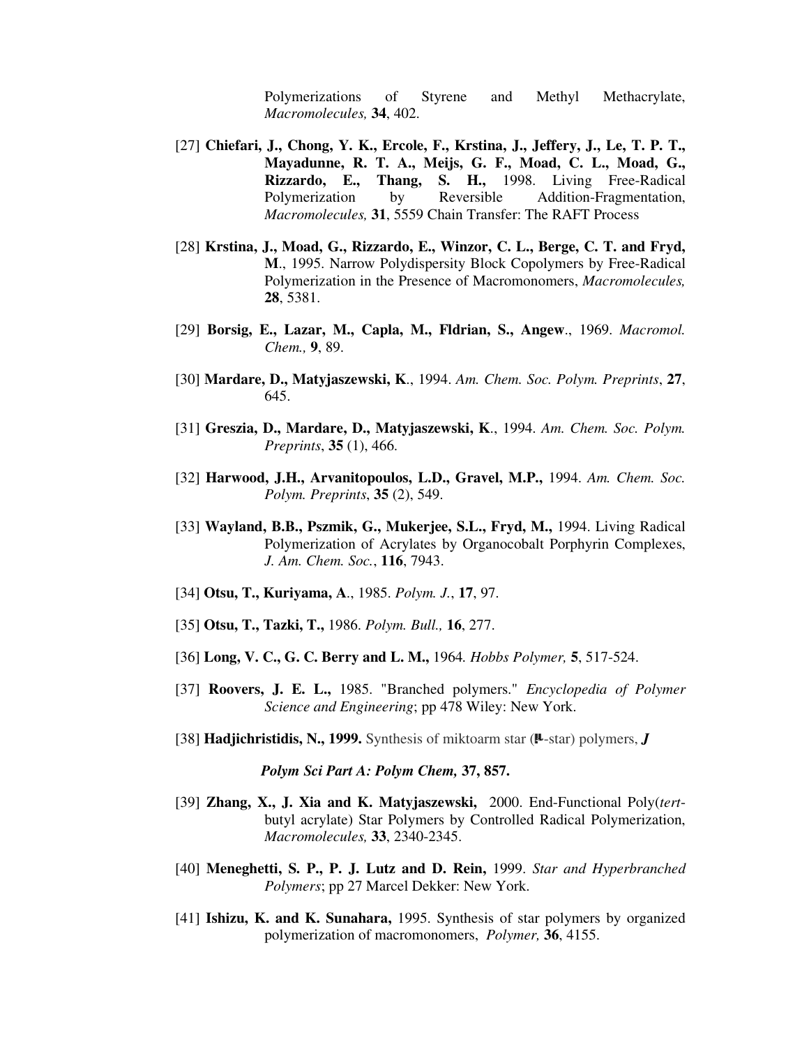Polymerizations of Styrene and Methyl Methacrylate, *Macromolecules,* **34**, 402.

[27] **Chiefari, J., Chong, Y. K., Ercole, F., Krstina, J., Jeffery, J., Le, T. P. T., Mayadunne, R. T. A., Meijs, G. F., Moad, C. L., Moad, G., Rizzardo, E., Thang, S. H.,** 1998. Living Free-Radical Polymerization by Reversible Addition-Fragmentation, *Macromolecules,* **31**, 5559 Chain Transfer: The RAFT Process

[28] **Krstina, J., Moad, G., Rizzardo, E., Winzor, C. L., Berge, C. T. and Fryd, M**., 1995. Narrow Polydispersity Block Copolymers by Free-Radical Polymerization in the Presence of Macromonomers, *Macromolecules,* **28**, 5381.

[29] **Borsig, E., Lazar, M., Capla, M., Fldrian, S., Angew**., 1969. *Macromol. Chem.,* **9**, 89.

[30] **Mardare, D., Matyjaszewski, K**., 1994. *Am. Chem. Soc. Polym. Preprints*, **27**, 645.

[31] **Greszia, D., Mardare, D., Matyjaszewski, K**., 1994. *Am. Chem. Soc. Polym. Preprints*, **35** (1), 466.

[32] **Harwood, J.H., Arvanitopoulos, L.D., Gravel, M.P.,** 1994. *Am. Chem. Soc. Polym. Preprints*, **35** (2), 549.

[33] **Wayland, B.B., Pszmik, G., Mukerjee, S.L., Fryd, M.,** 1994. Living Radical Polymerization of Acrylates by Organocobalt Porphyrin Complexes, *J. Am. Chem. Soc.*, **116**, 7943.

[34] **Otsu, T., Kuriyama, A**., 1985. *Polym. J.*, **17**, 97.

[35] **Otsu, T., Tazki, T.,** 1986. *Polym. Bull.,* **16**, 277.

[36] **Long, V. C., G. C. Berry and L. M.,** 1964*. Hobbs Polymer,* **5**, 517-524.

[37] **Roovers, J. E. L.,** 1985. "Branched polymers." *Encyclopedia of Polymer Science and Engineering*; pp 478 Wiley: New York.

[38] **Hadjichristidis, N., 1999.** Synthesis of miktoarm star (μ-star) polymers, ***J Polym Sci Part A: Polym Chem,*** **37, 857.**

[39] **Zhang, X., J. Xia and K. Matyjaszewski,** 2000. End-Functional Poly(*tert*-butyl acrylate) Star Polymers by Controlled Radical Polymerization, *Macromolecules,* **33**, 2340-2345.

[40] **Meneghetti, S. P., P. J. Lutz and D. Rein,** 1999. *Star and Hyperbranched Polymers*; pp 27 Marcel Dekker: New York.

[41] **Ishizu, K. and K. Sunahara,** 1995. Synthesis of star polymers by organized polymerization of macromonomers, *Polymer,* **36**, 4155.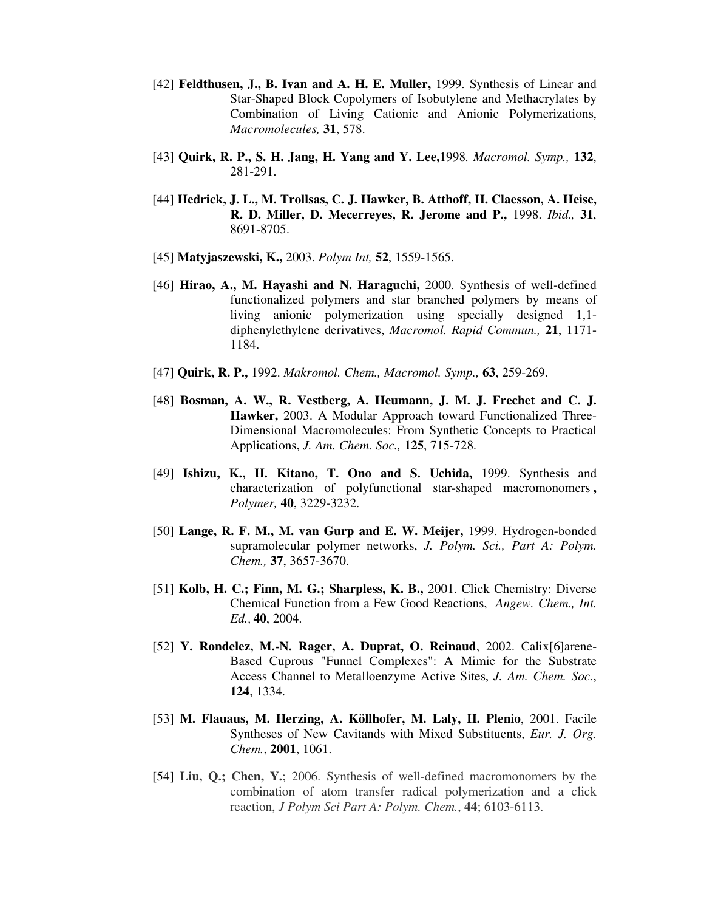[42] **Feldthusen, J., B. Ivan and A. H. E. Muller,** 1999. Synthesis of Linear and Star-Shaped Block Copolymers of Isobutylene and Methacrylates by Combination of Living Cationic and Anionic Polymerizations, *Macromolecules,* **31**, 578.

[43] **Quirk, R. P., S. H. Jang, H. Yang and Y. Lee,**1998. *Macromol. Symp.,* **132**, 281-291.

[44] **Hedrick, J. L., M. Trollsas, C. J. Hawker, B. Atthoff, H. Claesson, A. Heise, R. D. Miller, D. Mecerreyes, R. Jerome and P.,** 1998. *Ibid.,* **31**, 8691-8705.

[45] **Matyjaszewski, K.,** 2003. *Polym Int,* **52**, 1559-1565.

[46] **Hirao, A., M. Hayashi and N. Haraguchi,** 2000. Synthesis of well-defined functionalized polymers and star branched polymers by means of living anionic polymerization using specially designed 1,1-diphenylethylene derivatives, *Macromol. Rapid Commun.,* **21**, 1171-1184.

[47] **Quirk, R. P.,** 1992. *Makromol. Chem., Macromol. Symp.,* **63**, 259-269.

[48] **Bosman, A. W., R. Vestberg, A. Heumann, J. M. J. Frechet and C. J. Hawker,** 2003. A Modular Approach toward Functionalized Three-Dimensional Macromolecules: From Synthetic Concepts to Practical Applications, *J. Am. Chem. Soc.,* **125**, 715-728.

[49] **Ishizu, K., H. Kitano, T. Ono and S. Uchida,** 1999. Synthesis and characterization of polyfunctional star-shaped macromonomers **,** *Polymer,* **40**, 3229-3232.

[50] **Lange, R. F. M., M. van Gurp and E. W. Meijer,** 1999. Hydrogen-bonded supramolecular polymer networks, *J. Polym. Sci., Part A: Polym. Chem.,* **37**, 3657-3670.

[51] **Kolb, H. C.; Finn, M. G.; Sharpless, K. B.,** 2001. Click Chemistry: Diverse Chemical Function from a Few Good Reactions, *Angew. Chem., Int. Ed.*, **40**, 2004.

[52] **Y. Rondelez, M.-N. Rager, A. Duprat, O. Reinaud**, 2002. Calix[6]arene-Based Cuprous "Funnel Complexes": A Mimic for the Substrate Access Channel to Metalloenzyme Active Sites, *J. Am. Chem. Soc.*, **124**, 1334.

[53] **M. Flauaus, M. Herzing, A. Köllhofer, M. Laly, H. Plenio**, 2001. Facile Syntheses of New Cavitands with Mixed Substituents, *Eur. J. Org. Chem.*, **2001**, 1061.

[54] **Liu, Q.; Chen, Y.**; 2006. Synthesis of well-defined macromonomers by the combination of atom transfer radical polymerization and a click reaction, *J Polym Sci Part A: Polym. Chem.*, **44**; 6103-6113.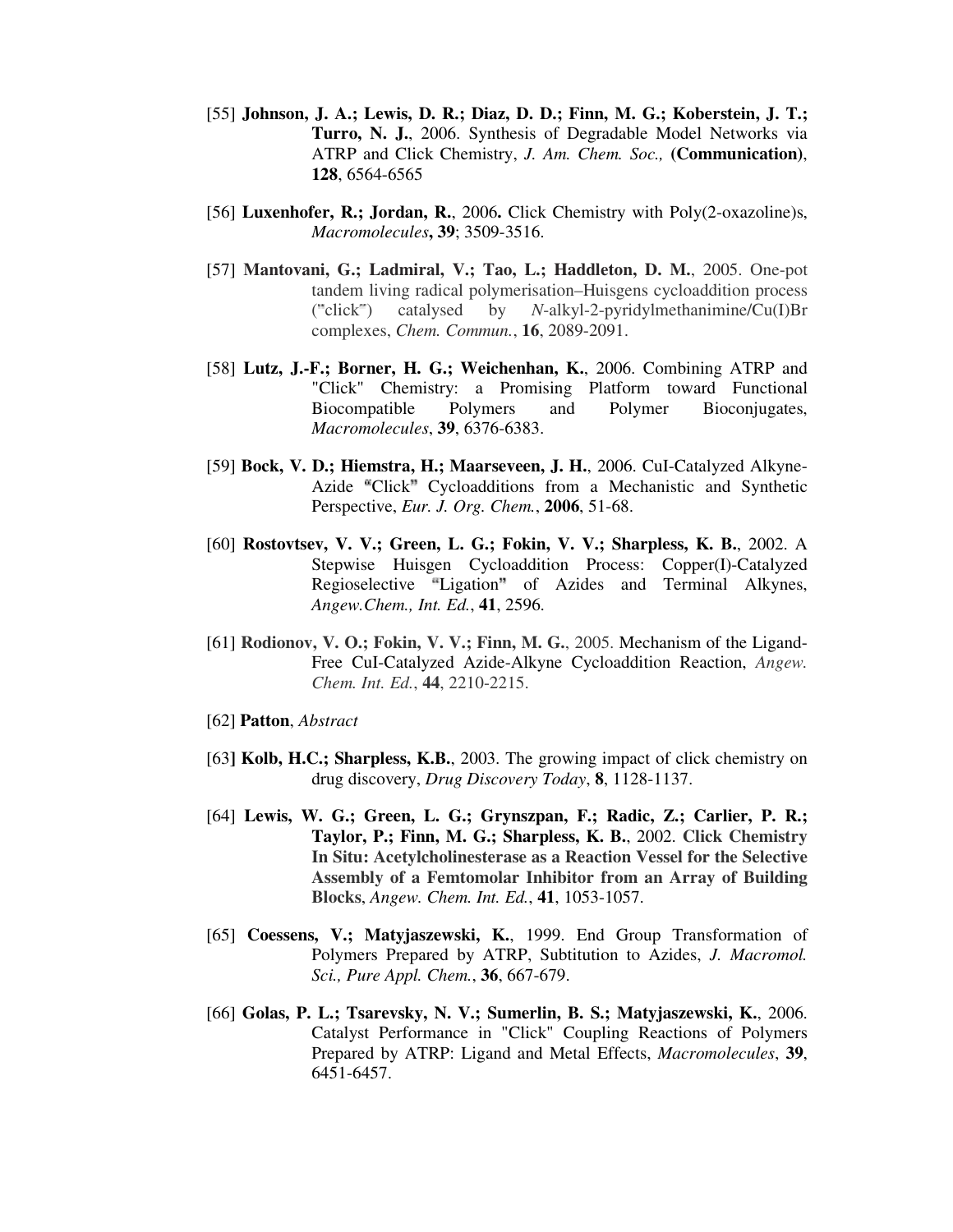[55] **Johnson, J. A.; Lewis, D. R.; Diaz, D. D.; Finn, M. G.; Koberstein, J. T.; Turro, N. J.**, 2006. Synthesis of Degradable Model Networks via ATRP and Click Chemistry, *J. Am. Chem. Soc.,* **(Communication)**, **128**, 6564-6565

[56] **Luxenhofer, R.; Jordan, R.**, 2006**.** Click Chemistry with Poly(2-oxazoline)s, *Macromolecules***, 39**; 3509-3516.

[57] **Mantovani, G.; Ladmiral, V.; Tao, L.; Haddleton, D. M.**, 2005. One-pot tandem living radical polymerisation–Huisgens cycloaddition process ("click") catalysed by *N*-alkyl-2-pyridylmethanimine/Cu(I)Br complexes, *Chem. Commun.*, **16**, 2089-2091.

[58] **Lutz, J.-F.; Borner, H. G.; Weichenhan, K.**, 2006. Combining ATRP and "Click" Chemistry: a Promising Platform toward Functional Biocompatible Polymers and Polymer Bioconjugates, *Macromolecules*, **39**, 6376-6383.

[59] **Bock, V. D.; Hiemstra, H.; Maarseveen, J. H.**, 2006. CuI-Catalyzed Alkyne-Azide "Click" Cycloadditions from a Mechanistic and Synthetic Perspective, *Eur. J. Org. Chem.*, **2006**, 51-68.

[60] **Rostovtsev, V. V.; Green, L. G.; Fokin, V. V.; Sharpless, K. B.**, 2002. A Stepwise Huisgen Cycloaddition Process: Copper(I)-Catalyzed Regioselective "Ligation" of Azides and Terminal Alkynes, *Angew.Chem., Int. Ed.*, **41**, 2596.

[61] **Rodionov, V. O.; Fokin, V. V.; Finn, M. G.**, 2005. Mechanism of the Ligand-Free CuI-Catalyzed Azide-Alkyne Cycloaddition Reaction, *Angew. Chem. Int. Ed.*, **44**, 2210-2215.

[62] **Patton**, *Abstract*

[63**] Kolb, H.C.; Sharpless, K.B.**, 2003. The growing impact of click chemistry on drug discovery, *Drug Discovery Today*, **8**, 1128-1137.

[64] **Lewis, W. G.; Green, L. G.; Grynszpan, F.; Radic, Z.; Carlier, P. R.; Taylor, P.; Finn, M. G.; Sharpless, K. B.**, 2002. **Click Chemistry In Situ: Acetylcholinesterase as a Reaction Vessel for the Selective Assembly of a Femtomolar Inhibitor from an Array of Building Blocks**, *Angew. Chem. Int. Ed.*, **41**, 1053-1057.

[65] **Coessens, V.; Matyjaszewski, K.**, 1999. End Group Transformation of Polymers Prepared by ATRP, Subtitution to Azides, *J. Macromol. Sci., Pure Appl. Chem.*, **36**, 667-679.

[66] **Golas, P. L.; Tsarevsky, N. V.; Sumerlin, B. S.; Matyjaszewski, K.**, 2006. Catalyst Performance in "Click" Coupling Reactions of Polymers Prepared by ATRP: Ligand and Metal Effects, *Macromolecules*, **39**, 6451-6457.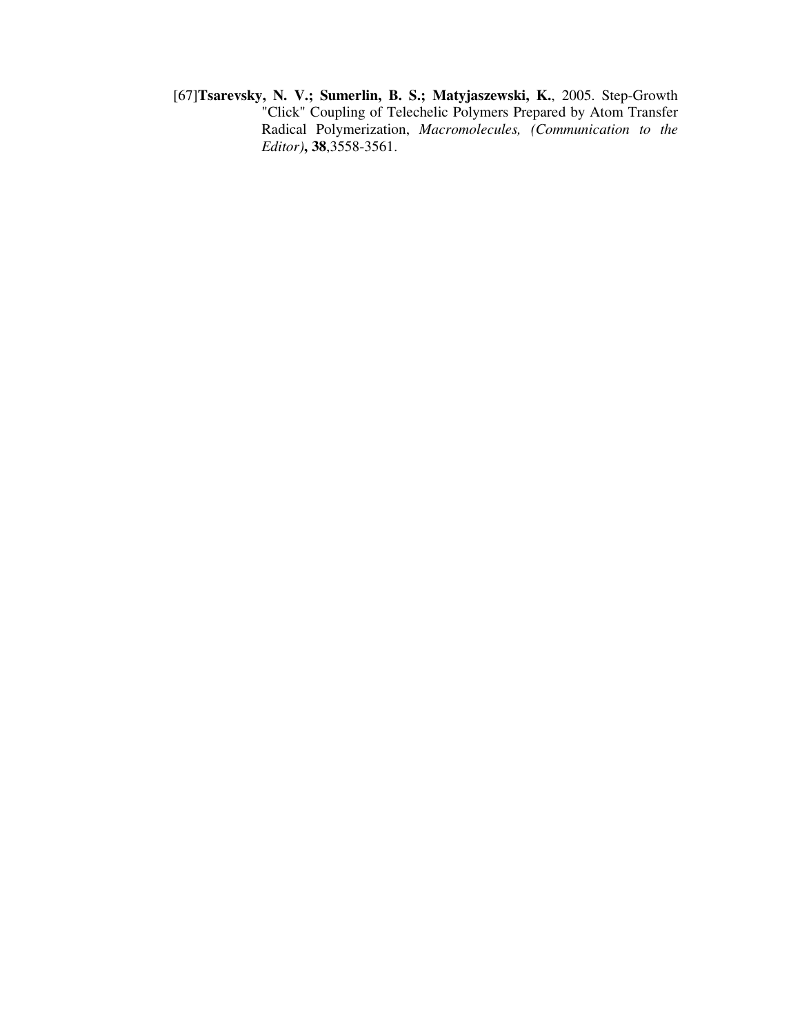[67]**Tsarevsky, N. V.; Sumerlin, B. S.; Matyjaszewski, K.**, 2005. Step-Growth "Click" Coupling of Telechelic Polymers Prepared by Atom Transfer Radical Polymerization, *Macromolecules, (Communication to the Editor)*, **38**,3558-3561.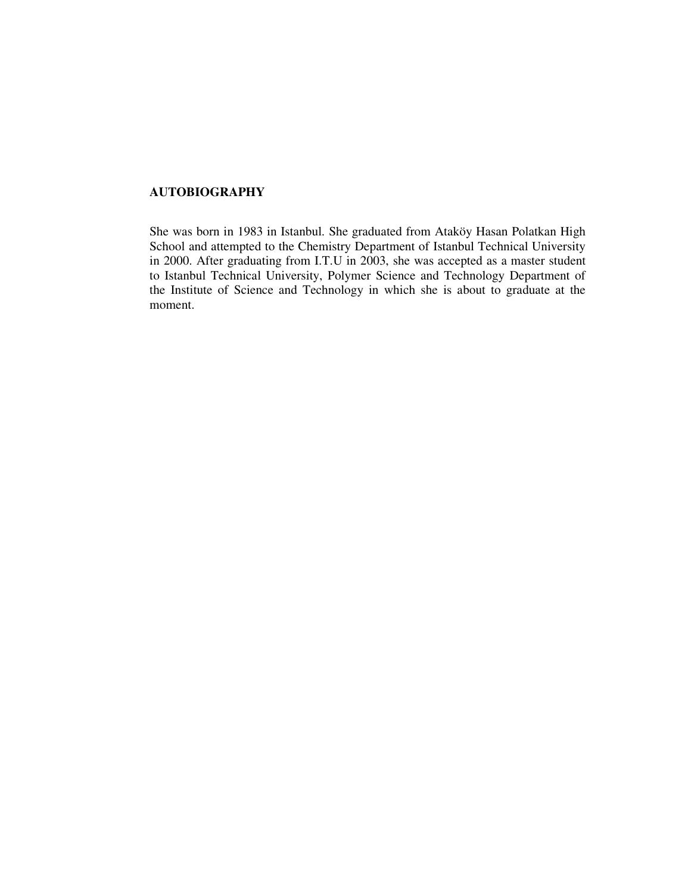## AUTOBIOGRAPHY

She was born in 1983 in Istanbul. She graduated from Ataköy Hasan Polatkan High School and attempted to the Chemistry Department of Istanbul Technical University in 2000. After graduating from I.T.U in 2003, she was accepted as a master student to Istanbul Technical University, Polymer Science and Technology Department of the Institute of Science and Technology in which she is about to graduate at the moment.